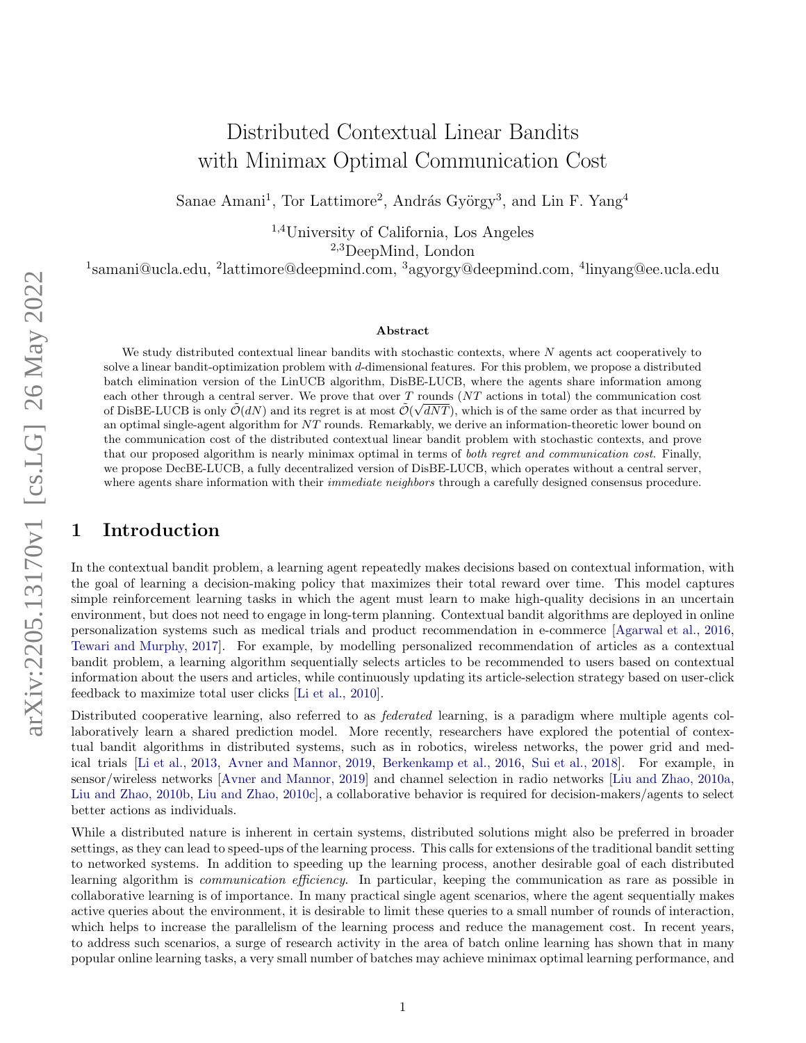# Distributed Contextual Linear Bandits with Minimax Optimal Communication Cost

Sanae Amani[1], Tor Lattimore[2], András György[3], and Lin F. Yang[4]

[1,4]University of California, Los Angeles
[2,3]DeepMind, London
[1]samani@ucla.edu, [2]lattimore@deepmind.com, [3]agyorgy@deepmind.com, [4]linyang@ee.ucla.edu

### Abstract

We study distributed contextual linear bandits with stochastic contexts, where $N$ agents act cooperatively to solve a linear bandit-optimization problem with $d$-dimensional features. For this problem, we propose a distributed batch elimination version of the LinUCB algorithm, DisBE-LUCB, where the agents share information among each other through a central server. We prove that over $T$ rounds ($NT$ actions in total) the communication cost of DisBE-LUCB is only $\tilde{\mathcal{O}}(dN)$ and its regret is at most $\tilde{\mathcal{O}}(\sqrt{dNT})$, which is of the same order as that incurred by an optimal single-agent algorithm for $NT$ rounds. Remarkably, we derive an information-theoretic lower bound on the communication cost of the distributed contextual linear bandit problem with stochastic contexts, and prove that our proposed algorithm is nearly minimax optimal in terms of *both regret and communication cost*. Finally, we propose DecBE-LUCB, a fully decentralized version of DisBE-LUCB, which operates without a central server, where agents share information with their *immediate neighbors* through a carefully designed consensus procedure.

## 1 Introduction

In the contextual bandit problem, a learning agent repeatedly makes decisions based on contextual information, with the goal of learning a decision-making policy that maximizes their total reward over time. This model captures simple reinforcement learning tasks in which the agent must learn to make high-quality decisions in an uncertain environment, but does not need to engage in long-term planning. Contextual bandit algorithms are deployed in online personalization systems such as medical trials and product recommendation in e-commerce [Agarwal et al., 2016, Tewari and Murphy, 2017]. For example, by modelling personalized recommendation of articles as a contextual bandit problem, a learning algorithm sequentially selects articles to be recommended to users based on contextual information about the users and articles, while continuously updating its article-selection strategy based on user-click feedback to maximize total user clicks [Li et al., 2010].

Distributed cooperative learning, also referred to as *federated* learning, is a paradigm where multiple agents collaboratively learn a shared prediction model. More recently, researchers have explored the potential of contextual bandit algorithms in distributed systems, such as in robotics, wireless networks, the power grid and medical trials [Li et al., 2013, Avner and Mannor, 2019, Berkenkamp et al., 2016, Sui et al., 2018]. For example, in sensor/wireless networks [Avner and Mannor, 2019] and channel selection in radio networks [Liu and Zhao, 2010a, Liu and Zhao, 2010b, Liu and Zhao, 2010c], a collaborative behavior is required for decision-makers/agents to select better actions as individuals.

While a distributed nature is inherent in certain systems, distributed solutions might also be preferred in broader settings, as they can lead to speed-ups of the learning process. This calls for extensions of the traditional bandit setting to networked systems. In addition to speeding up the learning process, another desirable goal of each distributed learning algorithm is *communication efficiency*. In particular, keeping the communication as rare as possible in collaborative learning is of importance. In many practical single agent scenarios, where the agent sequentially makes active queries about the environment, it is desirable to limit these queries to a small number of rounds of interaction, which helps to increase the parallelism of the learning process and reduce the management cost. In recent years, to address such scenarios, a surge of research activity in the area of batch online learning has shown that in many popular online learning tasks, a very small number of batches may achieve minimax optimal learning performance, and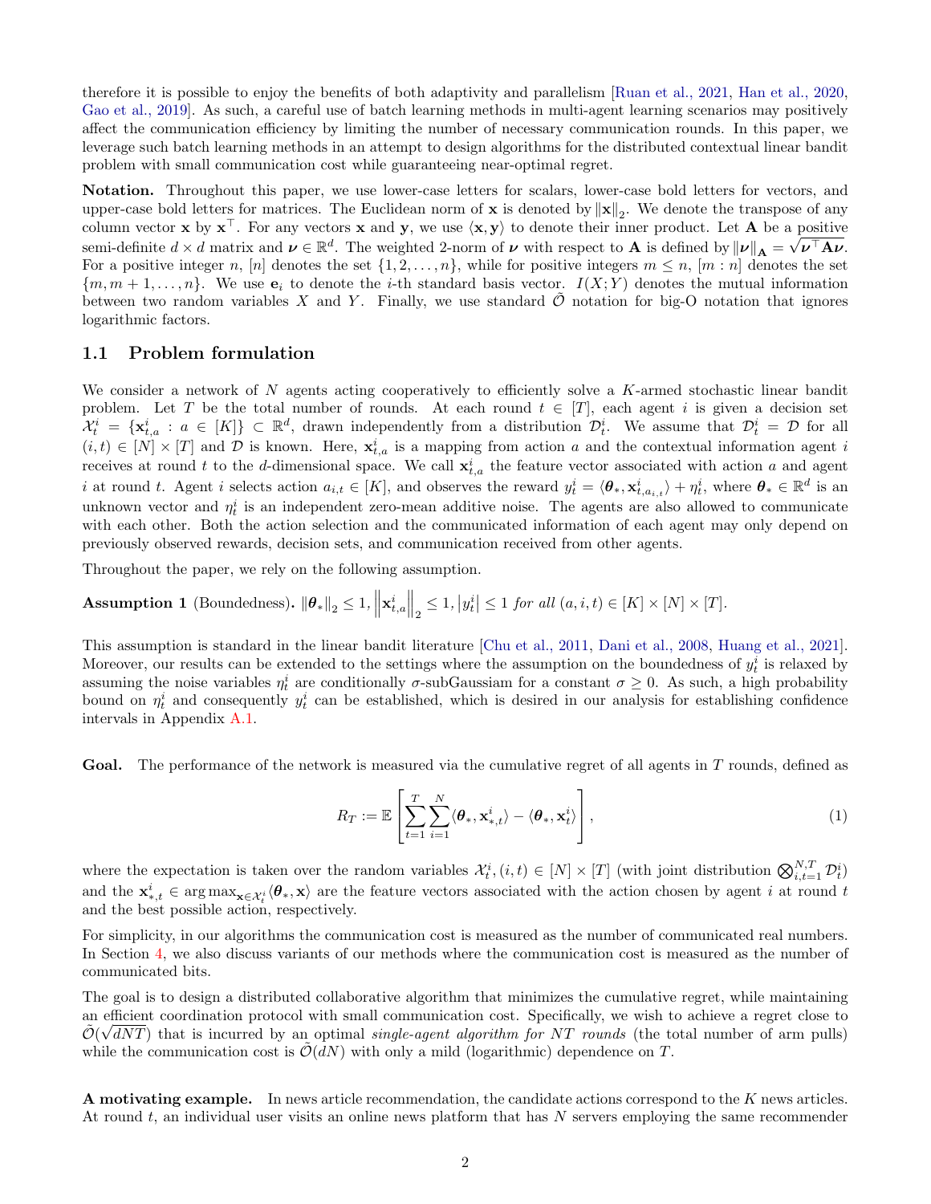therefore it is possible to enjoy the benefits of both adaptivity and parallelism [Ruan et al., 2021, Han et al., 2020, Gao et al., 2019]. As such, a careful use of batch learning methods in multi-agent learning scenarios may positively affect the communication efficiency by limiting the number of necessary communication rounds. In this paper, we leverage such batch learning methods in an attempt to design algorithms for the distributed contextual linear bandit problem with small communication cost while guaranteeing near-optimal regret.

**Notation.** Throughout this paper, we use lower-case letters for scalars, lower-case bold letters for vectors, and upper-case bold letters for matrices. The Euclidean norm of $\mathbf{x}$ is denoted by $\|\mathbf{x}\|_2$. We denote the transpose of any column vector $\mathbf{x}$ by $\mathbf{x}^\top$. For any vectors $\mathbf{x}$ and $\mathbf{y}$, we use $\langle \mathbf{x}, \mathbf{y} \rangle$ to denote their inner product. Let $\mathbf{A}$ be a positive semi-definite $d \times d$ matrix and $\boldsymbol{\nu} \in \mathbb{R}^d$. The weighted 2-norm of $\boldsymbol{\nu}$ with respect to $\mathbf{A}$ is defined by $\|\boldsymbol{\nu}\|_{\mathbf{A}} = \sqrt{\boldsymbol{\nu}^\top \mathbf{A} \boldsymbol{\nu}}$. For a positive integer $n$, $[n]$ denotes the set $\{1, 2, \ldots, n\}$, while for positive integers $m \leq n$, $[m : n]$ denotes the set $\{m, m+1, \ldots, n\}$. We use $\mathbf{e}_i$ to denote the $i$-th standard basis vector. $I(X; Y)$ denotes the mutual information between two random variables $X$ and $Y$. Finally, we use standard $\tilde{\mathcal{O}}$ notation for big-O notation that ignores logarithmic factors.

## 1.1 Problem formulation

We consider a network of $N$ agents acting cooperatively to efficiently solve a $K$-armed stochastic linear bandit problem. Let $T$ be the total number of rounds. At each round $t \in [T]$, each agent $i$ is given a decision set $\mathcal{X}_t^i = \{\mathbf{x}_{t,a}^i : a \in [K]\} \subset \mathbb{R}^d$, drawn independently from a distribution $\mathcal{D}_t^i$. We assume that $\mathcal{D}_t^i = \mathcal{D}$ for all $(i, t) \in [N] \times [T]$ and $\mathcal{D}$ is known. Here, $\mathbf{x}_{t,a}^i$ is a mapping from action $a$ and the contextual information agent $i$ receives at round $t$ to the $d$-dimensional space. We call $\mathbf{x}_{t,a}^i$ the feature vector associated with action $a$ and agent $i$ at round $t$. Agent $i$ selects action $a_{i,t} \in [K]$, and observes the reward $y_t^i = \langle \boldsymbol{\theta}_*, \mathbf{x}_{t,a_{i,t}}^i \rangle + \eta_t^i$, where $\boldsymbol{\theta}_* \in \mathbb{R}^d$ is an unknown vector and $\eta_t^i$ is an independent zero-mean additive noise. The agents are also allowed to communicate with each other. Both the action selection and the communicated information of each agent may only depend on previously observed rewards, decision sets, and communication received from other agents.

Throughout the paper, we rely on the following assumption.

**Assumption 1** (Boundedness)**.** $\|\boldsymbol{\theta}_*\|_2 \leq 1$, $\left\|\mathbf{x}_{t,a}^i\right\|_2 \leq 1$, $|y_t^i| \leq 1$ *for all* $(a, i, t) \in [K] \times [N] \times [T]$.

This assumption is standard in the linear bandit literature [Chu et al., 2011, Dani et al., 2008, Huang et al., 2021]. Moreover, our results can be extended to the settings where the assumption on the boundedness of $y_t^i$ is relaxed by assuming the noise variables $\eta_t^i$ are conditionally $\sigma$-subGaussiam for a constant $\sigma \geq 0$. As such, a high probability bound on $\eta_t^i$ and consequently $y_t^i$ can be established, which is desired in our analysis for establishing confidence intervals in Appendix A.1.

**Goal.** The performance of the network is measured via the cumulative regret of all agents in $T$ rounds, defined as

$$R_T := \mathbb{E}\left[\sum_{t=1}^{T}\sum_{i=1}^{N} \langle \boldsymbol{\theta}_*, \mathbf{x}_{*,t}^i \rangle - \langle \boldsymbol{\theta}_*, \mathbf{x}_t^i \rangle\right], \tag{1}$$

where the expectation is taken over the random variables $\mathcal{X}_t^i, (i, t) \in [N] \times [T]$ (with joint distribution $\bigotimes_{i,t=1}^{N,T} \mathcal{D}_t^i$) and the $\mathbf{x}_{*,t}^i \in \arg\max_{\mathbf{x} \in \mathcal{X}_t^i} \langle \boldsymbol{\theta}_*, \mathbf{x} \rangle$ are the feature vectors associated with the action chosen by agent $i$ at round $t$ and the best possible action, respectively.

For simplicity, in our algorithms the communication cost is measured as the number of communicated real numbers. In Section 4, we also discuss variants of our methods where the communication cost is measured as the number of communicated bits.

The goal is to design a distributed collaborative algorithm that minimizes the cumulative regret, while maintaining an efficient coordination protocol with small communication cost. Specifically, we wish to achieve a regret close to $\tilde{\mathcal{O}}(\sqrt{dNT})$ that is incurred by an optimal *single-agent algorithm for NT rounds* (the total number of arm pulls) while the communication cost is $\tilde{\mathcal{O}}(dN)$ with only a mild (logarithmic) dependence on $T$.

**A motivating example.** In news article recommendation, the candidate actions correspond to the $K$ news articles. At round $t$, an individual user visits an online news platform that has $N$ servers employing the same recommender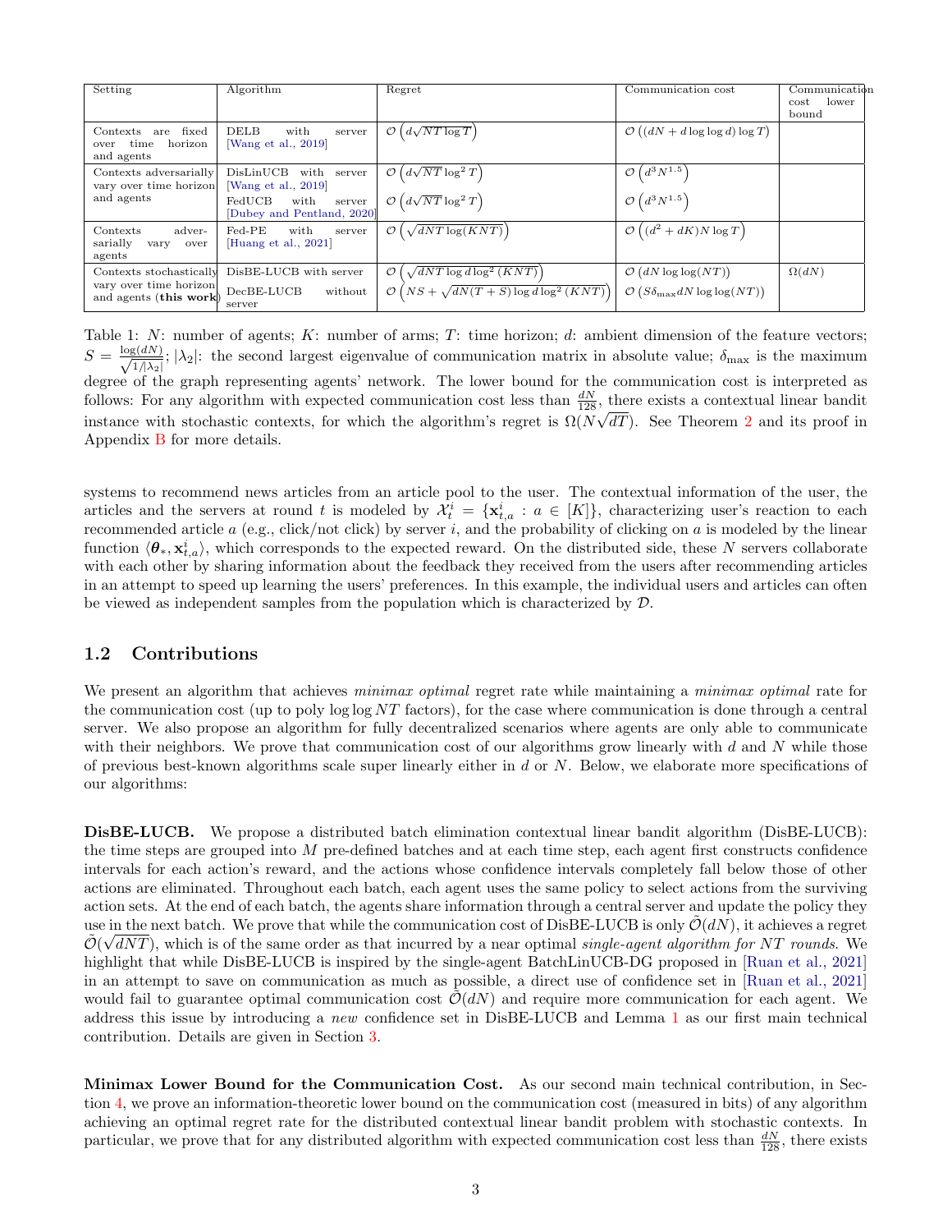| Setting | Algorithm | Regret | Communication cost | Communication cost lower bound |
|---|---|---|---|---|
| Contexts are fixed over time horizon and agents | DELB with server [Wang et al., 2019] | $\mathcal{O}\left(d\sqrt{NT\log T}\right)$ | $\mathcal{O}\left((dN + d\log\log d)\log T\right)$ | |
| Contexts adversarially vary over time horizon and agents | DisLinUCB with server [Wang et al., 2019] | $\mathcal{O}\left(d\sqrt{NT}\log^2 T\right)$ | $\mathcal{O}\left(d^3 N^{1.5}\right)$ | |
| | FedUCB with server [Dubey and Pentland, 2020] | $\mathcal{O}\left(d\sqrt{NT}\log^2 T\right)$ | $\mathcal{O}\left(d^3 N^{1.5}\right)$ | |
| Contexts adversarially vary over agents | Fed-PE with server [Huang et al., 2021] | $\mathcal{O}\left(\sqrt{dNT\log(KNT)}\right)$ | $\mathcal{O}\left((d^2 + dK)N\log T\right)$ | |
| Contexts stochastically vary over time horizon and agents (**this work**) | DisBE-LUCB with server | $\mathcal{O}\left(\sqrt{dNT\log d\log^2(KNT)}\right)$ | $\mathcal{O}\left(dN\log\log(NT)\right)$ | $\Omega(dN)$ |
| | DecBE-LUCB without server | $\mathcal{O}\left(NS + \sqrt{dN(T+S)\log d\log^2(KNT)}\right)$ | $\mathcal{O}\left(S\delta_{\max}dN\log\log(NT)\right)$ | |

Table 1: $N$: number of agents; $K$: number of arms; $T$: time horizon; $d$: ambient dimension of the feature vectors; $S = \frac{\log(dN)}{\sqrt{1/|\lambda_2|}}$; $|\lambda_2|$: the second largest eigenvalue of communication matrix in absolute value; $\delta_{\max}$ is the maximum degree of the graph representing agents' network. The lower bound for the communication cost is interpreted as follows: For any algorithm with expected communication cost less than $\frac{dN}{128}$, there exists a contextual linear bandit instance with stochastic contexts, for which the algorithm's regret is $\Omega(N\sqrt{dT})$. See Theorem 2 and its proof in Appendix B for more details.

systems to recommend news articles from an article pool to the user. The contextual information of the user, the articles and the servers at round $t$ is modeled by $\mathcal{X}_t^i = \{\mathbf{x}_{t,a}^i : a \in [K]\}$, characterizing user's reaction to each recommended article $a$ (e.g., click/not click) by server $i$, and the probability of clicking on $a$ is modeled by the linear function $\langle \boldsymbol{\theta}_*, \mathbf{x}_{t,a}^i \rangle$, which corresponds to the expected reward. On the distributed side, these $N$ servers collaborate with each other by sharing information about the feedback they received from the users after recommending articles in an attempt to speed up learning the users' preferences. In this example, the individual users and articles can often be viewed as independent samples from the population which is characterized by $\mathcal{D}$.

## 1.2 Contributions

We present an algorithm that achieves *minimax optimal* regret rate while maintaining a *minimax optimal* rate for the communication cost (up to poly log log $NT$ factors), for the case where communication is done through a central server. We also propose an algorithm for fully decentralized scenarios where agents are only able to communicate with their neighbors. We prove that communication cost of our algorithms grow linearly with $d$ and $N$ while those of previous best-known algorithms scale super linearly either in $d$ or $N$. Below, we elaborate more specifications of our algorithms:

**DisBE-LUCB.** We propose a distributed batch elimination contextual linear bandit algorithm (DisBE-LUCB): the time steps are grouped into $M$ pre-defined batches and at each time step, each agent first constructs confidence intervals for each action's reward, and the actions whose confidence intervals completely fall below those of other actions are eliminated. Throughout each batch, each agent uses the same policy to select actions from the surviving action sets. At the end of each batch, the agents share information through a central server and update the policy they use in the next batch. We prove that while the communication cost of DisBE-LUCB is only $\tilde{\mathcal{O}}(dN)$, it achieves a regret $\tilde{\mathcal{O}}(\sqrt{dNT})$, which is of the same order as that incurred by a near optimal *single-agent algorithm for $NT$ rounds*. We highlight that while DisBE-LUCB is inspired by the single-agent BatchLinUCB-DG proposed in [Ruan et al., 2021] in an attempt to save on communication as much as possible, a direct use of confidence set in [Ruan et al., 2021] would fail to guarantee optimal communication cost $\tilde{\mathcal{O}}(dN)$ and require more communication for each agent. We address this issue by introducing a *new* confidence set in DisBE-LUCB and Lemma 1 as our first main technical contribution. Details are given in Section 3.

**Minimax Lower Bound for the Communication Cost.** As our second main technical contribution, in Section 4, we prove an information-theoretic lower bound on the communication cost (measured in bits) of any algorithm achieving an optimal regret rate for the distributed contextual linear bandit problem with stochastic contexts. In particular, we prove that for any distributed algorithm with expected communication cost less than $\frac{dN}{128}$, there exists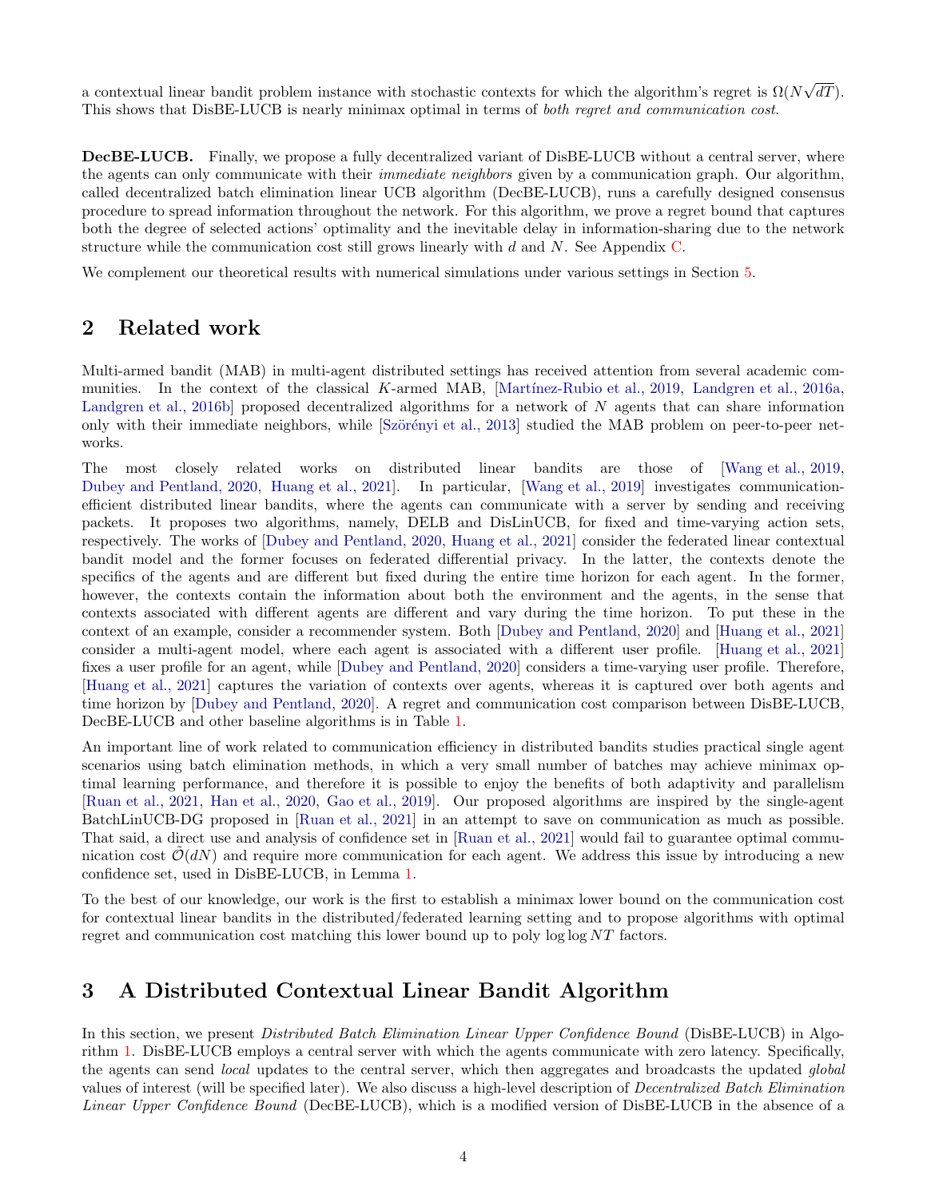a contextual linear bandit problem instance with stochastic contexts for which the algorithm's regret is $\Omega(N\sqrt{dT})$. This shows that DisBE-LUCB is nearly minimax optimal in terms of *both regret and communication cost.*

**DecBE-LUCB.** Finally, we propose a fully decentralized variant of DisBE-LUCB without a central server, where the agents can only communicate with their *immediate neighbors* given by a communication graph. Our algorithm, called decentralized batch elimination linear UCB algorithm (DecBE-LUCB), runs a carefully designed consensus procedure to spread information throughout the network. For this algorithm, we prove a regret bound that captures both the degree of selected actions' optimality and the inevitable delay in information-sharing due to the network structure while the communication cost still grows linearly with $d$ and $N$. See Appendix C.

We complement our theoretical results with numerical simulations under various settings in Section 5.

## 2 Related work

Multi-armed bandit (MAB) in multi-agent distributed settings has received attention from several academic communities. In the context of the classical $K$-armed MAB, [Martínez-Rubio et al., 2019, Landgren et al., 2016a, Landgren et al., 2016b] proposed decentralized algorithms for a network of $N$ agents that can share information only with their immediate neighbors, while [Szörényi et al., 2013] studied the MAB problem on peer-to-peer networks.

The most closely related works on distributed linear bandits are those of [Wang et al., 2019, Dubey and Pentland, 2020, Huang et al., 2021]. In particular, [Wang et al., 2019] investigates communication-efficient distributed linear bandits, where the agents can communicate with a server by sending and receiving packets. It proposes two algorithms, namely, DELB and DisLinUCB, for fixed and time-varying action sets, respectively. The works of [Dubey and Pentland, 2020, Huang et al., 2021] consider the federated linear contextual bandit model and the former focuses on federated differential privacy. In the latter, the contexts denote the specifics of the agents and are different but fixed during the entire time horizon for each agent. In the former, however, the contexts contain the information about both the environment and the agents, in the sense that contexts associated with different agents are different and vary during the time horizon. To put these in the context of an example, consider a recommender system. Both [Dubey and Pentland, 2020] and [Huang et al., 2021] consider a multi-agent model, where each agent is associated with a different user profile. [Huang et al., 2021] fixes a user profile for an agent, while [Dubey and Pentland, 2020] considers a time-varying user profile. Therefore, [Huang et al., 2021] captures the variation of contexts over agents, whereas it is captured over both agents and time horizon by [Dubey and Pentland, 2020]. A regret and communication cost comparison between DisBE-LUCB, DecBE-LUCB and other baseline algorithms is in Table 1.

An important line of work related to communication efficiency in distributed bandits studies practical single agent scenarios using batch elimination methods, in which a very small number of batches may achieve minimax optimal learning performance, and therefore it is possible to enjoy the benefits of both adaptivity and parallelism [Ruan et al., 2021, Han et al., 2020, Gao et al., 2019]. Our proposed algorithms are inspired by the single-agent BatchLinUCB-DG proposed in [Ruan et al., 2021] in an attempt to save on communication as much as possible. That said, a direct use and analysis of confidence set in [Ruan et al., 2021] would fail to guarantee optimal communication cost $\tilde{\mathcal{O}}(dN)$ and require more communication for each agent. We address this issue by introducing a new confidence set, used in DisBE-LUCB, in Lemma 1.

To the best of our knowledge, our work is the first to establish a minimax lower bound on the communication cost for contextual linear bandits in the distributed/federated learning setting and to propose algorithms with optimal regret and communication cost matching this lower bound up to poly $\log\log NT$ factors.

## 3 A Distributed Contextual Linear Bandit Algorithm

In this section, we present *Distributed Batch Elimination Linear Upper Confidence Bound* (DisBE-LUCB) in Algorithm 1. DisBE-LUCB employs a central server with which the agents communicate with zero latency. Specifically, the agents can send *local* updates to the central server, which then aggregates and broadcasts the updated *global* values of interest (will be specified later). We also discuss a high-level description of *Decentralized Batch Elimination Linear Upper Confidence Bound* (DecBE-LUCB), which is a modified version of DisBE-LUCB in the absence of a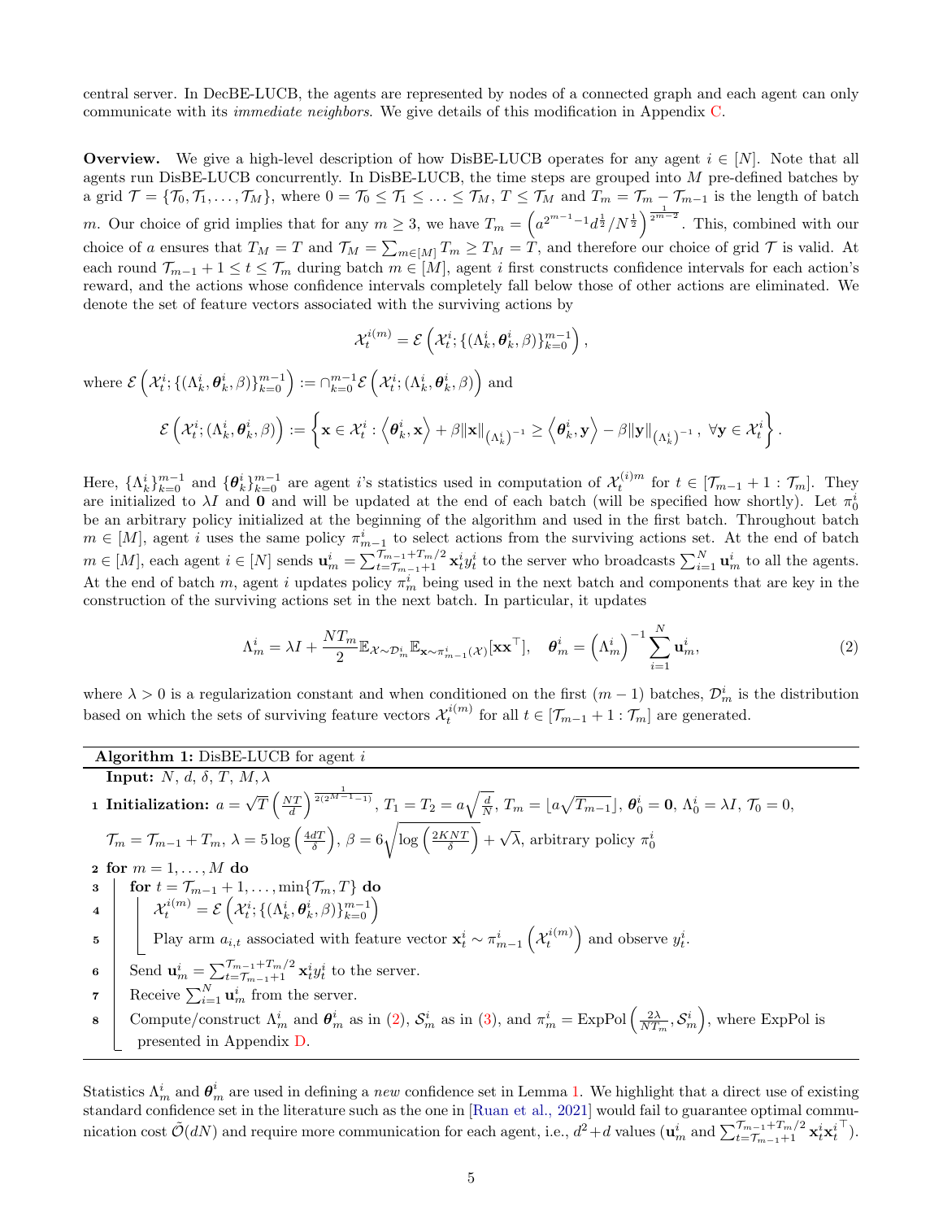central server. In DecBE-LUCB, the agents are represented by nodes of a connected graph and each agent can only communicate with its *immediate neighbors*. We give details of this modification in Appendix C.

**Overview.** We give a high-level description of how DisBE-LUCB operates for any agent $i \in [N]$. Note that all agents run DisBE-LUCB concurrently. In DisBE-LUCB, the time steps are grouped into $M$ pre-defined batches by a grid $\mathcal{T} = \{\mathcal{T}_0, \mathcal{T}_1, \dots, \mathcal{T}_M\}$, where $0 = \mathcal{T}_0 \le \mathcal{T}_1 \le \dots \le \mathcal{T}_M$, $T \le \mathcal{T}_M$ and $T_m = \mathcal{T}_m - \mathcal{T}_{m-1}$ is the length of batch $m$. Our choice of grid implies that for any $m \ge 3$, we have $T_m = \left(a^{2^{m-1}-1} d^{\frac{1}{2}}/N^{\frac{1}{2}}\right)^{\frac{1}{2^{m-2}}}$. This, combined with our choice of $a$ ensures that $T_M = T$ and $\mathcal{T}_M = \sum_{m\in[M]} T_m \ge T_M = T$, and therefore our choice of grid $\mathcal{T}$ is valid. At each round $\mathcal{T}_{m-1}+1 \le t \le \mathcal{T}_m$ during batch $m \in [M]$, agent $i$ first constructs confidence intervals for each action's reward, and the actions whose confidence intervals completely fall below those of other actions are eliminated. We denote the set of feature vectors associated with the surviving actions by

$$\mathcal{X}_t^{i(m)} = \mathcal{E}\left(\mathcal{X}_t^i; \{(\Lambda_k^i, \boldsymbol{\theta}_k^i, \beta)\}_{k=0}^{m-1}\right),$$

where $\mathcal{E}\left(\mathcal{X}_t^i; \{(\Lambda_k^i, \boldsymbol{\theta}_k^i, \beta)\}_{k=0}^{m-1}\right) := \cap_{k=0}^{m-1} \mathcal{E}\left(\mathcal{X}_t^i; (\Lambda_k^i, \boldsymbol{\theta}_k^i, \beta)\right)$ and

$$\mathcal{E}\left(\mathcal{X}_t^i; (\Lambda_k^i, \boldsymbol{\theta}_k^i, \beta)\right) := \left\{\mathbf{x} \in \mathcal{X}_t^i : \left\langle \boldsymbol{\theta}_k^i, \mathbf{x}\right\rangle + \beta \|\mathbf{x}\|_{\left(\Lambda_k^i\right)^{-1}} \ge \left\langle \boldsymbol{\theta}_k^i, \mathbf{y}\right\rangle - \beta \|\mathbf{y}\|_{\left(\Lambda_k^i\right)^{-1}},\ \forall \mathbf{y} \in \mathcal{X}_t^i \right\}.$$

Here, $\{\Lambda_k^i\}_{k=0}^{m-1}$ and $\{\boldsymbol{\theta}_k^i\}_{k=0}^{m-1}$ are agent $i$'s statistics used in computation of $\mathcal{X}_t^{(i)m}$ for $t \in [\mathcal{T}_{m-1}+1 : \mathcal{T}_m]$. They are initialized to $\lambda I$ and $\mathbf{0}$ and will be updated at the end of each batch (will be specified how shortly). Let $\pi_0^i$ be an arbitrary policy initialized at the beginning of the algorithm and used in the first batch. Throughout batch $m \in [M]$, agent $i$ uses the same policy $\pi_{m-1}^i$ to select actions from the surviving actions set. At the end of batch $m \in [M]$, each agent $i \in [N]$ sends $\mathbf{u}_m^i = \sum_{t=\mathcal{T}_{m-1}+1}^{\mathcal{T}_{m-1}+T_m/2} \mathbf{x}_t^i y_t^i$ to the server who broadcasts $\sum_{i=1}^N \mathbf{u}_m^i$ to all the agents. At the end of batch $m$, agent $i$ updates policy $\pi_m^i$ being used in the next batch and components that are key in the construction of the surviving actions set in the next batch. In particular, it updates

$$\Lambda_m^i = \lambda I + \frac{NT_m}{2} \mathbb{E}_{\mathcal{X}\sim\mathcal{D}_m^i} \mathbb{E}_{\mathbf{x}\sim\pi_{m-1}^i(\mathcal{X})}[\mathbf{x}\mathbf{x}^\top], \quad \boldsymbol{\theta}_m^i = \left(\Lambda_m^i\right)^{-1} \sum_{i=1}^N \mathbf{u}_m^i, \tag{2}$$

where $\lambda > 0$ is a regularization constant and when conditioned on the first $(m-1)$ batches, $\mathcal{D}_m^i$ is the distribution based on which the sets of surviving feature vectors $\mathcal{X}_t^{i(m)}$ for all $t \in [\mathcal{T}_{m-1}+1 : \mathcal{T}_m]$ are generated.

---

**Algorithm 1:** DisBE-LUCB for agent $i$

**Input:** $N$, $d$, $\delta$, $T$, $M$, $\lambda$

1. **Initialization:** $a = \sqrt{T}\left(\frac{NT}{d}\right)^{\frac{1}{2(2^{M-1}-1)}}$, $T_1 = T_2 = a\sqrt{\frac{d}{N}}$, $T_m = \lfloor a\sqrt{T_{m-1}} \rfloor$, $\boldsymbol{\theta}_0^i = \mathbf{0}$, $\Lambda_0^i = \lambda I$, $\mathcal{T}_0 = 0$, $\mathcal{T}_m = \mathcal{T}_{m-1} + T_m$, $\lambda = 5\log\left(\frac{4dT}{\delta}\right)$, $\beta = 6\sqrt{\log\left(\frac{2KNT}{\delta}\right)} + \sqrt{\lambda}$, arbitrary policy $\pi_0^i$
2. **for** $m = 1, \dots, M$ **do**
3. &nbsp;&nbsp;&nbsp;&nbsp;**for** $t = \mathcal{T}_{m-1}+1, \dots, \min\{\mathcal{T}_m, T\}$ **do**
4. &nbsp;&nbsp;&nbsp;&nbsp;&nbsp;&nbsp;&nbsp;&nbsp;$\mathcal{X}_t^{i(m)} = \mathcal{E}\left(\mathcal{X}_t^i; \{(\Lambda_k^i, \boldsymbol{\theta}_k^i, \beta)\}_{k=0}^{m-1}\right)$
5. &nbsp;&nbsp;&nbsp;&nbsp;&nbsp;&nbsp;&nbsp;&nbsp;Play arm $a_{i,t}$ associated with feature vector $\mathbf{x}_t^i \sim \pi_{m-1}^i\left(\mathcal{X}_t^{i(m)}\right)$ and observe $y_t^i$.
6. &nbsp;&nbsp;&nbsp;&nbsp;Send $\mathbf{u}_m^i = \sum_{t=\mathcal{T}_{m-1}+1}^{\mathcal{T}_{m-1}+T_m/2} \mathbf{x}_t^i y_t^i$ to the server.
7. &nbsp;&nbsp;&nbsp;&nbsp;Receive $\sum_{i=1}^N \mathbf{u}_m^i$ from the server.
8. &nbsp;&nbsp;&nbsp;&nbsp;Compute/construct $\Lambda_m^i$ and $\boldsymbol{\theta}_m^i$ as in (2), $\mathcal{S}_m^i$ as in (3), and $\pi_m^i = \text{ExpPol}\left(\frac{2\lambda}{NT_m}, \mathcal{S}_m^i\right)$, where ExpPol is presented in Appendix D.

---

Statistics $\Lambda_m^i$ and $\boldsymbol{\theta}_m^i$ are used in defining a *new* confidence set in Lemma 1. We highlight that a direct use of existing standard confidence set in the literature such as the one in [Ruan et al., 2021] would fail to guarantee optimal communication cost $\tilde{\mathcal{O}}(dN)$ and require more communication for each agent, i.e., $d^2+d$ values ($\mathbf{u}_m^i$ and $\sum_{t=\mathcal{T}_{m-1}+1}^{\mathcal{T}_{m-1}+T_m/2} \mathbf{x}_t^i {\mathbf{x}_t^i}^\top$).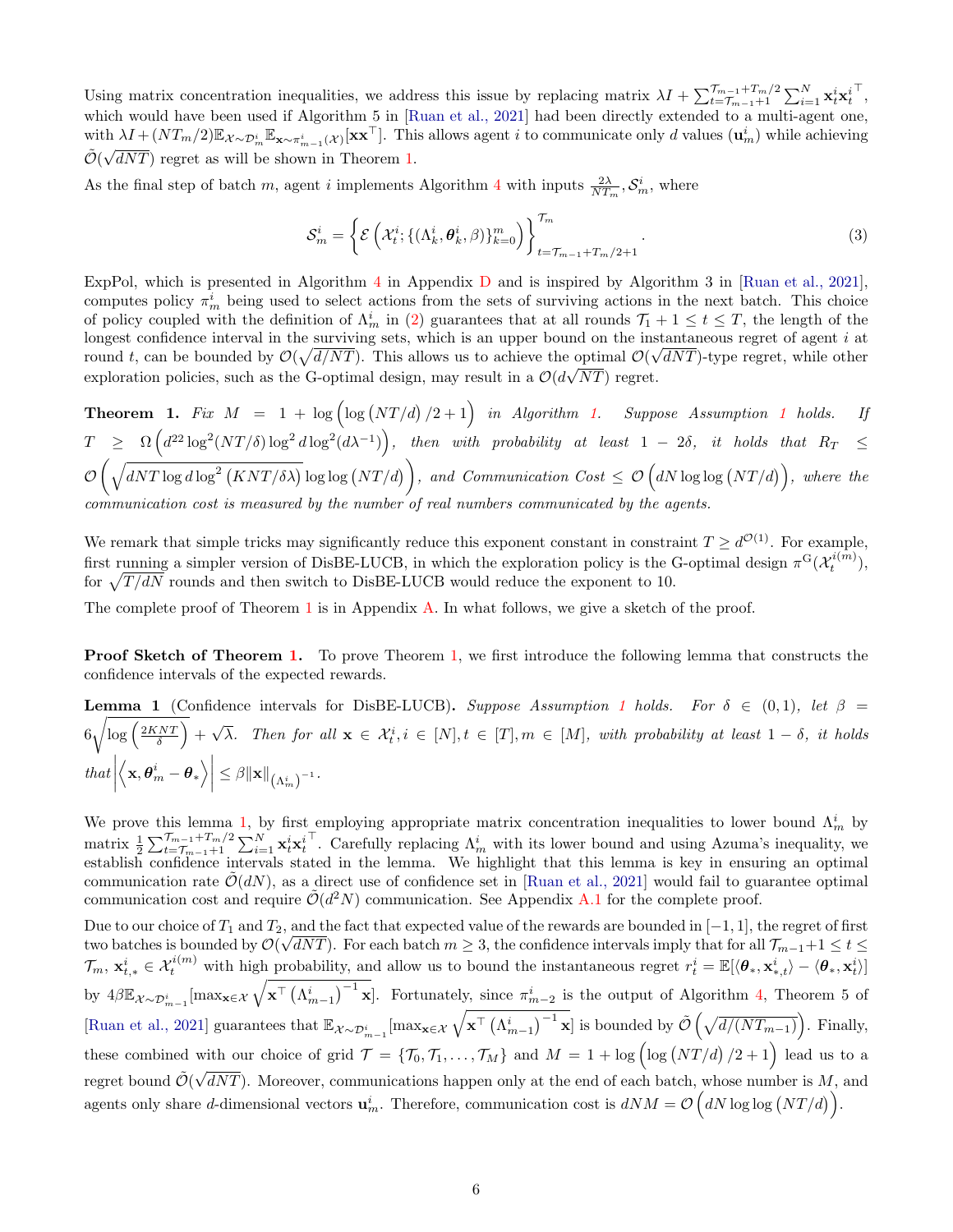Using matrix concentration inequalities, we address this issue by replacing matrix $\lambda I + \sum_{t=\mathcal{T}_{m-1}+1}^{\mathcal{T}_{m-1}+T_m/2} \sum_{i=1}^{N} \mathbf{x}_t^i {\mathbf{x}_t^i}^\top$, which would have been used if Algorithm 5 in [Ruan et al., 2021] had been directly extended to a multi-agent one, with $\lambda I + (NT_m/2)\mathbb{E}_{\mathcal{X}\sim\mathcal{D}_m^i}\mathbb{E}_{\mathbf{x}\sim\pi_{m-1}^i(\mathcal{X})}[\mathbf{x}\mathbf{x}^\top]$. This allows agent $i$ to communicate only $d$ values ($\mathbf{u}_m^i$) while achieving $\tilde{\mathcal{O}}(\sqrt{dNT})$ regret as will be shown in Theorem 1.

As the final step of batch $m$, agent $i$ implements Algorithm 4 with inputs $\frac{2\lambda}{NT_m}, \mathcal{S}_m^i$, where

$$\mathcal{S}_m^i = \left\{ \mathcal{E}\left(\mathcal{X}_t^i; \{(\Lambda_k^i, \boldsymbol{\theta}_k^i, \beta)\}_{k=0}^m\right) \right\}_{t=\mathcal{T}_{m-1}+T_m/2+1}^{\mathcal{T}_m}. \tag{3}$$

ExpPol, which is presented in Algorithm 4 in Appendix D and is inspired by Algorithm 3 in [Ruan et al., 2021], computes policy $\pi_m^i$ being used to select actions from the sets of surviving actions in the next batch. This choice of policy coupled with the definition of $\Lambda_m^i$ in (2) guarantees that at all rounds $\mathcal{T}_1 + 1 \leq t \leq T$, the length of the longest confidence interval in the surviving sets, which is an upper bound on the instantaneous regret of agent $i$ at round $t$, can be bounded by $\mathcal{O}(\sqrt{d/NT})$. This allows us to achieve the optimal $\mathcal{O}(\sqrt{dNT})$-type regret, while other exploration policies, such as the G-optimal design, may result in a $\mathcal{O}(d\sqrt{NT})$ regret.

**Theorem 1.** *Fix $M = 1 + \log\left(\log\left(NT/d\right)/2 + 1\right)$ in Algorithm 1. Suppose Assumption 1 holds. If $T \geq \Omega\left(d^{22}\log^2(NT/\delta)\log^2 d \log^2(d\lambda^{-1})\right)$, then with probability at least $1 - 2\delta$, it holds that $R_T \leq \mathcal{O}\left(\sqrt{dNT\log d \log^2\left(KNT/\delta\lambda\right)}\log\log\left(NT/d\right)\right)$, and Communication Cost $\leq \mathcal{O}\left(dN\log\log\left(NT/d\right)\right)$, where the communication cost is measured by the number of real numbers communicated by the agents.*

We remark that simple tricks may significantly reduce this exponent constant in constraint $T \geq d^{\mathcal{O}(1)}$. For example, first running a simpler version of DisBE-LUCB, in which the exploration policy is the G-optimal design $\pi^{\mathrm{G}}(\mathcal{X}_t^{i(m)})$, for $\sqrt{T/dN}$ rounds and then switch to DisBE-LUCB would reduce the exponent to 10.

The complete proof of Theorem 1 is in Appendix A. In what follows, we give a sketch of the proof.

**Proof Sketch of Theorem 1.** To prove Theorem 1, we first introduce the following lemma that constructs the confidence intervals of the expected rewards.

**Lemma 1** (Confidence intervals for DisBE-LUCB). *Suppose Assumption 1 holds. For $\delta \in (0,1)$, let $\beta = 6\sqrt{\log\left(\frac{2KNT}{\delta}\right)} + \sqrt{\lambda}$. Then for all $\mathbf{x} \in \mathcal{X}_t^i, i \in [N], t \in [T], m \in [M]$, with probability at least $1 - \delta$, it holds that $\left|\left\langle \mathbf{x}, \boldsymbol{\theta}_m^i - \boldsymbol{\theta}_* \right\rangle\right| \leq \beta\|\mathbf{x}\|_{(\Lambda_m^i)^{-1}}$.*

We prove this lemma 1, by first employing appropriate matrix concentration inequalities to lower bound $\Lambda_m^i$ by matrix $\frac{1}{2}\sum_{t=\mathcal{T}_{m-1}+1}^{\mathcal{T}_{m-1}+T_m/2}\sum_{i=1}^N \mathbf{x}_t^i {\mathbf{x}_t^i}^\top$. Carefully replacing $\Lambda_m^i$ with its lower bound and using Azuma's inequality, we establish confidence intervals stated in the lemma. We highlight that this lemma is key in ensuring an optimal communication rate $\tilde{\mathcal{O}}(dN)$, as a direct use of confidence set in [Ruan et al., 2021] would fail to guarantee optimal communication cost and require $\tilde{\mathcal{O}}(d^2N)$ communication. See Appendix A.1 for the complete proof.

Due to our choice of $T_1$ and $T_2$, and the fact that expected value of the rewards are bounded in $[-1, 1]$, the regret of first two batches is bounded by $\mathcal{O}(\sqrt{dNT})$. For each batch $m \geq 3$, the confidence intervals imply that for all $\mathcal{T}_{m-1}+1 \leq t \leq \mathcal{T}_m$, $\mathbf{x}_{t,*}^i \in \mathcal{X}_t^{i(m)}$ with high probability, and allow us to bound the instantaneous regret $r_t^i = \mathbb{E}[\langle \boldsymbol{\theta}_*, \mathbf{x}_{*,t}^i\rangle - \langle \boldsymbol{\theta}_*, \mathbf{x}_t^i\rangle]$ by $4\beta\mathbb{E}_{\mathcal{X}\sim\mathcal{D}_{m-1}^i}[\max_{\mathbf{x}\in\mathcal{X}}\sqrt{\mathbf{x}^\top\left(\Lambda_{m-1}^i\right)^{-1}\mathbf{x}}]$. Fortunately, since $\pi_{m-2}^i$ is the output of Algorithm 4, Theorem 5 of [Ruan et al., 2021] guarantees that $\mathbb{E}_{\mathcal{X}\sim\mathcal{D}_{m-1}^i}[\max_{\mathbf{x}\in\mathcal{X}}\sqrt{\mathbf{x}^\top\left(\Lambda_{m-1}^i\right)^{-1}\mathbf{x}}]$ is bounded by $\tilde{\mathcal{O}}\left(\sqrt{d/(NT_{m-1})}\right)$. Finally, these combined with our choice of grid $\mathcal{T} = \{\mathcal{T}_0, \mathcal{T}_1, \ldots, \mathcal{T}_M\}$ and $M = 1 + \log\left(\log\left(NT/d\right)/2 + 1\right)$ lead us to a regret bound $\tilde{\mathcal{O}}(\sqrt{dNT})$. Moreover, communications happen only at the end of each batch, whose number is $M$, and agents only share $d$-dimensional vectors $\mathbf{u}_m^i$. Therefore, communication cost is $dNM = \mathcal{O}\left(dN\log\log\left(NT/d\right)\right)$.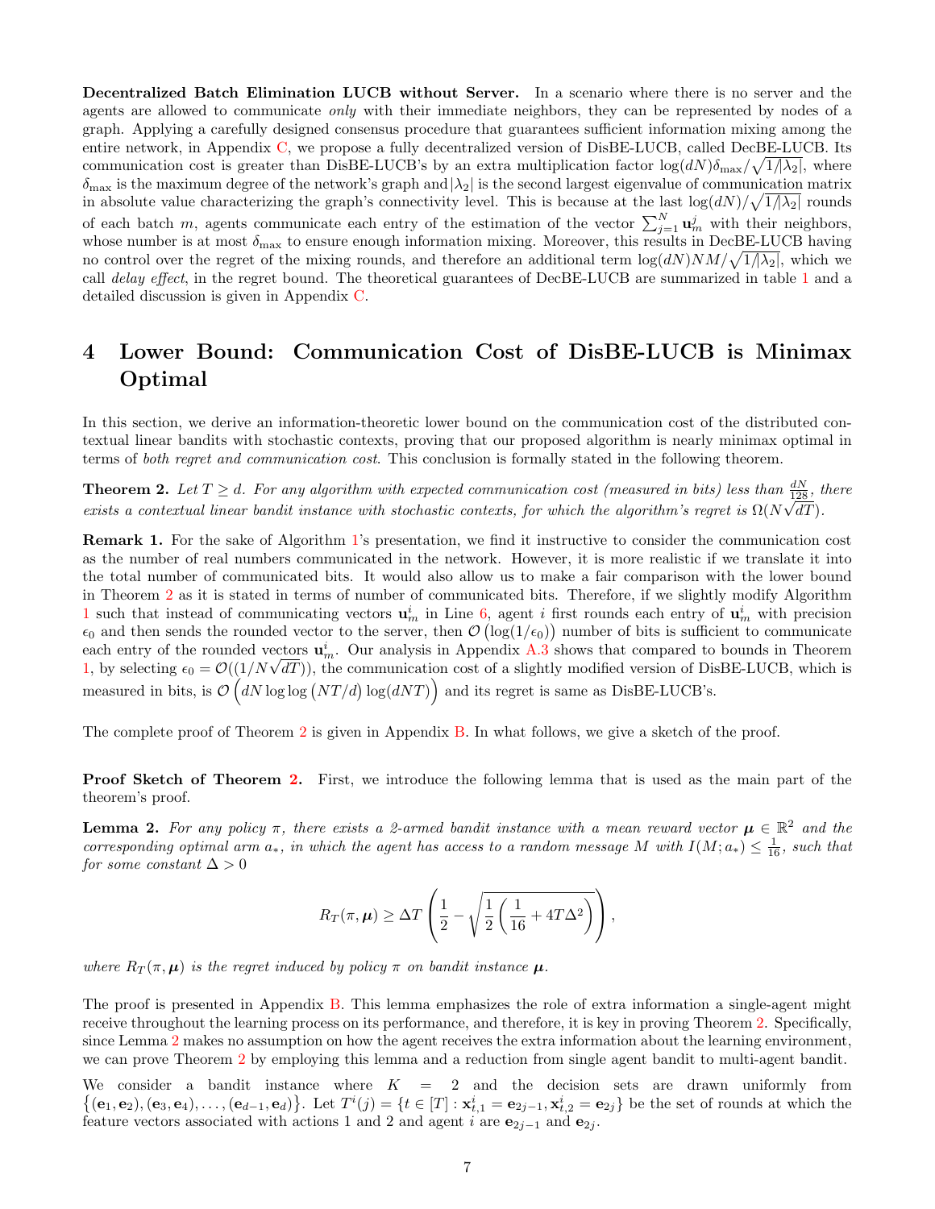**Decentralized Batch Elimination LUCB without Server.** In a scenario where there is no server and the agents are allowed to communicate *only* with their immediate neighbors, they can be represented by nodes of a graph. Applying a carefully designed consensus procedure that guarantees sufficient information mixing among the entire network, in Appendix C, we propose a fully decentralized version of DisBE-LUCB, called DecBE-LUCB. Its communication cost is greater than DisBE-LUCB's by an extra multiplication factor $\log(dN)\delta_{\max}/\sqrt{1/|\lambda_2|}$, where $\delta_{\max}$ is the maximum degree of the network's graph and $|\lambda_2|$ is the second largest eigenvalue of communication matrix in absolute value characterizing the graph's connectivity level. This is because at the last $\log(dN)/\sqrt{1/|\lambda_2|}$ rounds of each batch $m$, agents communicate each entry of the estimation of the vector $\sum_{j=1}^{N} \mathbf{u}_m^j$ with their neighbors, whose number is at most $\delta_{\max}$ to ensure enough information mixing. Moreover, this results in DecBE-LUCB having no control over the regret of the mixing rounds, and therefore an additional term $\log(dN)NM/\sqrt{1/|\lambda_2|}$, which we call *delay effect*, in the regret bound. The theoretical guarantees of DecBE-LUCB are summarized in table 1 and a detailed discussion is given in Appendix C.

# 4 Lower Bound: Communication Cost of DisBE-LUCB is Minimax Optimal

In this section, we derive an information-theoretic lower bound on the communication cost of the distributed contextual linear bandits with stochastic contexts, proving that our proposed algorithm is nearly minimax optimal in terms of *both regret and communication cost*. This conclusion is formally stated in the following theorem.

**Theorem 2.** *Let $T \geq d$. For any algorithm with expected communication cost (measured in bits) less than $\frac{dN}{128}$, there exists a contextual linear bandit instance with stochastic contexts, for which the algorithm's regret is $\Omega(N\sqrt{dT})$.*

**Remark 1.** For the sake of Algorithm 1's presentation, we find it instructive to consider the communication cost as the number of real numbers communicated in the network. However, it is more realistic if we translate it into the total number of communicated bits. It would also allow us to make a fair comparison with the lower bound in Theorem 2 as it is stated in terms of number of communicated bits. Therefore, if we slightly modify Algorithm 1 such that instead of communicating vectors $\mathbf{u}_m^i$ in Line 6, agent $i$ first rounds each entry of $\mathbf{u}_m^i$ with precision $\epsilon_0$ and then sends the rounded vector to the server, then $\mathcal{O}\left(\log(1/\epsilon_0)\right)$ number of bits is sufficient to communicate each entry of the rounded vectors $\mathbf{u}_m^i$. Our analysis in Appendix A.3 shows that compared to bounds in Theorem 1, by selecting $\epsilon_0 = \mathcal{O}((1/N\sqrt{dT}))$, the communication cost of a slightly modified version of DisBE-LUCB, which is measured in bits, is $\mathcal{O}\left(dN \log\log\left(NT/d\right)\log(dNT)\right)$ and its regret is same as DisBE-LUCB's.

The complete proof of Theorem 2 is given in Appendix B. In what follows, we give a sketch of the proof.

**Proof Sketch of Theorem 2.** First, we introduce the following lemma that is used as the main part of the theorem's proof.

**Lemma 2.** *For any policy $\pi$, there exists a 2-armed bandit instance with a mean reward vector $\boldsymbol{\mu} \in \mathbb{R}^2$ and the corresponding optimal arm $a_*$, in which the agent has access to a random message $M$ with $I(M; a_*) \leq \frac{1}{16}$, such that for some constant $\Delta > 0$*

$$R_T(\pi, \boldsymbol{\mu}) \geq \Delta T \left(\frac{1}{2} - \sqrt{\frac{1}{2}\left(\frac{1}{16} + 4T\Delta^2\right)}\right),$$

*where $R_T(\pi, \boldsymbol{\mu})$ is the regret induced by policy $\pi$ on bandit instance $\boldsymbol{\mu}$.*

The proof is presented in Appendix B. This lemma emphasizes the role of extra information a single-agent might receive throughout the learning process on its performance, and therefore, it is key in proving Theorem 2. Specifically, since Lemma 2 makes no assumption on how the agent receives the extra information about the learning environment, we can prove Theorem 2 by employing this lemma and a reduction from single agent bandit to multi-agent bandit.

We consider a bandit instance where $K = 2$ and the decision sets are drawn uniformly from $\{(\mathbf{e}_1, \mathbf{e}_2), (\mathbf{e}_3, \mathbf{e}_4), \ldots, (\mathbf{e}_{d-1}, \mathbf{e}_d)\}$. Let $T^i(j) = \{t \in [T] : \mathbf{x}_{t,1}^i = \mathbf{e}_{2j-1}, \mathbf{x}_{t,2}^i = \mathbf{e}_{2j}\}$ be the set of rounds at which the feature vectors associated with actions 1 and 2 and agent $i$ are $\mathbf{e}_{2j-1}$ and $\mathbf{e}_{2j}$.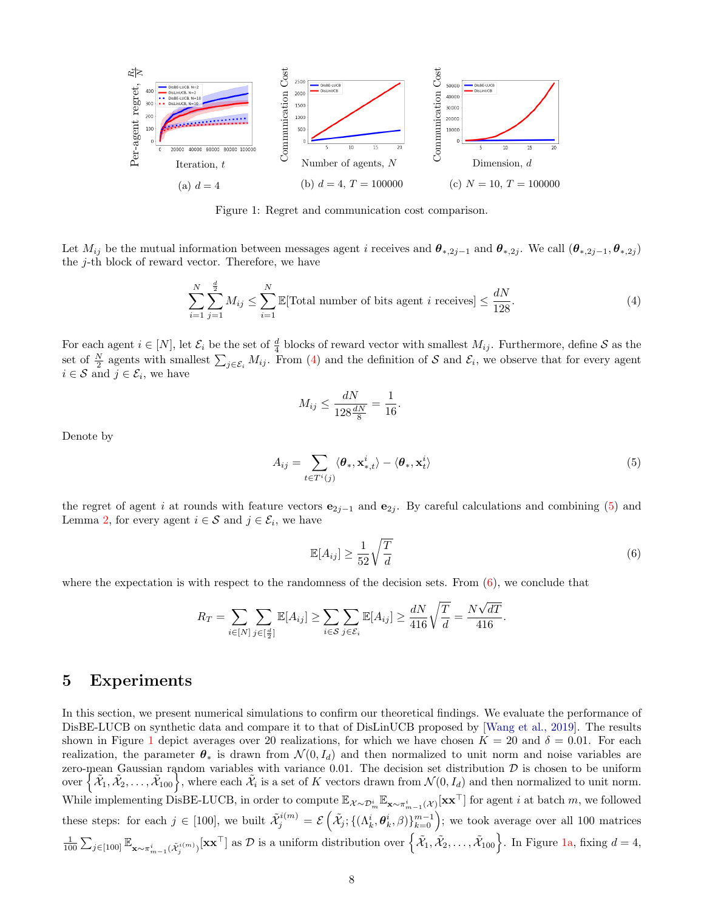(a) $d = 4$ (b) $d = 4$, $T = 100000$ (c) $N = 10$, $T = 100000$

Figure 1: Regret and communication cost comparison.

Let $M_{ij}$ be the mutual information between messages agent $i$ receives and $\boldsymbol{\theta}_{*,2j-1}$ and $\boldsymbol{\theta}_{*,2j}$. We call $(\boldsymbol{\theta}_{*,2j-1}, \boldsymbol{\theta}_{*,2j})$ the $j$-th block of reward vector. Therefore, we have

$$\sum_{i=1}^{N} \sum_{j=1}^{\frac{d}{2}} M_{ij} \leq \sum_{i=1}^{N} \mathbb{E}[\text{Total number of bits agent } i \text{ receives}] \leq \frac{dN}{128}. \tag{4}$$

For each agent $i \in [N]$, let $\mathcal{E}_i$ be the set of $\frac{d}{4}$ blocks of reward vector with smallest $M_{ij}$. Furthermore, define $\mathcal{S}$ as the set of $\frac{N}{2}$ agents with smallest $\sum_{j \in \mathcal{E}_i} M_{ij}$. From (4) and the definition of $\mathcal{S}$ and $\mathcal{E}_i$, we observe that for every agent $i \in \mathcal{S}$ and $j \in \mathcal{E}_i$, we have

$$M_{ij} \leq \frac{dN}{128 \frac{dN}{8}} = \frac{1}{16}.$$

Denote by

$$A_{ij} = \sum_{t \in T^i(j)} \langle \boldsymbol{\theta}_*, \mathbf{x}_{*,t}^i \rangle - \langle \boldsymbol{\theta}_*, \mathbf{x}_t^i \rangle \tag{5}$$

the regret of agent $i$ at rounds with feature vectors $\mathbf{e}_{2j-1}$ and $\mathbf{e}_{2j}$. By careful calculations and combining (5) and Lemma 2, for every agent $i \in \mathcal{S}$ and $j \in \mathcal{E}_i$, we have

$$\mathbb{E}[A_{ij}] \geq \frac{1}{52} \sqrt{\frac{T}{d}} \tag{6}$$

where the expectation is with respect to the randomness of the decision sets. From (6), we conclude that

$$R_T = \sum_{i \in [N]} \sum_{j \in [\frac{d}{2}]} \mathbb{E}[A_{ij}] \geq \sum_{i \in \mathcal{S}} \sum_{j \in \mathcal{E}_i} \mathbb{E}[A_{ij}] \geq \frac{dN}{416} \sqrt{\frac{T}{d}} = \frac{N\sqrt{dT}}{416}.$$

# 5 Experiments

In this section, we present numerical simulations to confirm our theoretical findings. We evaluate the performance of DisBE-LUCB on synthetic data and compare it to that of DisLinUCB proposed by [Wang et al., 2019]. The results shown in Figure 1 depict averages over 20 realizations, for which we have chosen $K = 20$ and $\delta = 0.01$. For each realization, the parameter $\boldsymbol{\theta}_*$ is drawn from $\mathcal{N}(0, I_d)$ and then normalized to unit norm and noise variables are zero-mean Gaussian random variables with variance 0.01. The decision set distribution $\mathcal{D}$ is chosen to be uniform over $\left\{\tilde{\mathcal{X}}_1, \tilde{\mathcal{X}}_2, \ldots, \tilde{\mathcal{X}}_{100}\right\}$, where each $\tilde{\mathcal{X}}_i$ is a set of $K$ vectors drawn from $\mathcal{N}(0, I_d)$ and then normalized to unit norm. While implementing DisBE-LUCB, in order to compute $\mathbb{E}_{\mathcal{X} \sim \mathcal{D}_m^i} \mathbb{E}_{\mathbf{x} \sim \pi_{m-1}^i(\mathcal{X})}[\mathbf{x}\mathbf{x}^\top]$ for agent $i$ at batch $m$, we followed these steps: for each $j \in [100]$, we built $\tilde{\mathcal{X}}_j^{i(m)} = \mathcal{E}\left(\tilde{\mathcal{X}}_j; \{(\Lambda_k^i, \boldsymbol{\theta}_k^i, \beta)\}_{k=0}^{m-1}\right)$; we took average over all 100 matrices $\frac{1}{100} \sum_{j \in [100]} \mathbb{E}_{\mathbf{x} \sim \pi_{m-1}^i(\tilde{\mathcal{X}}_j^{i(m)})}[\mathbf{x}\mathbf{x}^\top]$ as $\mathcal{D}$ is a uniform distribution over $\left\{\tilde{\mathcal{X}}_1, \tilde{\mathcal{X}}_2, \ldots, \tilde{\mathcal{X}}_{100}\right\}$. In Figure 1a, fixing $d = 4$,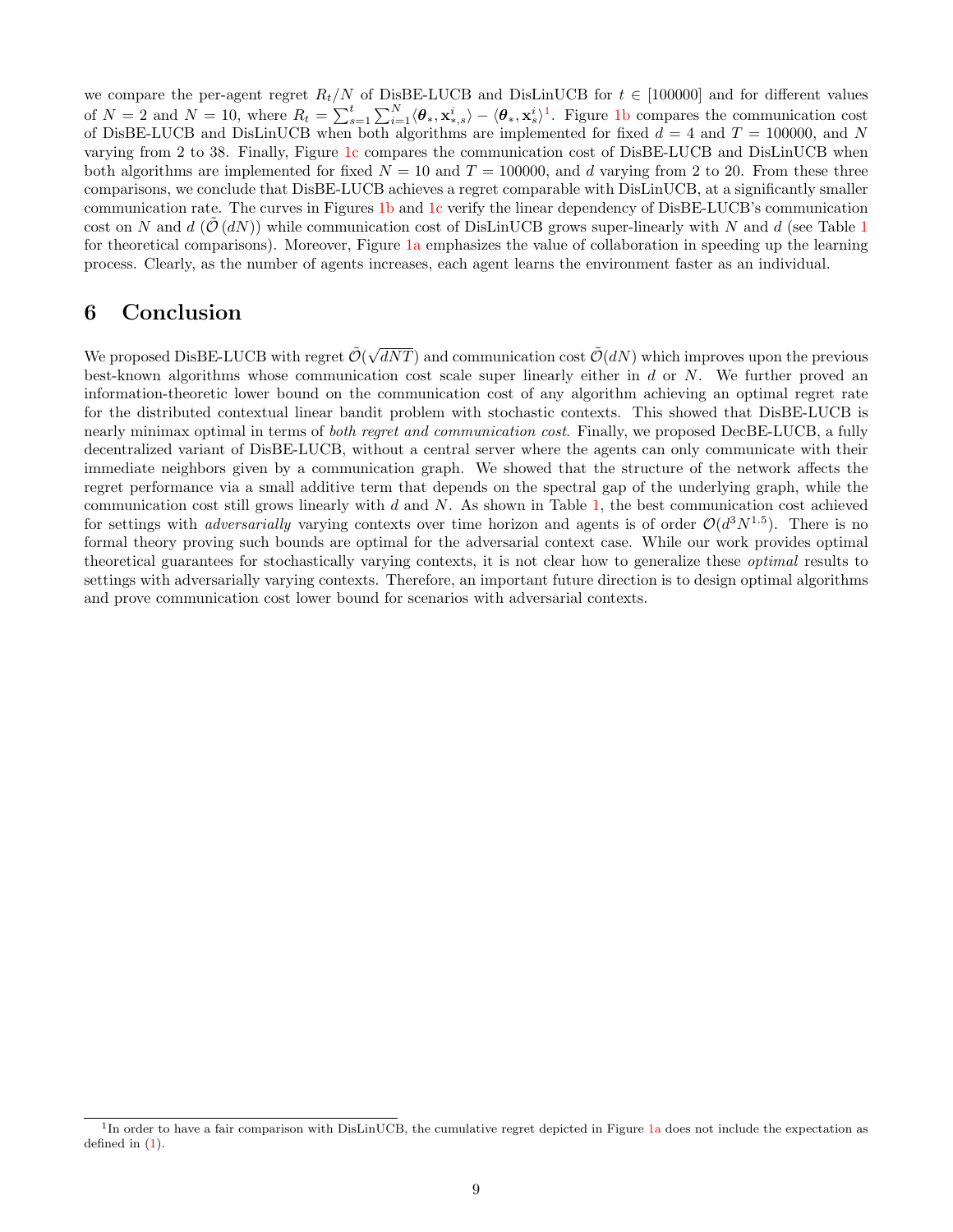we compare the per-agent regret $R_t/N$ of DisBE-LUCB and DisLinUCB for $t \in [100000]$ and for different values of $N = 2$ and $N = 10$, where $R_t = \sum_{s=1}^{t}\sum_{i=1}^{N}\langle \boldsymbol{\theta}_*, \mathbf{x}_{*,s}^i\rangle - \langle \boldsymbol{\theta}_*, \mathbf{x}_s^i\rangle$[1]. Figure 1b compares the communication cost of DisBE-LUCB and DisLinUCB when both algorithms are implemented for fixed $d = 4$ and $T = 100000$, and $N$ varying from 2 to 38. Finally, Figure 1c compares the communication cost of DisBE-LUCB and DisLinUCB when both algorithms are implemented for fixed $N = 10$ and $T = 100000$, and $d$ varying from 2 to 20. From these three comparisons, we conclude that DisBE-LUCB achieves a regret comparable with DisLinUCB, at a significantly smaller communication rate. The curves in Figures 1b and 1c verify the linear dependency of DisBE-LUCB's communication cost on $N$ and $d$ ($\tilde{\mathcal{O}}(dN)$) while communication cost of DisLinUCB grows super-linearly with $N$ and $d$ (see Table 1 for theoretical comparisons). Moreover, Figure 1a emphasizes the value of collaboration in speeding up the learning process. Clearly, as the number of agents increases, each agent learns the environment faster as an individual.

## 6 Conclusion

We proposed DisBE-LUCB with regret $\tilde{\mathcal{O}}(\sqrt{dNT})$ and communication cost $\tilde{\mathcal{O}}(dN)$ which improves upon the previous best-known algorithms whose communication cost scale super linearly either in $d$ or $N$. We further proved an information-theoretic lower bound on the communication cost of any algorithm achieving an optimal regret rate for the distributed contextual linear bandit problem with stochastic contexts. This showed that DisBE-LUCB is nearly minimax optimal in terms of *both regret and communication cost*. Finally, we proposed DecBE-LUCB, a fully decentralized variant of DisBE-LUCB, without a central server where the agents can only communicate with their immediate neighbors given by a communication graph. We showed that the structure of the network affects the regret performance via a small additive term that depends on the spectral gap of the underlying graph, while the communication cost still grows linearly with $d$ and $N$. As shown in Table 1, the best communication cost achieved for settings with *adversarially* varying contexts over time horizon and agents is of order $\mathcal{O}(d^3N^{1.5})$. There is no formal theory proving such bounds are optimal for the adversarial context case. While our work provides optimal theoretical guarantees for stochastically varying contexts, it is not clear how to generalize these *optimal* results to settings with adversarially varying contexts. Therefore, an important future direction is to design optimal algorithms and prove communication cost lower bound for scenarios with adversarial contexts.

[1] In order to have a fair comparison with DisLinUCB, the cumulative regret depicted in Figure 1a does not include the expectation as defined in (1).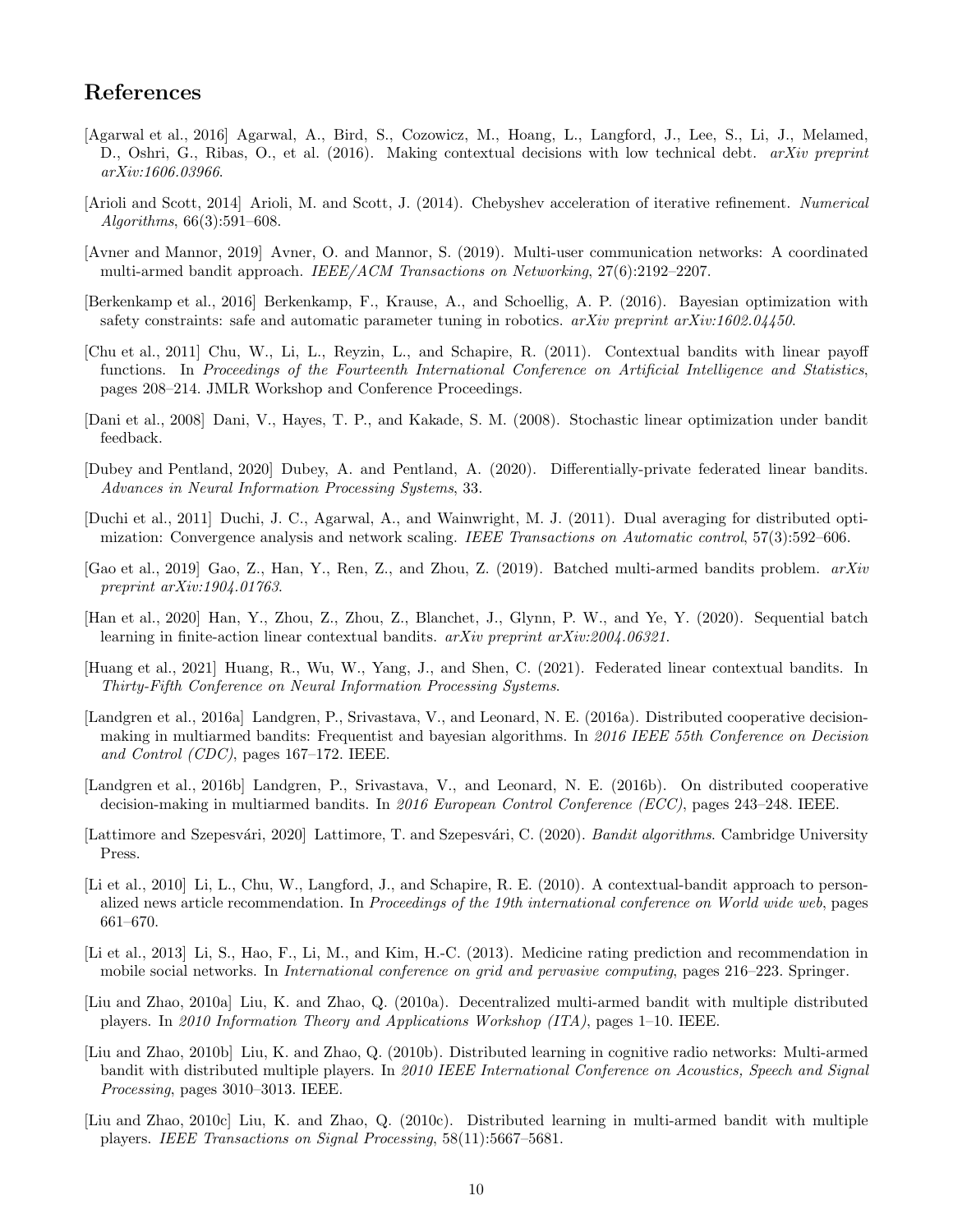# References

[Agarwal et al., 2016] Agarwal, A., Bird, S., Cozowicz, M., Hoang, L., Langford, J., Lee, S., Li, J., Melamed, D., Oshri, G., Ribas, O., et al. (2016). Making contextual decisions with low technical debt. *arXiv preprint arXiv:1606.03966*.

[Arioli and Scott, 2014] Arioli, M. and Scott, J. (2014). Chebyshev acceleration of iterative refinement. *Numerical Algorithms*, 66(3):591–608.

[Avner and Mannor, 2019] Avner, O. and Mannor, S. (2019). Multi-user communication networks: A coordinated multi-armed bandit approach. *IEEE/ACM Transactions on Networking*, 27(6):2192–2207.

[Berkenkamp et al., 2016] Berkenkamp, F., Krause, A., and Schoellig, A. P. (2016). Bayesian optimization with safety constraints: safe and automatic parameter tuning in robotics. *arXiv preprint arXiv:1602.04450*.

[Chu et al., 2011] Chu, W., Li, L., Reyzin, L., and Schapire, R. (2011). Contextual bandits with linear payoff functions. In *Proceedings of the Fourteenth International Conference on Artificial Intelligence and Statistics*, pages 208–214. JMLR Workshop and Conference Proceedings.

[Dani et al., 2008] Dani, V., Hayes, T. P., and Kakade, S. M. (2008). Stochastic linear optimization under bandit feedback.

[Dubey and Pentland, 2020] Dubey, A. and Pentland, A. (2020). Differentially-private federated linear bandits. *Advances in Neural Information Processing Systems*, 33.

[Duchi et al., 2011] Duchi, J. C., Agarwal, A., and Wainwright, M. J. (2011). Dual averaging for distributed optimization: Convergence analysis and network scaling. *IEEE Transactions on Automatic control*, 57(3):592–606.

[Gao et al., 2019] Gao, Z., Han, Y., Ren, Z., and Zhou, Z. (2019). Batched multi-armed bandits problem. *arXiv preprint arXiv:1904.01763*.

[Han et al., 2020] Han, Y., Zhou, Z., Zhou, Z., Blanchet, J., Glynn, P. W., and Ye, Y. (2020). Sequential batch learning in finite-action linear contextual bandits. *arXiv preprint arXiv:2004.06321*.

[Huang et al., 2021] Huang, R., Wu, W., Yang, J., and Shen, C. (2021). Federated linear contextual bandits. In *Thirty-Fifth Conference on Neural Information Processing Systems*.

[Landgren et al., 2016a] Landgren, P., Srivastava, V., and Leonard, N. E. (2016a). Distributed cooperative decision-making in multiarmed bandits: Frequentist and bayesian algorithms. In *2016 IEEE 55th Conference on Decision and Control (CDC)*, pages 167–172. IEEE.

[Landgren et al., 2016b] Landgren, P., Srivastava, V., and Leonard, N. E. (2016b). On distributed cooperative decision-making in multiarmed bandits. In *2016 European Control Conference (ECC)*, pages 243–248. IEEE.

[Lattimore and Szepesvári, 2020] Lattimore, T. and Szepesvári, C. (2020). *Bandit algorithms*. Cambridge University Press.

[Li et al., 2010] Li, L., Chu, W., Langford, J., and Schapire, R. E. (2010). A contextual-bandit approach to personalized news article recommendation. In *Proceedings of the 19th international conference on World wide web*, pages 661–670.

[Li et al., 2013] Li, S., Hao, F., Li, M., and Kim, H.-C. (2013). Medicine rating prediction and recommendation in mobile social networks. In *International conference on grid and pervasive computing*, pages 216–223. Springer.

[Liu and Zhao, 2010a] Liu, K. and Zhao, Q. (2010a). Decentralized multi-armed bandit with multiple distributed players. In *2010 Information Theory and Applications Workshop (ITA)*, pages 1–10. IEEE.

[Liu and Zhao, 2010b] Liu, K. and Zhao, Q. (2010b). Distributed learning in cognitive radio networks: Multi-armed bandit with distributed multiple players. In *2010 IEEE International Conference on Acoustics, Speech and Signal Processing*, pages 3010–3013. IEEE.

[Liu and Zhao, 2010c] Liu, K. and Zhao, Q. (2010c). Distributed learning in multi-armed bandit with multiple players. *IEEE Transactions on Signal Processing*, 58(11):5667–5681.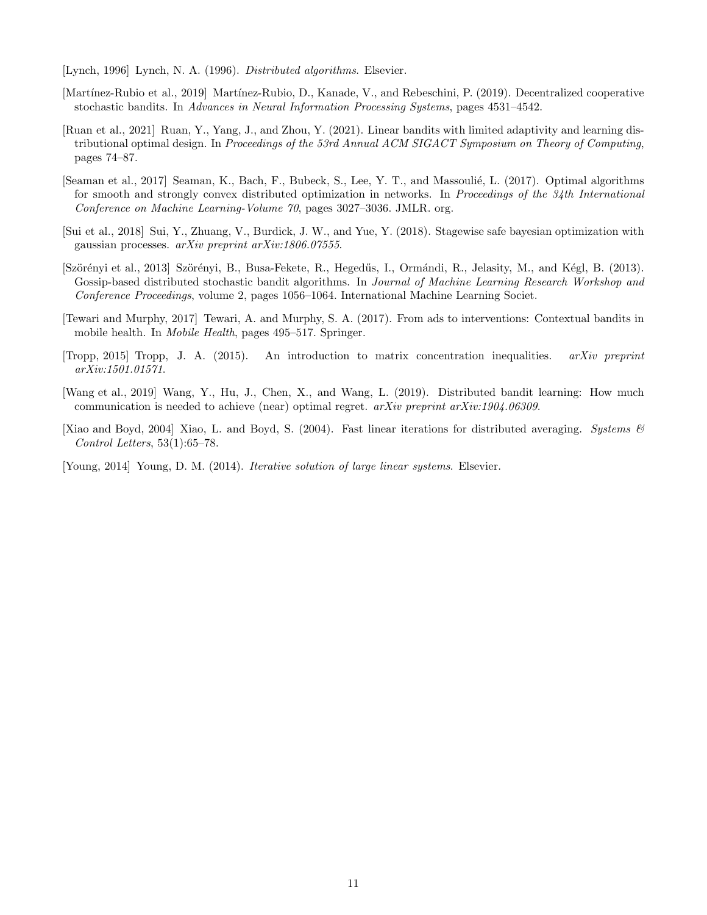[Lynch, 1996] Lynch, N. A. (1996). *Distributed algorithms*. Elsevier.

[Martínez-Rubio et al., 2019] Martínez-Rubio, D., Kanade, V., and Rebeschini, P. (2019). Decentralized cooperative stochastic bandits. In *Advances in Neural Information Processing Systems*, pages 4531–4542.

[Ruan et al., 2021] Ruan, Y., Yang, J., and Zhou, Y. (2021). Linear bandits with limited adaptivity and learning distributional optimal design. In *Proceedings of the 53rd Annual ACM SIGACT Symposium on Theory of Computing*, pages 74–87.

[Seaman et al., 2017] Seaman, K., Bach, F., Bubeck, S., Lee, Y. T., and Massoulié, L. (2017). Optimal algorithms for smooth and strongly convex distributed optimization in networks. In *Proceedings of the 34th International Conference on Machine Learning-Volume 70*, pages 3027–3036. JMLR. org.

[Sui et al., 2018] Sui, Y., Zhuang, V., Burdick, J. W., and Yue, Y. (2018). Stagewise safe bayesian optimization with gaussian processes. *arXiv preprint arXiv:1806.07555*.

[Szörényi et al., 2013] Szörényi, B., Busa-Fekete, R., Hegedűs, I., Ormándi, R., Jelasity, M., and Kégl, B. (2013). Gossip-based distributed stochastic bandit algorithms. In *Journal of Machine Learning Research Workshop and Conference Proceedings*, volume 2, pages 1056–1064. International Machine Learning Societ.

[Tewari and Murphy, 2017] Tewari, A. and Murphy, S. A. (2017). From ads to interventions: Contextual bandits in mobile health. In *Mobile Health*, pages 495–517. Springer.

[Tropp, 2015] Tropp, J. A. (2015). An introduction to matrix concentration inequalities. *arXiv preprint arXiv:1501.01571*.

[Wang et al., 2019] Wang, Y., Hu, J., Chen, X., and Wang, L. (2019). Distributed bandit learning: How much communication is needed to achieve (near) optimal regret. *arXiv preprint arXiv:1904.06309*.

[Xiao and Boyd, 2004] Xiao, L. and Boyd, S. (2004). Fast linear iterations for distributed averaging. *Systems & Control Letters*, 53(1):65–78.

[Young, 2014] Young, D. M. (2014). *Iterative solution of large linear systems*. Elsevier.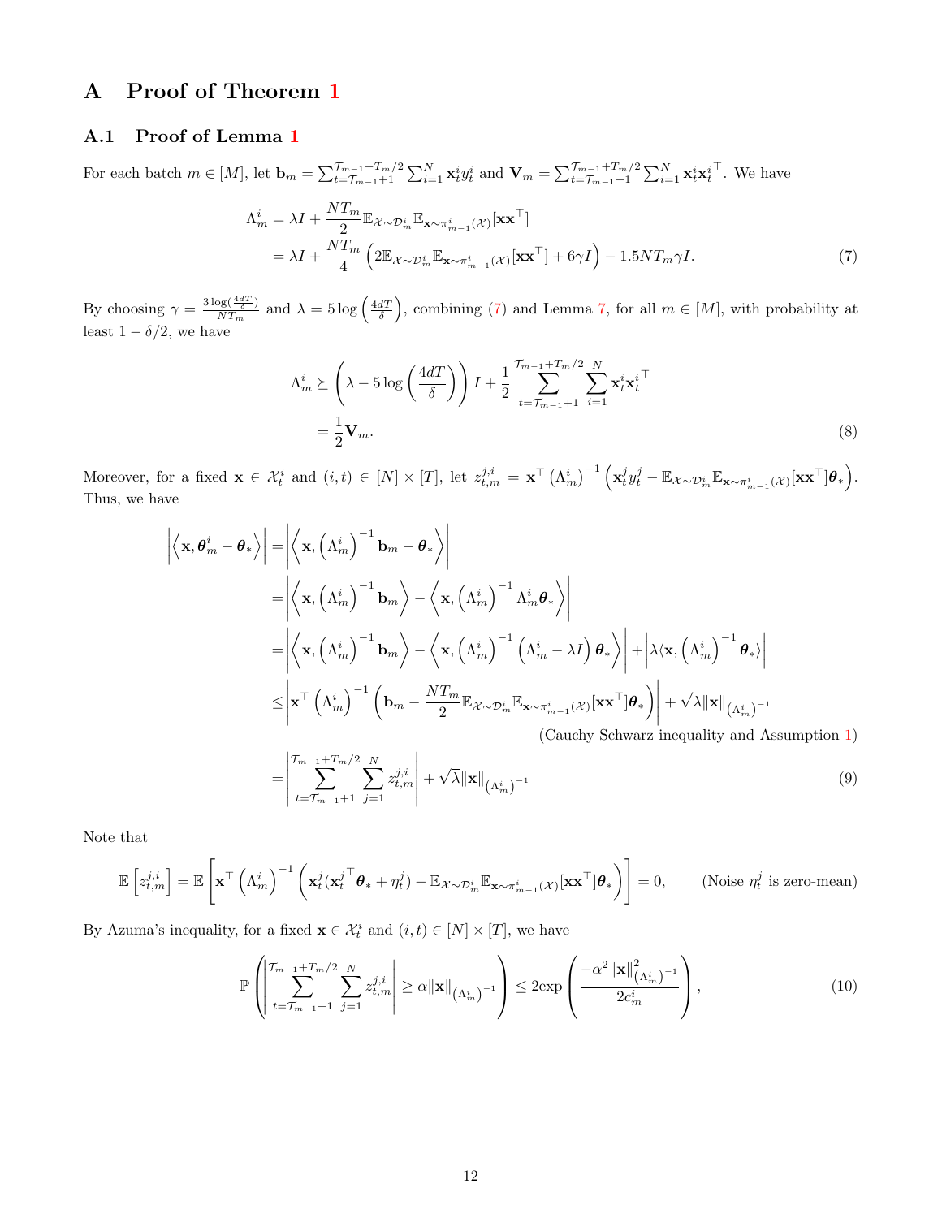# A Proof of Theorem 1

## A.1 Proof of Lemma 1

For each batch $m \in [M]$, let $\mathbf{b}_m = \sum_{t=\mathcal{T}_{m-1}+1}^{\mathcal{T}_{m-1}+T_m/2} \sum_{i=1}^{N} \mathbf{x}_t^i y_t^i$ and $\mathbf{V}_m = \sum_{t=\mathcal{T}_{m-1}+1}^{\mathcal{T}_{m-1}+T_m/2} \sum_{i=1}^{N} \mathbf{x}_t^i \mathbf{x}_t^{i\top}$. We have

$$
\begin{aligned}
\Lambda_m^i &= \lambda I + \frac{NT_m}{2} \mathbb{E}_{\mathcal{X}\sim\mathcal{D}_m^i} \mathbb{E}_{\mathbf{x}\sim\pi_{m-1}^i(\mathcal{X})}[\mathbf{x}\mathbf{x}^\top] \\
&= \lambda I + \frac{NT_m}{4} \left( 2\mathbb{E}_{\mathcal{X}\sim\mathcal{D}_m^i} \mathbb{E}_{\mathbf{x}\sim\pi_{m-1}^i(\mathcal{X})}[\mathbf{x}\mathbf{x}^\top] + 6\gamma I \right) - 1.5 NT_m \gamma I. \qquad (7)
\end{aligned}
$$

By choosing $\gamma = \frac{3\log(\frac{4dT}{\delta})}{NT_m}$ and $\lambda = 5\log\left(\frac{4dT}{\delta}\right)$, combining (7) and Lemma 7, for all $m \in [M]$, with probability at least $1 - \delta/2$, we have

$$
\begin{aligned}
\Lambda_m^i &\succeq \left( \lambda - 5\log\left(\frac{4dT}{\delta}\right) \right) I + \frac{1}{2} \sum_{t=\mathcal{T}_{m-1}+1}^{\mathcal{T}_{m-1}+T_m/2} \sum_{i=1}^{N} \mathbf{x}_t^i \mathbf{x}_t^{i\top} \\
&= \frac{1}{2} \mathbf{V}_m. \qquad (8)
\end{aligned}
$$

Moreover, for a fixed $\mathbf{x} \in \mathcal{X}_t^i$ and $(i,t) \in [N] \times [T]$, let $z_{t,m}^{j,i} = \mathbf{x}^\top \left(\Lambda_m^i\right)^{-1} \left( \mathbf{x}_t^j y_t^j - \mathbb{E}_{\mathcal{X}\sim\mathcal{D}_m^i} \mathbb{E}_{\mathbf{x}\sim\pi_{m-1}^i(\mathcal{X})}[\mathbf{x}\mathbf{x}^\top] \boldsymbol{\theta}_* \right)$. Thus, we have

$$
\begin{aligned}
\left| \left\langle \mathbf{x}, \boldsymbol{\theta}_m^i - \boldsymbol{\theta}_* \right\rangle \right| &= \left| \left\langle \mathbf{x}, \left(\Lambda_m^i\right)^{-1} \mathbf{b}_m - \boldsymbol{\theta}_* \right\rangle \right| \\
&= \left| \left\langle \mathbf{x}, \left(\Lambda_m^i\right)^{-1} \mathbf{b}_m \right\rangle - \left\langle \mathbf{x}, \left(\Lambda_m^i\right)^{-1} \Lambda_m^i \boldsymbol{\theta}_* \right\rangle \right| \\
&= \left| \left\langle \mathbf{x}, \left(\Lambda_m^i\right)^{-1} \mathbf{b}_m \right\rangle - \left\langle \mathbf{x}, \left(\Lambda_m^i\right)^{-1} \left(\Lambda_m^i - \lambda I\right) \boldsymbol{\theta}_* \right\rangle \right| + \left| \lambda \langle \mathbf{x}, \left(\Lambda_m^i\right)^{-1} \boldsymbol{\theta}_* \rangle \right| \\
&\leq \left| \mathbf{x}^\top \left(\Lambda_m^i\right)^{-1} \left( \mathbf{b}_m - \frac{NT_m}{2} \mathbb{E}_{\mathcal{X}\sim\mathcal{D}_m^i} \mathbb{E}_{\mathbf{x}\sim\pi_{m-1}^i(\mathcal{X})}[\mathbf{x}\mathbf{x}^\top] \boldsymbol{\theta}_* \right) \right| + \sqrt{\lambda} \|\mathbf{x}\|_{\left(\Lambda_m^i\right)^{-1}} \\
&\qquad\qquad \text{(Cauchy Schwarz inequality and Assumption 1)} \\
&= \left| \sum_{t=\mathcal{T}_{m-1}+1}^{\mathcal{T}_{m-1}+T_m/2} \sum_{j=1}^{N} z_{t,m}^{j,i} \right| + \sqrt{\lambda} \|\mathbf{x}\|_{\left(\Lambda_m^i\right)^{-1}} \qquad (9)
\end{aligned}
$$

Note that

$$
\mathbb{E}\left[ z_{t,m}^{j,i} \right] = \mathbb{E}\left[ \mathbf{x}^\top \left(\Lambda_m^i\right)^{-1} \left( \mathbf{x}_t^j (\mathbf{x}_t^{j\top} \boldsymbol{\theta}_* + \eta_t^j) - \mathbb{E}_{\mathcal{X}\sim\mathcal{D}_m^i} \mathbb{E}_{\mathbf{x}\sim\pi_{m-1}^i(\mathcal{X})}[\mathbf{x}\mathbf{x}^\top] \boldsymbol{\theta}_* \right) \right] = 0, \qquad \text{(Noise } \eta_t^j \text{ is zero-mean)}
$$

By Azuma's inequality, for a fixed $\mathbf{x} \in \mathcal{X}_t^i$ and $(i,t) \in [N] \times [T]$, we have

$$
\mathbb{P}\left( \left| \sum_{t=\mathcal{T}_{m-1}+1}^{\mathcal{T}_{m-1}+T_m/2} \sum_{j=1}^{N} z_{t,m}^{j,i} \right| \geq \alpha \|\mathbf{x}\|_{\left(\Lambda_m^i\right)^{-1}} \right) \leq 2\exp\left( \frac{-\alpha^2 \|\mathbf{x}\|_{\left(\Lambda_m^i\right)^{-1}}^2}{2c_m^i} \right), \qquad (10)
$$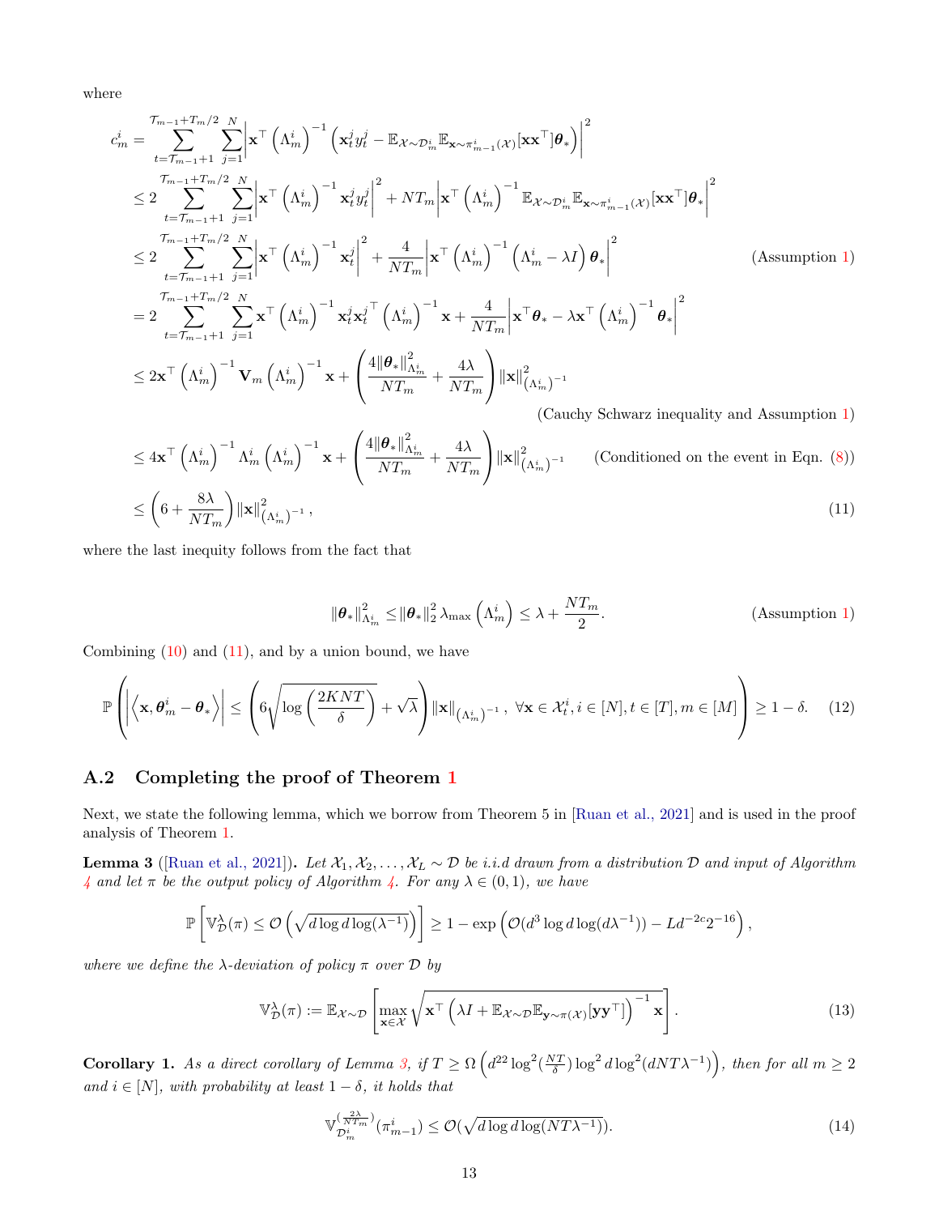where

$$
\begin{aligned}
c_m^i &= \sum_{t=\mathcal{T}_{m-1}+1}^{\mathcal{T}_{m-1}+T_m/2} \sum_{j=1}^{N} \left| \mathbf{x}^\top \left(\Lambda_m^i\right)^{-1} \left( \mathbf{x}_t^j y_t^j - \mathbb{E}_{\mathcal{X}\sim\mathcal{D}_m^i} \mathbb{E}_{\mathbf{x}\sim\pi_{m-1}^i(\mathcal{X})}[\mathbf{x}\mathbf{x}^\top]\boldsymbol{\theta}_* \right) \right|^2 \\
&\leq 2 \sum_{t=\mathcal{T}_{m-1}+1}^{\mathcal{T}_{m-1}+T_m/2} \sum_{j=1}^{N} \left| \mathbf{x}^\top \left(\Lambda_m^i\right)^{-1} \mathbf{x}_t^j y_t^j \right|^2 + NT_m \left| \mathbf{x}^\top \left(\Lambda_m^i\right)^{-1} \mathbb{E}_{\mathcal{X}\sim\mathcal{D}_m^i} \mathbb{E}_{\mathbf{x}\sim\pi_{m-1}^i(\mathcal{X})}[\mathbf{x}\mathbf{x}^\top]\boldsymbol{\theta}_* \right|^2 \\
&\leq 2 \sum_{t=\mathcal{T}_{m-1}+1}^{\mathcal{T}_{m-1}+T_m/2} \sum_{j=1}^{N} \left| \mathbf{x}^\top \left(\Lambda_m^i\right)^{-1} \mathbf{x}_t^j \right|^2 + \frac{4}{NT_m} \left| \mathbf{x}^\top \left(\Lambda_m^i\right)^{-1} \left(\Lambda_m^i - \lambda I\right) \boldsymbol{\theta}_* \right|^2 \qquad \text{(Assumption 1)} \\
&= 2 \sum_{t=\mathcal{T}_{m-1}+1}^{\mathcal{T}_{m-1}+T_m/2} \sum_{j=1}^{N} \mathbf{x}^\top \left(\Lambda_m^i\right)^{-1} \mathbf{x}_t^j \mathbf{x}_t^{j\top} \left(\Lambda_m^i\right)^{-1} \mathbf{x} + \frac{4}{NT_m} \left| \mathbf{x}^\top \boldsymbol{\theta}_* - \lambda \mathbf{x}^\top \left(\Lambda_m^i\right)^{-1} \boldsymbol{\theta}_* \right|^2 \\
&\leq 2\mathbf{x}^\top \left(\Lambda_m^i\right)^{-1} \mathbf{V}_m \left(\Lambda_m^i\right)^{-1} \mathbf{x} + \left( \frac{4\|\boldsymbol{\theta}_*\|_{\Lambda_m^i}^2}{NT_m} + \frac{4\lambda}{NT_m} \right) \|\mathbf{x}\|_{(\Lambda_m^i)^{-1}}^2 \\
&\qquad\qquad \text{(Cauchy Schwarz inequality and Assumption 1)} \\
&\leq 4\mathbf{x}^\top \left(\Lambda_m^i\right)^{-1} \Lambda_m^i \left(\Lambda_m^i\right)^{-1} \mathbf{x} + \left( \frac{4\|\boldsymbol{\theta}_*\|_{\Lambda_m^i}^2}{NT_m} + \frac{4\lambda}{NT_m} \right) \|\mathbf{x}\|_{(\Lambda_m^i)^{-1}}^2 \qquad \text{(Conditioned on the event in Eqn. (8))} \\
&\leq \left(6 + \frac{8\lambda}{NT_m}\right) \|\mathbf{x}\|_{(\Lambda_m^i)^{-1}}^2 , \qquad (11)
\end{aligned}
$$

where the last inequity follows from the fact that

$$
\|\boldsymbol{\theta}_*\|_{\Lambda_m^i}^2 \leq \|\boldsymbol{\theta}_*\|_2^2 \, \lambda_{\max}\left(\Lambda_m^i\right) \leq \lambda + \frac{NT_m}{2}. \qquad \text{(Assumption 1)}
$$

Combining (10) and (11), and by a union bound, we have

$$
\mathbb{P}\left( \left| \left\langle \mathbf{x}, \boldsymbol{\theta}_m^i - \boldsymbol{\theta}_* \right\rangle \right| \leq \left( 6\sqrt{\log\left(\frac{2KNT}{\delta}\right)} + \sqrt{\lambda} \right) \|\mathbf{x}\|_{(\Lambda_m^i)^{-1}} , \ \forall \mathbf{x} \in \mathcal{X}_t^i, i \in [N], t \in [T], m \in [M] \right) \geq 1 - \delta. \qquad (12)
$$

## A.2 Completing the proof of Theorem 1

Next, we state the following lemma, which we borrow from Theorem 5 in [Ruan et al., 2021] and is used in the proof analysis of Theorem 1.

**Lemma 3** ([Ruan et al., 2021])**.** *Let $\mathcal{X}_1, \mathcal{X}_2, \ldots, \mathcal{X}_L \sim \mathcal{D}$ be i.i.d drawn from a distribution $\mathcal{D}$ and input of Algorithm 4 and let $\pi$ be the output policy of Algorithm 4. For any $\lambda \in (0,1)$, we have*

$$
\mathbb{P}\left[ \mathbb{V}_{\mathcal{D}}^{\lambda}(\pi) \leq \mathcal{O}\left( \sqrt{d \log d \log(\lambda^{-1})} \right) \right] \geq 1 - \exp\left( \mathcal{O}(d^3 \log d \log(d\lambda^{-1})) - Ld^{-2c}2^{-16} \right),
$$

*where we define the $\lambda$-deviation of policy $\pi$ over $\mathcal{D}$ by*

$$
\mathbb{V}_{\mathcal{D}}^{\lambda}(\pi) := \mathbb{E}_{\mathcal{X}\sim\mathcal{D}}\left[ \max_{\mathbf{x}\in\mathcal{X}} \sqrt{ \mathbf{x}^\top \left( \lambda I + \mathbb{E}_{\mathcal{X}\sim\mathcal{D}} \mathbb{E}_{\mathbf{y}\sim\pi(\mathcal{X})}[\mathbf{y}\mathbf{y}^\top] \right)^{-1} \mathbf{x} } \right]. \qquad (13)
$$

**Corollary 1.** *As a direct corollary of Lemma 3, if $T \geq \Omega\left(d^{22} \log^2(\frac{NT}{\delta}) \log^2 d \log^2(dNT\lambda^{-1})\right)$, then for all $m \geq 2$ and $i \in [N]$, with probability at least $1-\delta$, it holds that*

$$
\mathbb{V}_{\mathcal{D}_m^i}^{(\frac{2\lambda}{NT_m})}(\pi_{m-1}^i) \leq \mathcal{O}(\sqrt{d \log d \log(NT\lambda^{-1})}). \qquad (14)
$$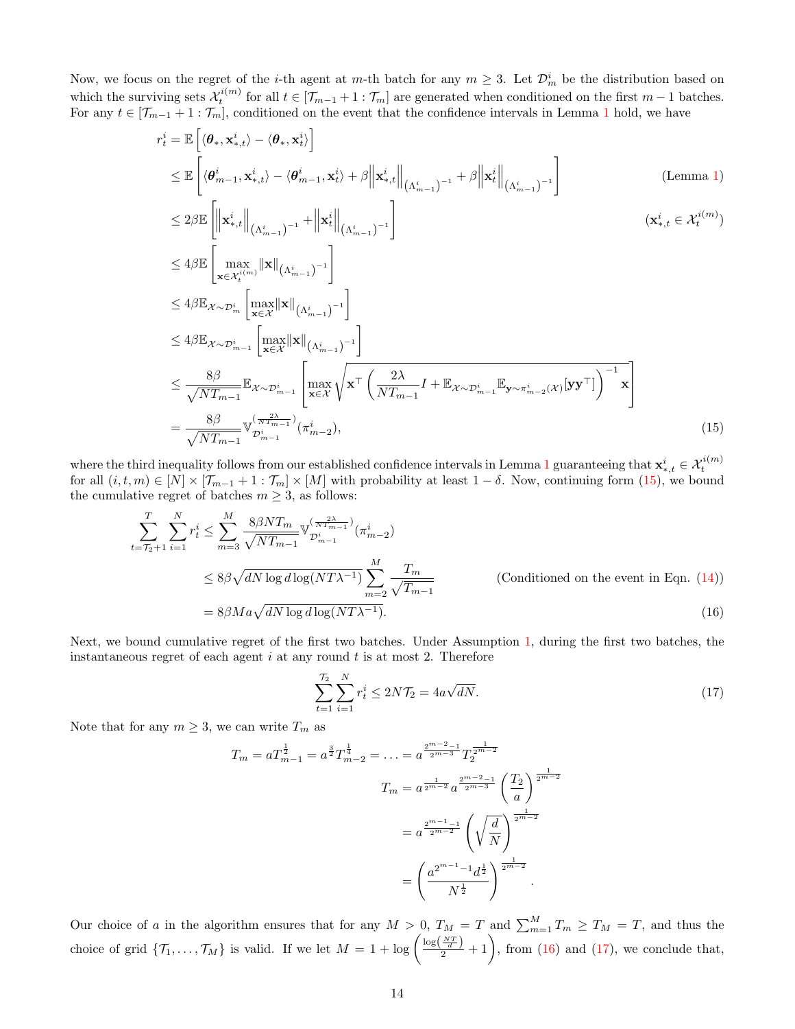Now, we focus on the regret of the $i$-th agent at $m$-th batch for any $m \geq 3$. Let $\mathcal{D}_m^i$ be the distribution based on which the surviving sets $\mathcal{X}_t^{i(m)}$ for all $t \in [\mathcal{T}_{m-1}+1 : \mathcal{T}_m]$ are generated when conditioned on the first $m-1$ batches. For any $t \in [\mathcal{T}_{m-1}+1 : \mathcal{T}_m]$, conditioned on the event that the confidence intervals in Lemma 1 hold, we have

$$
\begin{aligned}
r_t^i &= \mathbb{E}\left[\langle \boldsymbol{\theta}_*, \mathbf{x}_{*,t}^i \rangle - \langle \boldsymbol{\theta}_*, \mathbf{x}_t^i \rangle\right] \\
&\leq \mathbb{E}\left[\langle \boldsymbol{\theta}_{m-1}^i, \mathbf{x}_{*,t}^i \rangle - \langle \boldsymbol{\theta}_{m-1}^i, \mathbf{x}_t^i \rangle + \beta \left\|\mathbf{x}_{*,t}^i\right\|_{(\Lambda_{m-1}^i)^{-1}} + \beta \left\|\mathbf{x}_t^i\right\|_{(\Lambda_{m-1}^i)^{-1}}\right] && \text{(Lemma 1)} \\
&\leq 2\beta \mathbb{E}\left[\left\|\mathbf{x}_{*,t}^i\right\|_{(\Lambda_{m-1}^i)^{-1}} + \left\|\mathbf{x}_t^i\right\|_{(\Lambda_{m-1}^i)^{-1}}\right] && (\mathbf{x}_{*,t}^i \in \mathcal{X}_t^{i(m)}) \\
&\leq 4\beta \mathbb{E}\left[\max_{\mathbf{x} \in \mathcal{X}_t^{i(m)}} \|\mathbf{x}\|_{(\Lambda_{m-1}^i)^{-1}}\right] \\
&\leq 4\beta \mathbb{E}_{\mathcal{X} \sim \mathcal{D}_m^i}\left[\max_{\mathbf{x} \in \mathcal{X}} \|\mathbf{x}\|_{(\Lambda_{m-1}^i)^{-1}}\right] \\
&\leq 4\beta \mathbb{E}_{\mathcal{X} \sim \mathcal{D}_{m-1}^i}\left[\max_{\mathbf{x} \in \mathcal{X}} \|\mathbf{x}\|_{(\Lambda_{m-1}^i)^{-1}}\right] \\
&\leq \frac{8\beta}{\sqrt{NT_{m-1}}} \mathbb{E}_{\mathcal{X} \sim \mathcal{D}_{m-1}^i}\left[\max_{\mathbf{x} \in \mathcal{X}} \sqrt{\mathbf{x}^\top \left(\frac{2\lambda}{NT_{m-1}} I + \mathbb{E}_{\mathcal{X} \sim \mathcal{D}_{m-1}^i} \mathbb{E}_{\mathbf{y} \sim \pi_{m-2}^i(\mathcal{X})}[\mathbf{y}\mathbf{y}^\top]\right)^{-1} \mathbf{x}}\right] \\
&= \frac{8\beta}{\sqrt{NT_{m-1}}} \mathbb{V}_{\mathcal{D}_{m-1}^i}^{\left(\frac{2\lambda}{NT_{m-1}}\right)}(\pi_{m-2}^i),
\end{aligned} \tag{15}
$$

where the third inequality follows from our established confidence intervals in Lemma 1 guaranteeing that $\mathbf{x}_{*,t}^i \in \mathcal{X}_t^{i(m)}$ for all $(i,t,m) \in [N] \times [\mathcal{T}_{m-1}+1 : \mathcal{T}_m] \times [M]$ with probability at least $1-\delta$. Now, continuing form (15), we bound the cumulative regret of batches $m \geq 3$, as follows:

$$
\begin{aligned}
\sum_{t=\mathcal{T}_2+1}^{T} \sum_{i=1}^{N} r_t^i &\leq \sum_{m=3}^{M} \frac{8\beta N T_m}{\sqrt{NT_{m-1}}} \mathbb{V}_{\mathcal{D}_{m-1}^i}^{\left(\frac{2\lambda}{NT_{m-1}}\right)}(\pi_{m-2}^i) \\
&\leq 8\beta \sqrt{dN \log d \log(NT\lambda^{-1})} \sum_{m=2}^{M} \frac{T_m}{\sqrt{T_{m-1}}} && \text{(Conditioned on the event in Eqn. (14))} \\
&= 8\beta M a \sqrt{dN \log d \log(NT\lambda^{-1})}.
\end{aligned} \tag{16}
$$

Next, we bound cumulative regret of the first two batches. Under Assumption 1, during the first two batches, the instantaneous regret of each agent $i$ at any round $t$ is at most 2. Therefore

$$
\sum_{t=1}^{\mathcal{T}_2} \sum_{i=1}^{N} r_t^i \leq 2N\mathcal{T}_2 = 4a\sqrt{dN}. \tag{17}
$$

Note that for any $m \geq 3$, we can write $T_m$ as

$$
\begin{aligned}
T_m = aT_{m-1}^{\frac{1}{2}} = a^{\frac{3}{2}} T_{m-2}^{\frac{1}{4}} &= \ldots = a^{\frac{2^{m-2}-1}{2^{m-3}}} T_2^{\frac{1}{2^{m-2}}} \\
T_m &= a^{\frac{1}{2^{m-2}}} a^{\frac{2^{m-2}-1}{2^{m-3}}} \left(\frac{T_2}{a}\right)^{\frac{1}{2^{m-2}}} \\
&= a^{\frac{2^{m-1}-1}{2^{m-2}}} \left(\sqrt{\frac{d}{N}}\right)^{\frac{1}{2^{m-2}}} \\
&= \left(\frac{a^{2^{m-1}-1} d^{\frac{1}{2}}}{N^{\frac{1}{2}}}\right)^{\frac{1}{2^{m-2}}}.
\end{aligned}
$$

Our choice of $a$ in the algorithm ensures that for any $M > 0$, $T_M = T$ and $\sum_{m=1}^{M} T_m \geq T_M = T$, and thus the choice of grid $\{\mathcal{T}_1, \ldots, \mathcal{T}_M\}$ is valid. If we let $M = 1 + \log\left(\frac{\log\left(\frac{NT}{d}\right)}{2} + 1\right)$, from (16) and (17), we conclude that,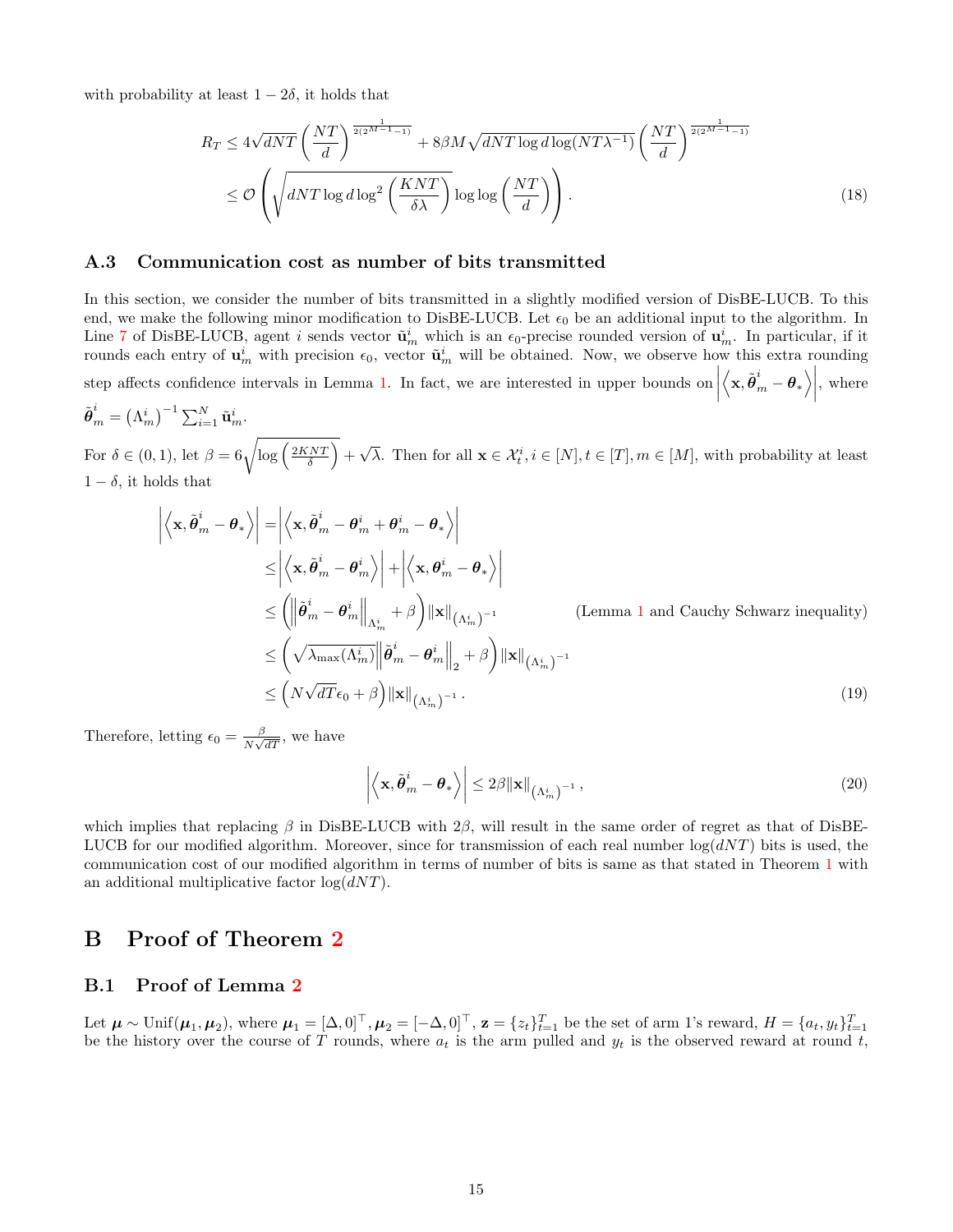with probability at least $1 - 2\delta$, it holds that

$$
\begin{aligned}
R_T &\leq 4\sqrt{dNT}\left(\frac{NT}{d}\right)^{\frac{1}{2(2^{M-1}-1)}} + 8\beta M\sqrt{dNT\log d \log(NT\lambda^{-1})}\left(\frac{NT}{d}\right)^{\frac{1}{2(2^{M-1}-1)}} \\
&\leq \mathcal{O}\left(\sqrt{dNT\log d \log^2\left(\frac{KNT}{\delta\lambda}\right)}\log\log\left(\frac{NT}{d}\right)\right).
\end{aligned}
\tag{18}
$$

### A.3 Communication cost as number of bits transmitted

In this section, we consider the number of bits transmitted in a slightly modified version of DisBE-LUCB. To this end, we make the following minor modification to DisBE-LUCB. Let $\epsilon_0$ be an additional input to the algorithm. In Line 7 of DisBE-LUCB, agent $i$ sends vector $\tilde{\mathbf{u}}_m^i$ which is an $\epsilon_0$-precise rounded version of $\mathbf{u}_m^i$. In particular, if it rounds each entry of $\mathbf{u}_m^i$ with precision $\epsilon_0$, vector $\tilde{\mathbf{u}}_m^i$ will be obtained. Now, we observe how this extra rounding step affects confidence intervals in Lemma 1. In fact, we are interested in upper bounds on $\left|\left\langle \mathbf{x}, \tilde{\boldsymbol{\theta}}_m^i - \boldsymbol{\theta}_*\right\rangle\right|$, where $\tilde{\boldsymbol{\theta}}_m^i = \left(\Lambda_m^i\right)^{-1}\sum_{i=1}^N \tilde{\mathbf{u}}_m^i$.

For $\delta \in (0,1)$, let $\beta = 6\sqrt{\log\left(\frac{2KNT}{\delta}\right)} + \sqrt{\lambda}$. Then for all $\mathbf{x} \in \mathcal{X}_t^i, i \in [N], t \in [T], m \in [M]$, with probability at least $1-\delta$, it holds that

$$
\begin{aligned}
\left|\left\langle \mathbf{x}, \tilde{\boldsymbol{\theta}}_m^i - \boldsymbol{\theta}_*\right\rangle\right| &= \left|\left\langle \mathbf{x}, \tilde{\boldsymbol{\theta}}_m^i - \boldsymbol{\theta}_m^i + \boldsymbol{\theta}_m^i - \boldsymbol{\theta}_*\right\rangle\right| \\
&\leq \left|\left\langle \mathbf{x}, \tilde{\boldsymbol{\theta}}_m^i - \boldsymbol{\theta}_m^i\right\rangle\right| + \left|\left\langle \mathbf{x}, \boldsymbol{\theta}_m^i - \boldsymbol{\theta}_*\right\rangle\right| \\
&\leq \left(\left\|\tilde{\boldsymbol{\theta}}_m^i - \boldsymbol{\theta}_m^i\right\|_{\Lambda_m^i} + \beta\right)\|\mathbf{x}\|_{\left(\Lambda_m^i\right)^{-1}} \qquad \text{(Lemma 1 and Cauchy Schwarz inequality)} \\
&\leq \left(\sqrt{\lambda_{\max}(\Lambda_m^i)}\left\|\tilde{\boldsymbol{\theta}}_m^i - \boldsymbol{\theta}_m^i\right\|_2 + \beta\right)\|\mathbf{x}\|_{\left(\Lambda_m^i\right)^{-1}} \\
&\leq \left(N\sqrt{dT}\epsilon_0 + \beta\right)\|\mathbf{x}\|_{\left(\Lambda_m^i\right)^{-1}}.
\end{aligned}
\tag{19}
$$

Therefore, letting $\epsilon_0 = \frac{\beta}{N\sqrt{dT}}$, we have

$$
\left|\left\langle \mathbf{x}, \tilde{\boldsymbol{\theta}}_m^i - \boldsymbol{\theta}_*\right\rangle\right| \leq 2\beta\|\mathbf{x}\|_{\left(\Lambda_m^i\right)^{-1}}, \tag{20}
$$

which implies that replacing $\beta$ in DisBE-LUCB with $2\beta$, will result in the same order of regret as that of DisBE-LUCB for our modified algorithm. Moreover, since for transmission of each real number $\log(dNT)$ bits is used, the communication cost of our modified algorithm in terms of number of bits is same as that stated in Theorem 1 with an additional multiplicative factor $\log(dNT)$.

## B Proof of Theorem 2

### B.1 Proof of Lemma 2

Let $\boldsymbol{\mu} \sim \text{Unif}(\boldsymbol{\mu}_1, \boldsymbol{\mu}_2)$, where $\boldsymbol{\mu}_1 = [\Delta, 0]^\top, \boldsymbol{\mu}_2 = [-\Delta, 0]^\top$, $\mathbf{z} = \{z_t\}_{t=1}^T$ be the set of arm 1's reward, $H = \{a_t, y_t\}_{t=1}^T$ be the history over the course of $T$ rounds, where $a_t$ is the arm pulled and $y_t$ is the observed reward at round $t$,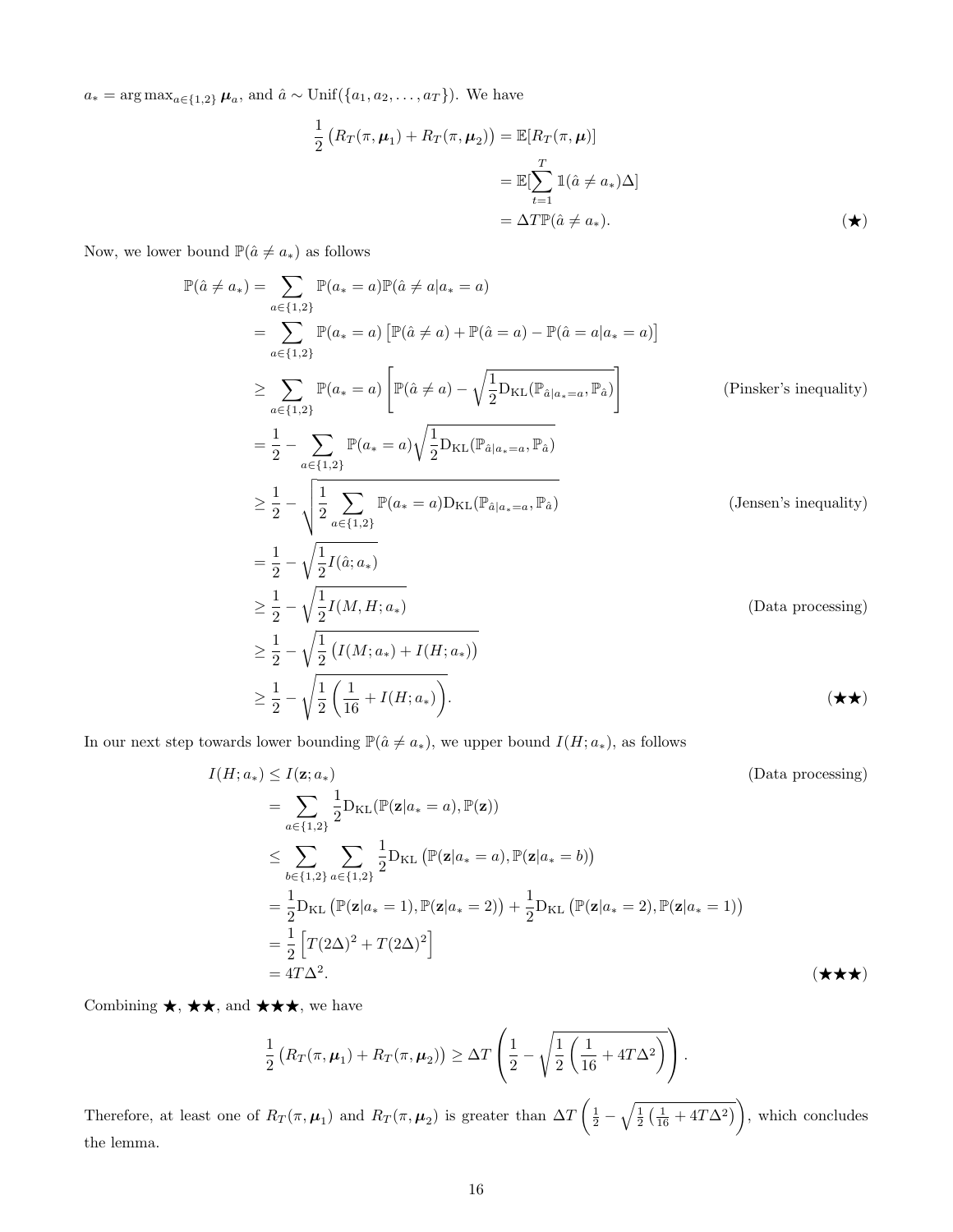$a_* = \arg\max_{a \in \{1,2\}} \boldsymbol{\mu}_a$, and $\hat{a} \sim \text{Unif}(\{a_1, a_2, \ldots, a_T\})$. We have

$$
\begin{aligned}
\frac{1}{2}\left(R_T(\pi, \boldsymbol{\mu}_1) + R_T(\pi, \boldsymbol{\mu}_2)\right) &= \mathbb{E}[R_T(\pi, \boldsymbol{\mu})] \\
&= \mathbb{E}[\sum_{t=1}^{T} \mathbb{1}(\hat{a} \neq a_*)\Delta] \\
&= \Delta T \mathbb{P}(\hat{a} \neq a_*). \qquad (\bigstar)
\end{aligned}
$$

Now, we lower bound $\mathbb{P}(\hat{a} \neq a_*)$ as follows

$$
\begin{aligned}
\mathbb{P}(\hat{a} \neq a_*) &= \sum_{a \in \{1,2\}} \mathbb{P}(a_* = a)\mathbb{P}(\hat{a} \neq a | a_* = a) \\
&= \sum_{a \in \{1,2\}} \mathbb{P}(a_* = a)\left[\mathbb{P}(\hat{a} \neq a) + \mathbb{P}(\hat{a} = a) - \mathbb{P}(\hat{a} = a | a_* = a)\right] \\
&\geq \sum_{a \in \{1,2\}} \mathbb{P}(a_* = a)\left[\mathbb{P}(\hat{a} \neq a) - \sqrt{\frac{1}{2}\mathrm{D}_{\mathrm{KL}}(\mathbb{P}_{\hat{a}|a_*=a}, \mathbb{P}_{\hat{a}})}\right] \qquad \text{(Pinsker's inequality)} \\
&= \frac{1}{2} - \sum_{a \in \{1,2\}} \mathbb{P}(a_* = a)\sqrt{\frac{1}{2}\mathrm{D}_{\mathrm{KL}}(\mathbb{P}_{\hat{a}|a_*=a}, \mathbb{P}_{\hat{a}})} \\
&\geq \frac{1}{2} - \sqrt{\frac{1}{2}\sum_{a \in \{1,2\}} \mathbb{P}(a_* = a)\mathrm{D}_{\mathrm{KL}}(\mathbb{P}_{\hat{a}|a_*=a}, \mathbb{P}_{\hat{a}})} \qquad \text{(Jensen's inequality)} \\
&= \frac{1}{2} - \sqrt{\frac{1}{2}I(\hat{a}; a_*)} \\
&\geq \frac{1}{2} - \sqrt{\frac{1}{2}I(M, H; a_*)} \qquad \text{(Data processing)} \\
&\geq \frac{1}{2} - \sqrt{\frac{1}{2}\left(I(M; a_*) + I(H; a_*)\right)} \\
&\geq \frac{1}{2} - \sqrt{\frac{1}{2}\left(\frac{1}{16} + I(H; a_*)\right)}. \qquad (\bigstar\bigstar)
\end{aligned}
$$

In our next step towards lower bounding $\mathbb{P}(\hat{a} \neq a_*)$, we upper bound $I(H; a_*)$, as follows

$$
\begin{aligned}
I(H; a_*) &\leq I(\mathbf{z}; a_*) \qquad \text{(Data processing)} \\
&= \sum_{a \in \{1,2\}} \frac{1}{2}\mathrm{D}_{\mathrm{KL}}(\mathbb{P}(\mathbf{z}|a_* = a), \mathbb{P}(\mathbf{z})) \\
&\leq \sum_{b \in \{1,2\}} \sum_{a \in \{1,2\}} \frac{1}{2}\mathrm{D}_{\mathrm{KL}}\left(\mathbb{P}(\mathbf{z}|a_* = a), \mathbb{P}(\mathbf{z}|a_* = b)\right) \\
&= \frac{1}{2}\mathrm{D}_{\mathrm{KL}}\left(\mathbb{P}(\mathbf{z}|a_* = 1), \mathbb{P}(\mathbf{z}|a_* = 2)\right) + \frac{1}{2}\mathrm{D}_{\mathrm{KL}}\left(\mathbb{P}(\mathbf{z}|a_* = 2), \mathbb{P}(\mathbf{z}|a_* = 1)\right) \\
&= \frac{1}{2}\left[T(2\Delta)^2 + T(2\Delta)^2\right] \\
&= 4T\Delta^2. \qquad (\bigstar\bigstar\bigstar)
\end{aligned}
$$

Combining $\bigstar$, $\bigstar\bigstar$, and $\bigstar\bigstar\bigstar$, we have

$$
\frac{1}{2}\left(R_T(\pi, \boldsymbol{\mu}_1) + R_T(\pi, \boldsymbol{\mu}_2)\right) \geq \Delta T\left(\frac{1}{2} - \sqrt{\frac{1}{2}\left(\frac{1}{16} + 4T\Delta^2\right)}\right).
$$

Therefore, at least one of $R_T(\pi, \boldsymbol{\mu}_1)$ and $R_T(\pi, \boldsymbol{\mu}_2)$ is greater than $\Delta T\left(\frac{1}{2} - \sqrt{\frac{1}{2}\left(\frac{1}{16} + 4T\Delta^2\right)}\right)$, which concludes the lemma.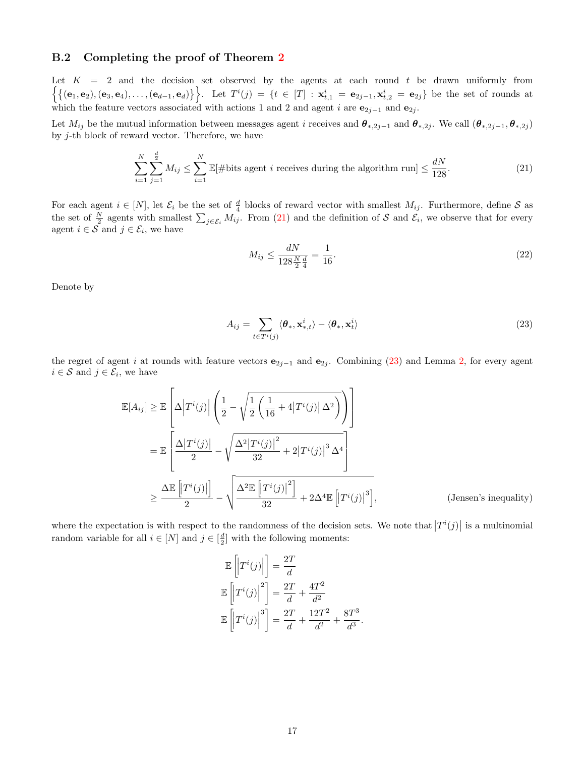### B.2 Completing the proof of Theorem 2

Let $K = 2$ and the decision set observed by the agents at each round $t$ be drawn uniformly from $\Big\{\{(\mathbf{e}_1, \mathbf{e}_2), (\mathbf{e}_3, \mathbf{e}_4), \ldots, (\mathbf{e}_{d-1}, \mathbf{e}_d)\}\Big\}$. Let $T^i(j) = \{t \in [T] : \mathbf{x}^i_{t,1} = \mathbf{e}_{2j-1}, \mathbf{x}^i_{t,2} = \mathbf{e}_{2j}\}$ be the set of rounds at which the feature vectors associated with actions 1 and 2 and agent $i$ are $\mathbf{e}_{2j-1}$ and $\mathbf{e}_{2j}$.

Let $M_{ij}$ be the mutual information between messages agent $i$ receives and $\boldsymbol{\theta}_{*,2j-1}$ and $\boldsymbol{\theta}_{*,2j}$. We call $(\boldsymbol{\theta}_{*,2j-1}, \boldsymbol{\theta}_{*,2j})$ by $j$-th block of reward vector. Therefore, we have

$$\sum_{i=1}^{N} \sum_{j=1}^{\frac{d}{2}} M_{ij} \leq \sum_{i=1}^{N} \mathbb{E}[\#\text{bits agent } i \text{ receives during the algorithm run}] \leq \frac{dN}{128}. \tag{21}$$

For each agent $i \in [N]$, let $\mathcal{E}_i$ be the set of $\frac{d}{4}$ blocks of reward vector with smallest $M_{ij}$. Furthermore, define $\mathcal{S}$ as the set of $\frac{N}{2}$ agents with smallest $\sum_{j \in \mathcal{E}_i} M_{ij}$. From (21) and the definition of $\mathcal{S}$ and $\mathcal{E}_i$, we observe that for every agent $i \in \mathcal{S}$ and $j \in \mathcal{E}_i$, we have

$$M_{ij} \leq \frac{dN}{128 \frac{N}{2} \frac{d}{4}} = \frac{1}{16}. \tag{22}$$

Denote by

$$A_{ij} = \sum_{t \in T^i(j)} \langle \boldsymbol{\theta}_*, \mathbf{x}^i_{*,t} \rangle - \langle \boldsymbol{\theta}_*, \mathbf{x}^i_t \rangle \tag{23}$$

the regret of agent $i$ at rounds with feature vectors $\mathbf{e}_{2j-1}$ and $\mathbf{e}_{2j}$. Combining (23) and Lemma 2, for every agent $i \in \mathcal{S}$ and $j \in \mathcal{E}_i$, we have

$$
\begin{aligned}
\mathbb{E}[A_{ij}] &\geq \mathbb{E}\left[\Delta \left|T^i(j)\right| \left(\frac{1}{2} - \sqrt{\frac{1}{2}\left(\frac{1}{16} + 4\left|T^i(j)\right| \Delta^2\right)}\right)\right] \\
&= \mathbb{E}\left[\frac{\Delta \left|T^i(j)\right|}{2} - \sqrt{\frac{\Delta^2 \left|T^i(j)\right|^2}{32} + 2\left|T^i(j)\right|^3 \Delta^4}\right] \\
&\geq \frac{\Delta \mathbb{E}\left[\left|T^i(j)\right|\right]}{2} - \sqrt{\frac{\Delta^2 \mathbb{E}\left[\left|T^i(j)\right|^2\right]}{32} + 2\Delta^4 \mathbb{E}\left[\left|T^i(j)\right|^3\right]}, \qquad \text{(Jensen's inequality)}
\end{aligned}
$$

where the expectation is with respect to the randomness of the decision sets. We note that $\left|T^i(j)\right|$ is a multinomial random variable for all $i \in [N]$ and $j \in [\frac{d}{2}]$ with the following moments:

$$
\begin{aligned}
\mathbb{E}\left[\left|T^i(j)\right|\right] &= \frac{2T}{d} \\
\mathbb{E}\left[\left|T^i(j)\right|^2\right] &= \frac{2T}{d} + \frac{4T^2}{d^2} \\
\mathbb{E}\left[\left|T^i(j)\right|^3\right] &= \frac{2T}{d} + \frac{12T^2}{d^2} + \frac{8T^3}{d^3}.
\end{aligned}
$$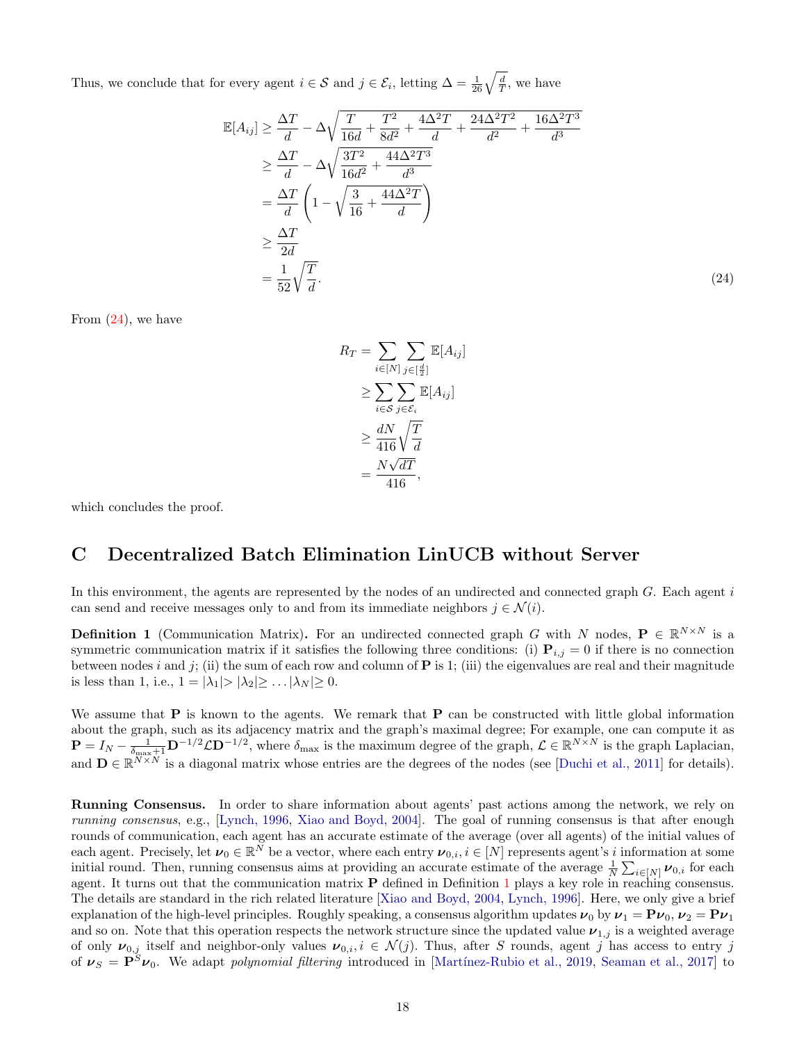Thus, we conclude that for every agent $i \in \mathcal{S}$ and $j \in \mathcal{E}_i$, letting $\Delta = \frac{1}{26}\sqrt{\frac{d}{T}}$, we have

$$
\begin{aligned}
\mathbb{E}[A_{ij}] &\geq \frac{\Delta T}{d} - \Delta\sqrt{\frac{T}{16d} + \frac{T^2}{8d^2} + \frac{4\Delta^2 T}{d} + \frac{24\Delta^2 T^2}{d^2} + \frac{16\Delta^2 T^3}{d^3}} \\
&\geq \frac{\Delta T}{d} - \Delta\sqrt{\frac{3T^2}{16d^2} + \frac{44\Delta^2 T^3}{d^3}} \\
&= \frac{\Delta T}{d}\left(1 - \sqrt{\frac{3}{16} + \frac{44\Delta^2 T}{d}}\right) \\
&\geq \frac{\Delta T}{2d} \\
&= \frac{1}{52}\sqrt{\frac{T}{d}}.
\end{aligned} \tag{24}
$$

From (24), we have

$$
\begin{aligned}
R_T &= \sum_{i\in[N]} \sum_{j \in [\frac{d}{2}]} \mathbb{E}[A_{ij}] \\
&\geq \sum_{i \in \mathcal{S}} \sum_{j \in \mathcal{E}_i} \mathbb{E}[A_{ij}] \\
&\geq \frac{dN}{416}\sqrt{\frac{T}{d}} \\
&= \frac{N\sqrt{dT}}{416},
\end{aligned}
$$

which concludes the proof.

# C Decentralized Batch Elimination LinUCB without Server

In this environment, the agents are represented by the nodes of an undirected and connected graph $G$. Each agent $i$ can send and receive messages only to and from its immediate neighbors $j \in \mathcal{N}(i)$.

**Definition 1** (Communication Matrix)**.** For an undirected connected graph $G$ with $N$ nodes, $\mathbf{P} \in \mathbb{R}^{N\times N}$ is a symmetric communication matrix if it satisfies the following three conditions: (i) $\mathbf{P}_{i,j} = 0$ if there is no connection between nodes $i$ and $j$; (ii) the sum of each row and column of $\mathbf{P}$ is 1; (iii) the eigenvalues are real and their magnitude is less than 1, i.e., $1 = |\lambda_1| > |\lambda_2| \geq \ldots |\lambda_N| \geq 0$.

We assume that $\mathbf{P}$ is known to the agents. We remark that $\mathbf{P}$ can be constructed with little global information about the graph, such as its adjacency matrix and the graph's maximal degree; For example, one can compute it as $\mathbf{P} = I_N - \frac{1}{\delta_{\max}+1}\mathbf{D}^{-1/2}\mathcal{L}\mathbf{D}^{-1/2}$, where $\delta_{\max}$ is the maximum degree of the graph, $\mathcal{L} \in \mathbb{R}^{N\times N}$ is the graph Laplacian, and $\mathbf{D} \in \mathbb{R}^{N\times N}$ is a diagonal matrix whose entries are the degrees of the nodes (see [Duchi et al., 2011] for details).

**Running Consensus.** In order to share information about agents' past actions among the network, we rely on *running consensus*, e.g., [Lynch, 1996, Xiao and Boyd, 2004]. The goal of running consensus is that after enough rounds of communication, each agent has an accurate estimate of the average (over all agents) of the initial values of each agent. Precisely, let $\boldsymbol{\nu}_0 \in \mathbb{R}^N$ be a vector, where each entry $\boldsymbol{\nu}_{0,i}, i \in [N]$ represents agent's $i$ information at some initial round. Then, running consensus aims at providing an accurate estimate of the average $\frac{1}{N}\sum_{i\in[N]}\boldsymbol{\nu}_{0,i}$ for each agent. It turns out that the communication matrix $\mathbf{P}$ defined in Definition 1 plays a key role in reaching consensus. The details are standard in the rich related literature [Xiao and Boyd, 2004, Lynch, 1996]. Here, we only give a brief explanation of the high-level principles. Roughly speaking, a consensus algorithm updates $\boldsymbol{\nu}_0$ by $\boldsymbol{\nu}_1 = \mathbf{P}\boldsymbol{\nu}_0$, $\boldsymbol{\nu}_2 = \mathbf{P}\boldsymbol{\nu}_1$ and so on. Note that this operation respects the network structure since the updated value $\boldsymbol{\nu}_{1,j}$ is a weighted average of only $\boldsymbol{\nu}_{0,j}$ itself and neighbor-only values $\boldsymbol{\nu}_{0,i}, i \in \mathcal{N}(j)$. Thus, after $S$ rounds, agent $j$ has access to entry $j$ of $\boldsymbol{\nu}_S = \mathbf{P}^S\boldsymbol{\nu}_0$. We adapt *polynomial filtering* introduced in [Martínez-Rubio et al., 2019, Seaman et al., 2017] to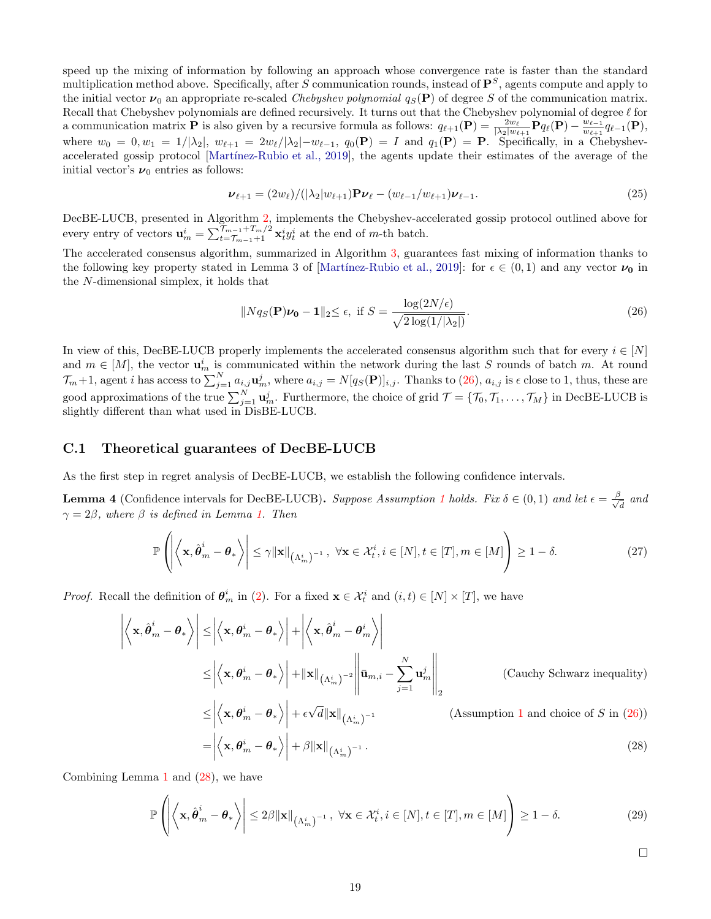speed up the mixing of information by following an approach whose convergence rate is faster than the standard multiplication method above. Specifically, after $S$ communication rounds, instead of $\mathbf{P}^S$, agents compute and apply to the initial vector $\boldsymbol{\nu}_0$ an appropriate re-scaled *Chebyshev polynomial* $q_S(\mathbf{P})$ of degree $S$ of the communication matrix. Recall that Chebyshev polynomials are defined recursively. It turns out that the Chebyshev polynomial of degree $\ell$ for a communication matrix $\mathbf{P}$ is also given by a recursive formula as follows: $q_{\ell+1}(\mathbf{P}) = \frac{2w_\ell}{|\lambda_2| w_{\ell+1}} \mathbf{P} q_\ell(\mathbf{P}) - \frac{w_{\ell-1}}{w_{\ell+1}} q_{\ell-1}(\mathbf{P})$, where $w_0 = 0, w_1 = 1/|\lambda_2|$, $w_{\ell+1} = 2w_\ell/|\lambda_2| - w_{\ell-1}$, $q_0(\mathbf{P}) = I$ and $q_1(\mathbf{P}) = \mathbf{P}$. Specifically, in a Chebyshev-accelerated gossip protocol [Martínez-Rubio et al., 2019], the agents update their estimates of the average of the initial vector's $\boldsymbol{\nu}_0$ entries as follows:

$$\boldsymbol{\nu}_{\ell+1} = (2w_\ell)/(|\lambda_2| w_{\ell+1}) \mathbf{P} \boldsymbol{\nu}_\ell - (w_{\ell-1}/w_{\ell+1}) \boldsymbol{\nu}_{\ell-1}. \tag{25}$$

DecBE-LUCB, presented in Algorithm 2, implements the Chebyshev-accelerated gossip protocol outlined above for every entry of vectors $\mathbf{u}_m^i = \sum_{t=\mathcal{T}_{m-1}+1}^{\mathcal{T}_{m-1}+T_m/2} \mathbf{x}_t^i y_t^i$ at the end of $m$-th batch.

The accelerated consensus algorithm, summarized in Algorithm 3, guarantees fast mixing of information thanks to the following key property stated in Lemma 3 of [Martínez-Rubio et al., 2019]: for $\epsilon \in (0,1)$ and any vector $\boldsymbol{\nu}_0$ in the $N$-dimensional simplex, it holds that

$$\|N q_S(\mathbf{P}) \boldsymbol{\nu}_0 - \mathbf{1}\|_2 \leq \epsilon, \text{ if } S = \frac{\log(2N/\epsilon)}{\sqrt{2\log(1/|\lambda_2|)}}. \tag{26}$$

In view of this, DecBE-LUCB properly implements the accelerated consensus algorithm such that for every $i \in [N]$ and $m \in [M]$, the vector $\mathbf{u}_m^i$ is communicated within the network during the last $S$ rounds of batch $m$. At round $\mathcal{T}_m+1$, agent $i$ has access to $\sum_{j=1}^N a_{i,j} \mathbf{u}_m^j$, where $a_{i,j} = N[q_S(\mathbf{P})]_{i,j}$. Thanks to (26), $a_{i,j}$ is $\epsilon$ close to 1, thus, these are good approximations of the true $\sum_{j=1}^N \mathbf{u}_m^j$. Furthermore, the choice of grid $\mathcal{T} = \{\mathcal{T}_0, \mathcal{T}_1, \ldots, \mathcal{T}_M\}$ in DecBE-LUCB is slightly different than what used in DisBE-LUCB.

## C.1 Theoretical guarantees of DecBE-LUCB

As the first step in regret analysis of DecBE-LUCB, we establish the following confidence intervals.

**Lemma 4** (Confidence intervals for DecBE-LUCB)**.** *Suppose Assumption 1 holds. Fix $\delta \in (0,1)$ and let $\epsilon = \frac{\beta}{\sqrt{d}}$ and $\gamma = 2\beta$, where $\beta$ is defined in Lemma 1. Then*

$$\mathbb{P}\left( \left| \left\langle \mathbf{x}, \hat{\boldsymbol{\theta}}_m^i - \boldsymbol{\theta}_* \right\rangle \right| \leq \gamma \|\mathbf{x}\|_{(\Lambda_m^i)^{-1}}, \ \forall \mathbf{x} \in \mathcal{X}_t^i, i \in [N], t \in [T], m \in [M] \right) \geq 1 - \delta. \tag{27}$$

*Proof.* Recall the definition of $\boldsymbol{\theta}_m^i$ in (2). For a fixed $\mathbf{x} \in \mathcal{X}_t^i$ and $(i,t) \in [N] \times [T]$, we have

$$\begin{aligned}
\left| \left\langle \mathbf{x}, \hat{\boldsymbol{\theta}}_m^i - \boldsymbol{\theta}_* \right\rangle \right| &\leq \left| \left\langle \mathbf{x}, \boldsymbol{\theta}_m^i - \boldsymbol{\theta}_* \right\rangle \right| + \left| \left\langle \mathbf{x}, \hat{\boldsymbol{\theta}}_m^i - \boldsymbol{\theta}_m^i \right\rangle \right| \\
&\leq \left| \left\langle \mathbf{x}, \boldsymbol{\theta}_m^i - \boldsymbol{\theta}_* \right\rangle \right| + \|\mathbf{x}\|_{(\Lambda_m^i)^{-2}} \left\| \bar{\mathbf{u}}_{m,i} - \sum_{j=1}^N \mathbf{u}_m^j \right\|_2 && \text{(Cauchy Schwarz inequality)} \\
&\leq \left| \left\langle \mathbf{x}, \boldsymbol{\theta}_m^i - \boldsymbol{\theta}_* \right\rangle \right| + \epsilon\sqrt{d} \|\mathbf{x}\|_{(\Lambda_m^i)^{-1}} && \text{(Assumption 1 and choice of } S \text{ in (26))} \\
&= \left| \left\langle \mathbf{x}, \boldsymbol{\theta}_m^i - \boldsymbol{\theta}_* \right\rangle \right| + \beta \|\mathbf{x}\|_{(\Lambda_m^i)^{-1}}. && (28)
\end{aligned}$$

Combining Lemma 1 and (28), we have

$$\mathbb{P}\left( \left| \left\langle \mathbf{x}, \hat{\boldsymbol{\theta}}_m^i - \boldsymbol{\theta}_* \right\rangle \right| \leq 2\beta \|\mathbf{x}\|_{(\Lambda_m^i)^{-1}}, \ \forall \mathbf{x} \in \mathcal{X}_t^i, i \in [N], t \in [T], m \in [M] \right) \geq 1 - \delta. \tag{29}$$

□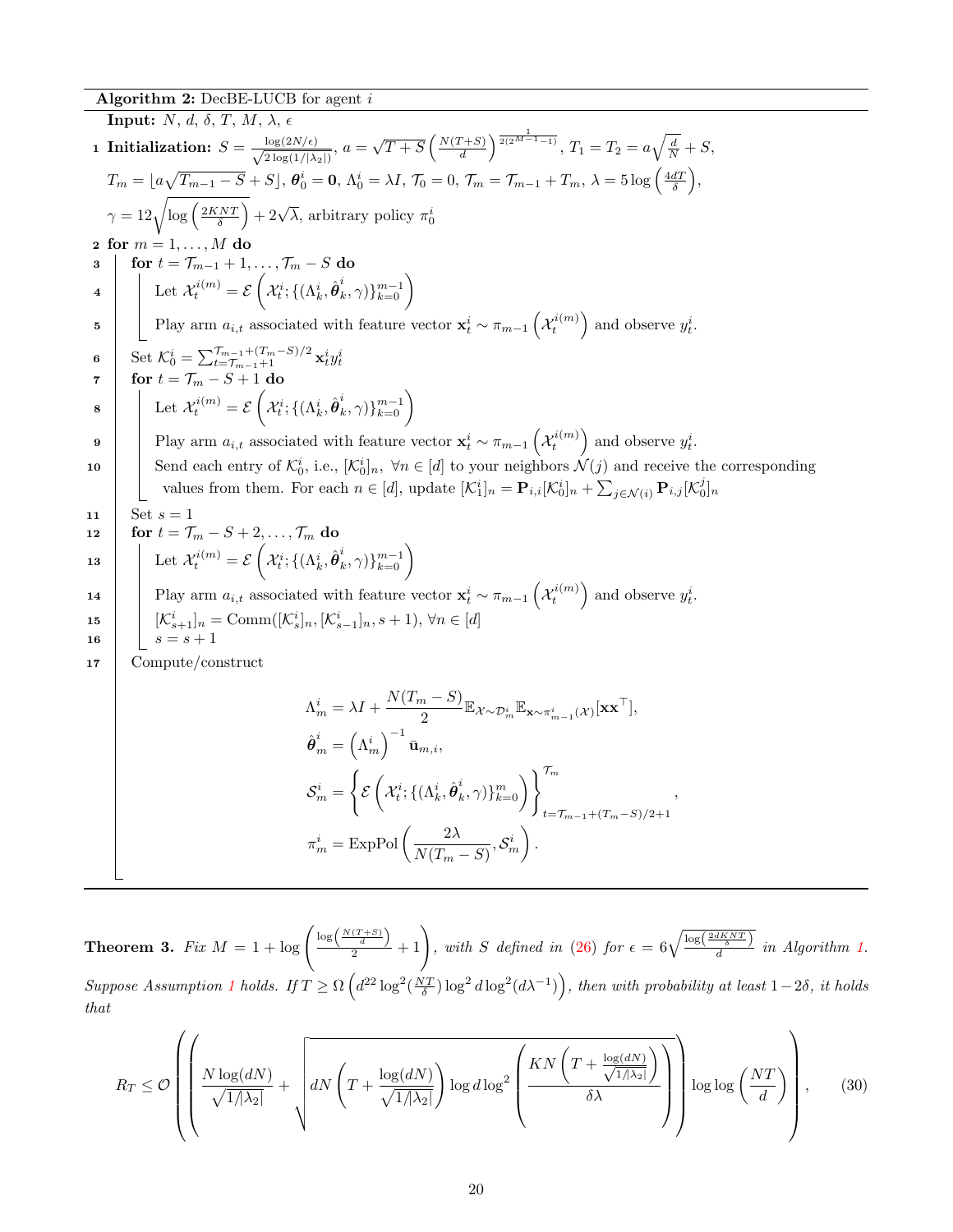**Algorithm 2:** DecBE-LUCB for agent $i$

**Input:** $N$, $d$, $\delta$, $T$, $M$, $\lambda$, $\epsilon$

1 **Initialization:** $S = \frac{\log(2N/\epsilon)}{\sqrt{2\log(1/|\lambda_2|)}}$, $a = \sqrt{T+S}\left(\frac{N(T+S)}{d}\right)^{\frac{1}{2(2^{M-1}-1)}}$, $T_1 = T_2 = a\sqrt{\frac{d}{N}} + S$, $T_m = \lfloor a\sqrt{T_{m-1} - S} + S \rfloor$, $\boldsymbol{\theta}_0^i = \mathbf{0}$, $\Lambda_0^i = \lambda I$, $\mathcal{T}_0 = 0$, $\mathcal{T}_m = \mathcal{T}_{m-1} + T_m$, $\lambda = 5\log\left(\frac{4dT}{\delta}\right)$, $\gamma = 12\sqrt{\log\left(\frac{2KNT}{\delta}\right)} + 2\sqrt{\lambda}$, arbitrary policy $\pi_0^i$

2 **for** $m = 1, \ldots, M$ **do**

3 &nbsp;&nbsp;&nbsp;&nbsp;**for** $t = \mathcal{T}_{m-1} + 1, \ldots, \mathcal{T}_m - S$ **do**

4 &nbsp;&nbsp;&nbsp;&nbsp;&nbsp;&nbsp;&nbsp;&nbsp;Let $\mathcal{X}_t^{i(m)} = \mathcal{E}\left(\mathcal{X}_t^i; \{(\Lambda_k^i, \hat{\boldsymbol{\theta}}_k^i, \gamma)\}_{k=0}^{m-1}\right)$

5 &nbsp;&nbsp;&nbsp;&nbsp;&nbsp;&nbsp;&nbsp;&nbsp;Play arm $a_{i,t}$ associated with feature vector $\mathbf{x}_t^i \sim \pi_{m-1}\left(\mathcal{X}_t^{i(m)}\right)$ and observe $y_t^i$.

6 &nbsp;&nbsp;&nbsp;&nbsp;Set $\mathcal{K}_0^i = \sum_{t=\mathcal{T}_{m-1}+1}^{\mathcal{T}_{m-1}+(T_m-S)/2} \mathbf{x}_t^i y_t^i$

7 &nbsp;&nbsp;&nbsp;&nbsp;**for** $t = \mathcal{T}_m - S + 1$ **do**

8 &nbsp;&nbsp;&nbsp;&nbsp;&nbsp;&nbsp;&nbsp;&nbsp;Let $\mathcal{X}_t^{i(m)} = \mathcal{E}\left(\mathcal{X}_t^i; \{(\Lambda_k^i, \hat{\boldsymbol{\theta}}_k^i, \gamma)\}_{k=0}^{m-1}\right)$

9 &nbsp;&nbsp;&nbsp;&nbsp;&nbsp;&nbsp;&nbsp;&nbsp;Play arm $a_{i,t}$ associated with feature vector $\mathbf{x}_t^i \sim \pi_{m-1}\left(\mathcal{X}_t^{i(m)}\right)$ and observe $y_t^i$.

10 &nbsp;&nbsp;&nbsp;&nbsp;&nbsp;&nbsp;&nbsp;Send each entry of $\mathcal{K}_0^i$, i.e., $[\mathcal{K}_0^i]_n$, $\forall n \in [d]$ to your neighbors $\mathcal{N}(j)$ and receive the corresponding values from them. For each $n \in [d]$, update $[\mathcal{K}_1^i]_n = \mathbf{P}_{i,i}[\mathcal{K}_0^i]_n + \sum_{j \in \mathcal{N}(i)} \mathbf{P}_{i,j}[\mathcal{K}_0^j]_n$

11 &nbsp;&nbsp;&nbsp;Set $s = 1$

12 &nbsp;&nbsp;&nbsp;**for** $t = \mathcal{T}_m - S + 2, \ldots, \mathcal{T}_m$ **do**

13 &nbsp;&nbsp;&nbsp;&nbsp;&nbsp;&nbsp;&nbsp;Let $\mathcal{X}_t^{i(m)} = \mathcal{E}\left(\mathcal{X}_t^i; \{(\Lambda_k^i, \hat{\boldsymbol{\theta}}_k^i, \gamma)\}_{k=0}^{m-1}\right)$

14 &nbsp;&nbsp;&nbsp;&nbsp;&nbsp;&nbsp;&nbsp;Play arm $a_{i,t}$ associated with feature vector $\mathbf{x}_t^i \sim \pi_{m-1}\left(\mathcal{X}_t^{i(m)}\right)$ and observe $y_t^i$.

15 &nbsp;&nbsp;&nbsp;&nbsp;&nbsp;&nbsp;&nbsp;$[\mathcal{K}_{s+1}^i]_n = \text{Comm}([\mathcal{K}_s^i]_n, [\mathcal{K}_{s-1}^i]_n, s+1)$, $\forall n \in [d]$

16 &nbsp;&nbsp;&nbsp;&nbsp;&nbsp;&nbsp;&nbsp;$s = s + 1$

17 &nbsp;&nbsp;&nbsp;Compute/construct

$$\Lambda_m^i = \lambda I + \frac{N(T_m - S)}{2}\mathbb{E}_{\mathcal{X}\sim\mathcal{D}_m^i}\mathbb{E}_{\mathbf{x}\sim\pi_{m-1}^i(\mathcal{X})}[\mathbf{x}\mathbf{x}^\top],$$

$$\hat{\boldsymbol{\theta}}_m^i = \left(\Lambda_m^i\right)^{-1}\bar{\mathbf{u}}_{m,i},$$

$$\mathcal{S}_m^i = \left\{\mathcal{E}\left(\mathcal{X}_t^i; \{(\Lambda_k^i, \hat{\boldsymbol{\theta}}_k^i, \gamma)\}_{k=0}^{m}\right)\right\}_{t=\mathcal{T}_{m-1}+(T_m-S)/2+1}^{\mathcal{T}_m},$$

$$\pi_m^i = \text{ExpPol}\left(\frac{2\lambda}{N(T_m - S)}, \mathcal{S}_m^i\right).$$

**Theorem 3.** *Fix $M = 1 + \log\left(\frac{\log\left(\frac{N(T+S)}{d}\right)}{2} + 1\right)$, with $S$ defined in (26) for $\epsilon = 6\sqrt{\frac{\log\left(\frac{2dKNT}{\delta}\right)}{d}}$ in Algorithm 1. Suppose Assumption 1 holds. If $T \geq \Omega\left(d^{22}\log^2(\frac{NT}{\delta})\log^2 d \log^2(d\lambda^{-1})\right)$, then with probability at least $1-2\delta$, it holds that*

$$R_T \leq \mathcal{O}\left(\left(\frac{N\log(dN)}{\sqrt{1/|\lambda_2|}} + \sqrt{dN\left(T + \frac{\log(dN)}{\sqrt{1/|\lambda_2|}}\right)\log d \log^2\left(\frac{KN\left(T + \frac{\log(dN)}{\sqrt{1/|\lambda_2|}}\right)}{\delta\lambda}\right)}\right)\log\log\left(\frac{NT}{d}\right)\right), \tag{30}$$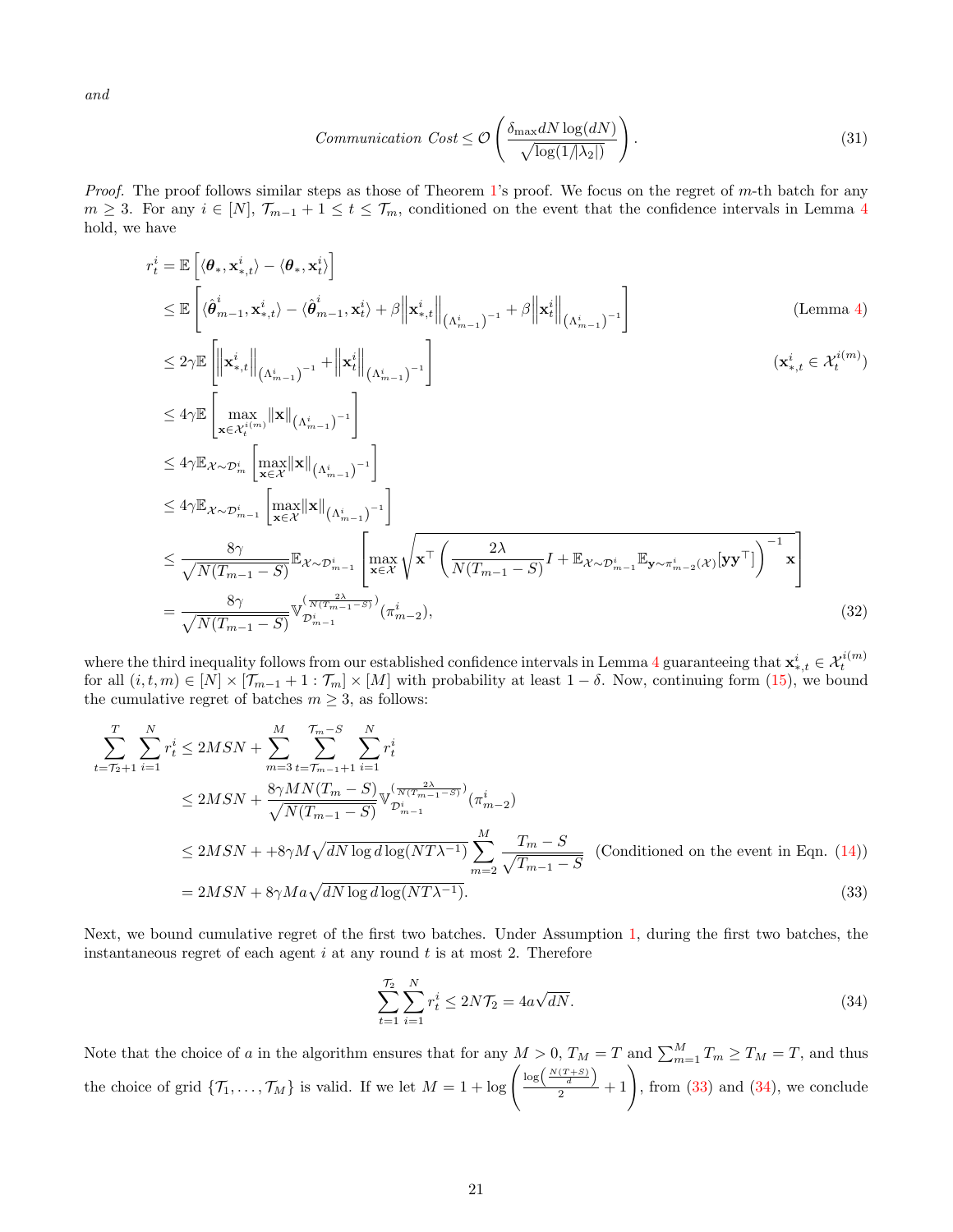*and*

$$\textit{Communication Cost} \leq \mathcal{O}\left(\frac{\delta_{\max} dN \log(dN)}{\sqrt{\log(1/|\lambda_2|)}}\right). \tag{31}$$

*Proof.* The proof follows similar steps as those of Theorem 1's proof. We focus on the regret of $m$-th batch for any $m \geq 3$. For any $i \in [N]$, $\mathcal{T}_{m-1} + 1 \leq t \leq \mathcal{T}_m$, conditioned on the event that the confidence intervals in Lemma 4 hold, we have

$$
\begin{aligned}
r_t^i &= \mathbb{E}\left[\langle \boldsymbol{\theta}_*, \mathbf{x}_{*,t}^i \rangle - \langle \boldsymbol{\theta}_*, \mathbf{x}_t^i \rangle\right] \\
&\leq \mathbb{E}\left[\langle \hat{\boldsymbol{\theta}}_{m-1}^i, \mathbf{x}_{*,t}^i \rangle - \langle \hat{\boldsymbol{\theta}}_{m-1}^i, \mathbf{x}_t^i \rangle + \beta \left\|\mathbf{x}_{*,t}^i\right\|_{\left(\Lambda_{m-1}^i\right)^{-1}} + \beta \left\|\mathbf{x}_t^i\right\|_{\left(\Lambda_{m-1}^i\right)^{-1}}\right] && \text{(Lemma 4)} \\
&\leq 2\gamma \mathbb{E}\left[\left\|\mathbf{x}_{*,t}^i\right\|_{\left(\Lambda_{m-1}^i\right)^{-1}} + \left\|\mathbf{x}_t^i\right\|_{\left(\Lambda_{m-1}^i\right)^{-1}}\right] && (\mathbf{x}_{*,t}^i \in \mathcal{X}_t^{i(m)}) \\
&\leq 4\gamma \mathbb{E}\left[\max_{\mathbf{x} \in \mathcal{X}_t^{i(m)}} \|\mathbf{x}\|_{\left(\Lambda_{m-1}^i\right)^{-1}}\right] \\
&\leq 4\gamma \mathbb{E}_{\mathcal{X} \sim \mathcal{D}_m^i}\left[\max_{\mathbf{x} \in \mathcal{X}} \|\mathbf{x}\|_{\left(\Lambda_{m-1}^i\right)^{-1}}\right] \\
&\leq 4\gamma \mathbb{E}_{\mathcal{X} \sim \mathcal{D}_{m-1}^i}\left[\max_{\mathbf{x} \in \mathcal{X}} \|\mathbf{x}\|_{\left(\Lambda_{m-1}^i\right)^{-1}}\right] \\
&\leq \frac{8\gamma}{\sqrt{N(T_{m-1} - S)}} \mathbb{E}_{\mathcal{X} \sim \mathcal{D}_{m-1}^i}\left[\max_{\mathbf{x} \in \mathcal{X}} \sqrt{\mathbf{x}^\top \left(\frac{2\lambda}{N(T_{m-1} - S)} I + \mathbb{E}_{\mathcal{X} \sim \mathcal{D}_{m-1}^i} \mathbb{E}_{\mathbf{y} \sim \pi_{m-2}^i(\mathcal{X})}[\mathbf{y}\mathbf{y}^\top]\right)^{-1} \mathbf{x}}\right] \\
&= \frac{8\gamma}{\sqrt{N(T_{m-1} - S)}} \mathbb{V}_{\mathcal{D}_{m-1}^i}^{\left(\frac{2\lambda}{N(T_{m-1} - S)}\right)}(\pi_{m-2}^i),
\end{aligned} \tag{32}
$$

where the third inequality follows from our established confidence intervals in Lemma 4 guaranteeing that $\mathbf{x}_{*,t}^i \in \mathcal{X}_t^{i(m)}$ for all $(i, t, m) \in [N] \times [\mathcal{T}_{m-1} + 1 : \mathcal{T}_m] \times [M]$ with probability at least $1 - \delta$. Now, continuing form (15), we bound the cumulative regret of batches $m \geq 3$, as follows:

$$
\begin{aligned}
\sum_{t=\mathcal{T}_2+1}^{T} \sum_{i=1}^{N} r_t^i &\leq 2MSN + \sum_{m=3}^{M} \sum_{t=\mathcal{T}_{m-1}+1}^{\mathcal{T}_m - S} \sum_{i=1}^{N} r_t^i \\
&\leq 2MSN + \frac{8\gamma MN(T_m - S)}{\sqrt{N(T_{m-1} - S)}} \mathbb{V}_{\mathcal{D}_{m-1}^i}^{\left(\frac{2\lambda}{N(T_{m-1} - S)}\right)}(\pi_{m-2}^i) \\
&\leq 2MSN + +8\gamma M\sqrt{dN \log d \log(NT\lambda^{-1})} \sum_{m=2}^{M} \frac{T_m - S}{\sqrt{T_{m-1} - S}} \quad \text{(Conditioned on the event in Eqn. (14))} \\
&= 2MSN + 8\gamma Ma\sqrt{dN \log d \log(NT\lambda^{-1})}.
\end{aligned} \tag{33}
$$

Next, we bound cumulative regret of the first two batches. Under Assumption 1, during the first two batches, the instantaneous regret of each agent $i$ at any round $t$ is at most 2. Therefore

$$\sum_{t=1}^{\mathcal{T}_2} \sum_{i=1}^{N} r_t^i \leq 2N\mathcal{T}_2 = 4a\sqrt{dN}. \tag{34}$$

Note that the choice of $a$ in the algorithm ensures that for any $M > 0$, $T_M = T$ and $\sum_{m=1}^{M} T_m \geq T_M = T$, and thus the choice of grid $\{\mathcal{T}_1, \ldots, \mathcal{T}_M\}$ is valid. If we let $M = 1 + \log\left(\frac{\log\left(\frac{N(T+S)}{d}\right)}{2} + 1\right)$, from (33) and (34), we conclude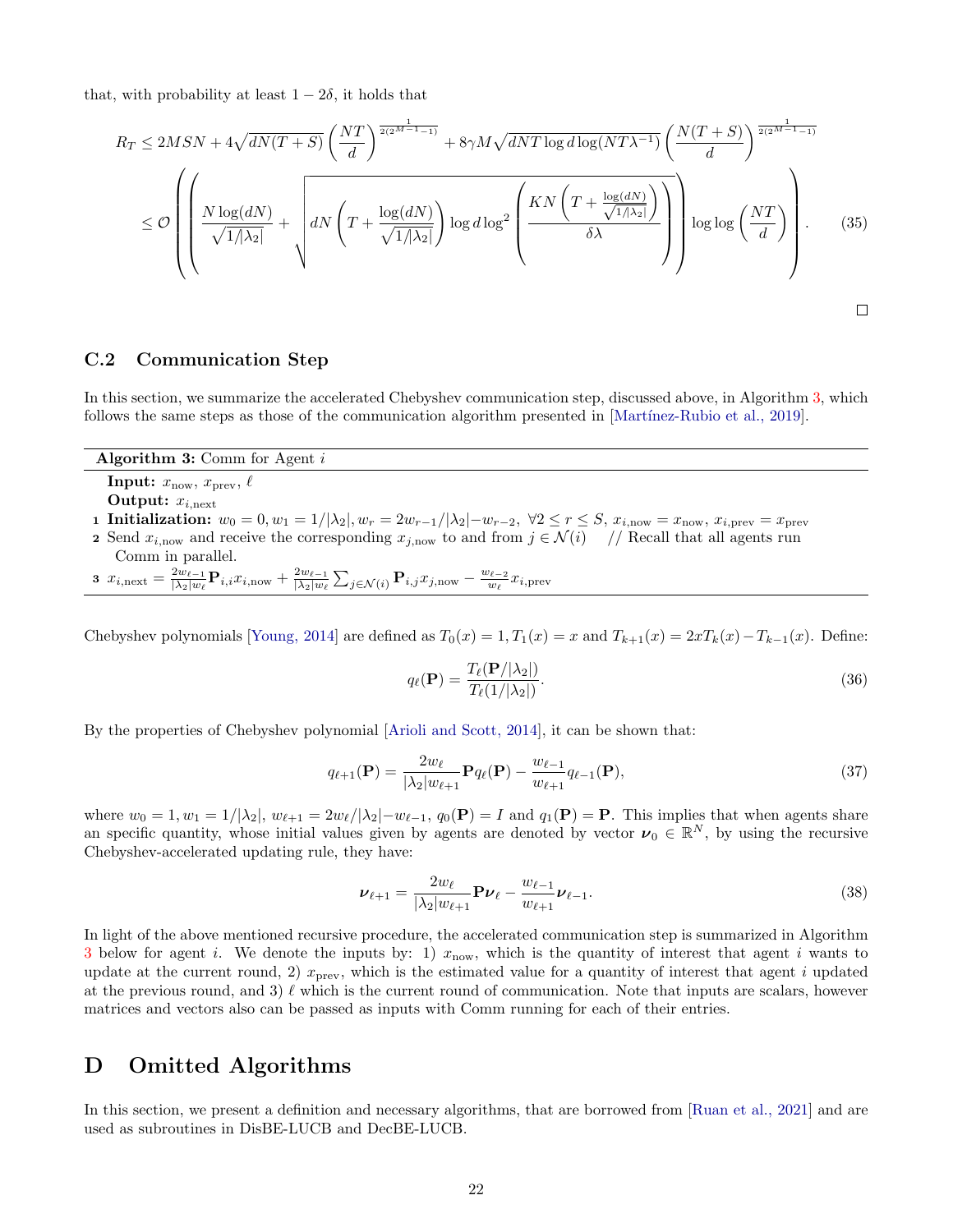that, with probability at least $1-2\delta$, it holds that

$$
\begin{aligned}
R_T &\le 2MSN + 4\sqrt{dN(T+S)}\left(\frac{NT}{d}\right)^{\frac{1}{2(2^{M-1}-1)}} + 8\gamma M\sqrt{dNT\log d\log(NT\lambda^{-1})}\left(\frac{N(T+S)}{d}\right)^{\frac{1}{2(2^{M-1}-1)}} \\
&\le \mathcal{O}\left(\left(\frac{N\log(dN)}{\sqrt{1/|\lambda_2|}} + \sqrt{dN\left(T+\frac{\log(dN)}{\sqrt{1/|\lambda_2|}}\right)\log d\log^2\left(\frac{KN\left(T+\frac{\log(dN)}{\sqrt{1/|\lambda_2|}}\right)}{\delta\lambda}\right)}\right)\log\log\left(\frac{NT}{d}\right)\right). \quad (35)
\end{aligned}
$$

□

## C.2 Communication Step

In this section, we summarize the accelerated Chebyshev communication step, discussed above, in Algorithm 3, which follows the same steps as those of the communication algorithm presented in [Martínez-Rubio et al., 2019].

---

**Algorithm 3:** Comm for Agent $i$

---

**Input:** $x_{\text{now}}$, $x_{\text{prev}}$, $\ell$

**Output:** $x_{i,\text{next}}$

1. **Initialization:** $w_0 = 0, w_1 = 1/|\lambda_2|, w_r = 2w_{r-1}/|\lambda_2| - w_{r-2},\ \forall 2 \le r \le S,\ x_{i,\text{now}} = x_{\text{now}},\ x_{i,\text{prev}} = x_{\text{prev}}$
2. Send $x_{i,\text{now}}$ and receive the corresponding $x_{j,\text{now}}$ to and from $j \in \mathcal{N}(i)$ // Recall that all agents run Comm in parallel.
3. $x_{i,\text{next}} = \frac{2w_{\ell-1}}{|\lambda_2|w_\ell}\mathbf{P}_{i,i}x_{i,\text{now}} + \frac{2w_{\ell-1}}{|\lambda_2|w_\ell}\sum_{j\in\mathcal{N}(i)}\mathbf{P}_{i,j}x_{j,\text{now}} - \frac{w_{\ell-2}}{w_\ell}x_{i,\text{prev}}$

---

Chebyshev polynomials [Young, 2014] are defined as $T_0(x) = 1, T_1(x) = x$ and $T_{k+1}(x) = 2xT_k(x) - T_{k-1}(x)$. Define:

$$
q_\ell(\mathbf{P}) = \frac{T_\ell(\mathbf{P}/|\lambda_2|)}{T_\ell(1/|\lambda_2|)}. \quad (36)
$$

By the properties of Chebyshev polynomial [Arioli and Scott, 2014], it can be shown that:

$$
q_{\ell+1}(\mathbf{P}) = \frac{2w_\ell}{|\lambda_2|w_{\ell+1}}\mathbf{P}q_\ell(\mathbf{P}) - \frac{w_{\ell-1}}{w_{\ell+1}}q_{\ell-1}(\mathbf{P}), \quad (37)
$$

where $w_0 = 1, w_1 = 1/|\lambda_2|$, $w_{\ell+1} = 2w_\ell/|\lambda_2| - w_{\ell-1}$, $q_0(\mathbf{P}) = I$ and $q_1(\mathbf{P}) = \mathbf{P}$. This implies that when agents share an specific quantity, whose initial values given by agents are denoted by vector $\boldsymbol{\nu}_0 \in \mathbb{R}^N$, by using the recursive Chebyshev-accelerated updating rule, they have:

$$
\boldsymbol{\nu}_{\ell+1} = \frac{2w_\ell}{|\lambda_2|w_{\ell+1}}\mathbf{P}\boldsymbol{\nu}_\ell - \frac{w_{\ell-1}}{w_{\ell+1}}\boldsymbol{\nu}_{\ell-1}. \quad (38)
$$

In light of the above mentioned recursive procedure, the accelerated communication step is summarized in Algorithm 3 below for agent $i$. We denote the inputs by: 1) $x_{\text{now}}$, which is the quantity of interest that agent $i$ wants to update at the current round, 2) $x_{\text{prev}}$, which is the estimated value for a quantity of interest that agent $i$ updated at the previous round, and 3) $\ell$ which is the current round of communication. Note that inputs are scalars, however matrices and vectors also can be passed as inputs with Comm running for each of their entries.

# D Omitted Algorithms

In this section, we present a definition and necessary algorithms, that are borrowed from [Ruan et al., 2021] and are used as subroutines in DisBE-LUCB and DecBE-LUCB.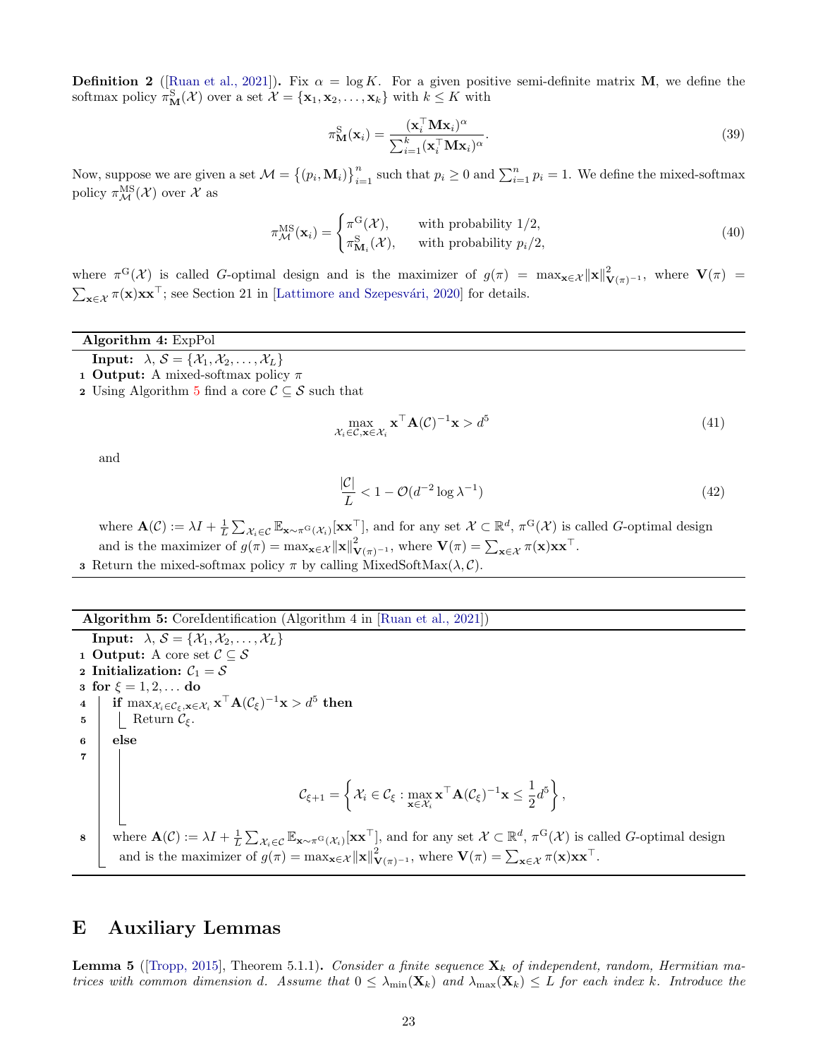**Definition 2** ([Ruan et al., 2021]). Fix $\alpha = \log K$. For a given positive semi-definite matrix $\mathbf{M}$, we define the softmax policy $\pi^{\mathrm{S}}_{\mathbf{M}}(\mathcal{X})$ over a set $\mathcal{X} = \{\mathbf{x}_1, \mathbf{x}_2, \ldots, \mathbf{x}_k\}$ with $k \le K$ with

$$\pi^{\mathrm{S}}_{\mathbf{M}}(\mathbf{x}_i) = \frac{(\mathbf{x}_i^\top \mathbf{M} \mathbf{x}_i)^\alpha}{\sum_{i=1}^k (\mathbf{x}_i^\top \mathbf{M} \mathbf{x}_i)^\alpha}. \tag{39}$$

Now, suppose we are given a set $\mathcal{M} = \left\{(p_i, \mathbf{M}_i)\right\}_{i=1}^n$ such that $p_i \ge 0$ and $\sum_{i=1}^n p_i = 1$. We define the mixed-softmax policy $\pi^{\mathrm{MS}}_{\mathcal{M}}(\mathcal{X})$ over $\mathcal{X}$ as

$$\pi^{\mathrm{MS}}_{\mathcal{M}}(\mathbf{x}_i) = \begin{cases} \pi^{\mathrm{G}}(\mathcal{X}), & \text{with probability } 1/2, \\ \pi^{\mathrm{S}}_{\mathbf{M}_i}(\mathcal{X}), & \text{with probability } p_i/2, \end{cases} \tag{40}$$

where $\pi^{\mathrm{G}}(\mathcal{X})$ is called $G$-optimal design and is the maximizer of $g(\pi) = \max_{\mathbf{x} \in \mathcal{X}} \|\mathbf{x}\|^2_{\mathbf{V}(\pi)^{-1}}$, where $\mathbf{V}(\pi) = \sum_{\mathbf{x} \in \mathcal{X}} \pi(\mathbf{x}) \mathbf{x}\mathbf{x}^\top$; see Section 21 in [Lattimore and Szepesvári, 2020] for details.

---

**Algorithm 4:** ExpPol

**Input:** $\lambda$, $\mathcal{S} = \{\mathcal{X}_1, \mathcal{X}_2, \ldots, \mathcal{X}_L\}$

1. **Output:** A mixed-softmax policy $\pi$
2. Using Algorithm 5 find a core $\mathcal{C} \subseteq \mathcal{S}$ such that

$$\max_{\mathcal{X}_i \in \mathcal{C}, \mathbf{x} \in \mathcal{X}_i} \mathbf{x}^\top \mathbf{A}(\mathcal{C})^{-1} \mathbf{x} > d^5 \tag{41}$$

and

$$\frac{|\mathcal{C}|}{L} < 1 - \mathcal{O}(d^{-2} \log \lambda^{-1}) \tag{42}$$

where $\mathbf{A}(\mathcal{C}) := \lambda I + \frac{1}{L} \sum_{\mathcal{X}_i \in \mathcal{C}} \mathbb{E}_{\mathbf{x} \sim \pi^{\mathrm{G}}(\mathcal{X}_i)}[\mathbf{x}\mathbf{x}^\top]$, and for any set $\mathcal{X} \subset \mathbb{R}^d$, $\pi^{\mathrm{G}}(\mathcal{X})$ is called $G$-optimal design and is the maximizer of $g(\pi) = \max_{\mathbf{x} \in \mathcal{X}} \|\mathbf{x}\|^2_{\mathbf{V}(\pi)^{-1}}$, where $\mathbf{V}(\pi) = \sum_{\mathbf{x} \in \mathcal{X}} \pi(\mathbf{x}) \mathbf{x}\mathbf{x}^\top$.

3. Return the mixed-softmax policy $\pi$ by calling MixedSoftMax$(\lambda, \mathcal{C})$.

---

**Algorithm 5:** CoreIdentification (Algorithm 4 in [Ruan et al., 2021])

**Input:** $\lambda$, $\mathcal{S} = \{\mathcal{X}_1, \mathcal{X}_2, \ldots, \mathcal{X}_L\}$

1. **Output:** A core set $\mathcal{C} \subseteq \mathcal{S}$
2. **Initialization:** $\mathcal{C}_1 = \mathcal{S}$
3. **for** $\xi = 1, 2, \ldots$ **do**
4. &nbsp;&nbsp;&nbsp;&nbsp;**if** $\max_{\mathcal{X}_i \in \mathcal{C}_\xi, \mathbf{x} \in \mathcal{X}_i} \mathbf{x}^\top \mathbf{A}(\mathcal{C}_\xi)^{-1} \mathbf{x} > d^5$ **then**
5. &nbsp;&nbsp;&nbsp;&nbsp;&nbsp;&nbsp;&nbsp;&nbsp;Return $\mathcal{C}_\xi$.
6. &nbsp;&nbsp;&nbsp;&nbsp;**else**
7. 

$$\mathcal{C}_{\xi+1} = \left\{ \mathcal{X}_i \in \mathcal{C}_\xi : \max_{\mathbf{x} \in \mathcal{X}_i} \mathbf{x}^\top \mathbf{A}(\mathcal{C}_\xi)^{-1} \mathbf{x} \le \frac{1}{2} d^5 \right\},$$

8. &nbsp;&nbsp;&nbsp;&nbsp;where $\mathbf{A}(\mathcal{C}) := \lambda I + \frac{1}{L} \sum_{\mathcal{X}_i \in \mathcal{C}} \mathbb{E}_{\mathbf{x} \sim \pi^{\mathrm{G}}(\mathcal{X}_i)}[\mathbf{x}\mathbf{x}^\top]$, and for any set $\mathcal{X} \subset \mathbb{R}^d$, $\pi^{\mathrm{G}}(\mathcal{X})$ is called $G$-optimal design and is the maximizer of $g(\pi) = \max_{\mathbf{x} \in \mathcal{X}} \|\mathbf{x}\|^2_{\mathbf{V}(\pi)^{-1}}$, where $\mathbf{V}(\pi) = \sum_{\mathbf{x} \in \mathcal{X}} \pi(\mathbf{x}) \mathbf{x}\mathbf{x}^\top$.

---

# E Auxiliary Lemmas

**Lemma 5** ([Tropp, 2015], Theorem 5.1.1). *Consider a finite sequence $\mathbf{X}_k$ of independent, random, Hermitian matrices with common dimension $d$. Assume that $0 \le \lambda_{\min}(\mathbf{X}_k)$ and $\lambda_{\max}(\mathbf{X}_k) \le L$ for each index $k$. Introduce the*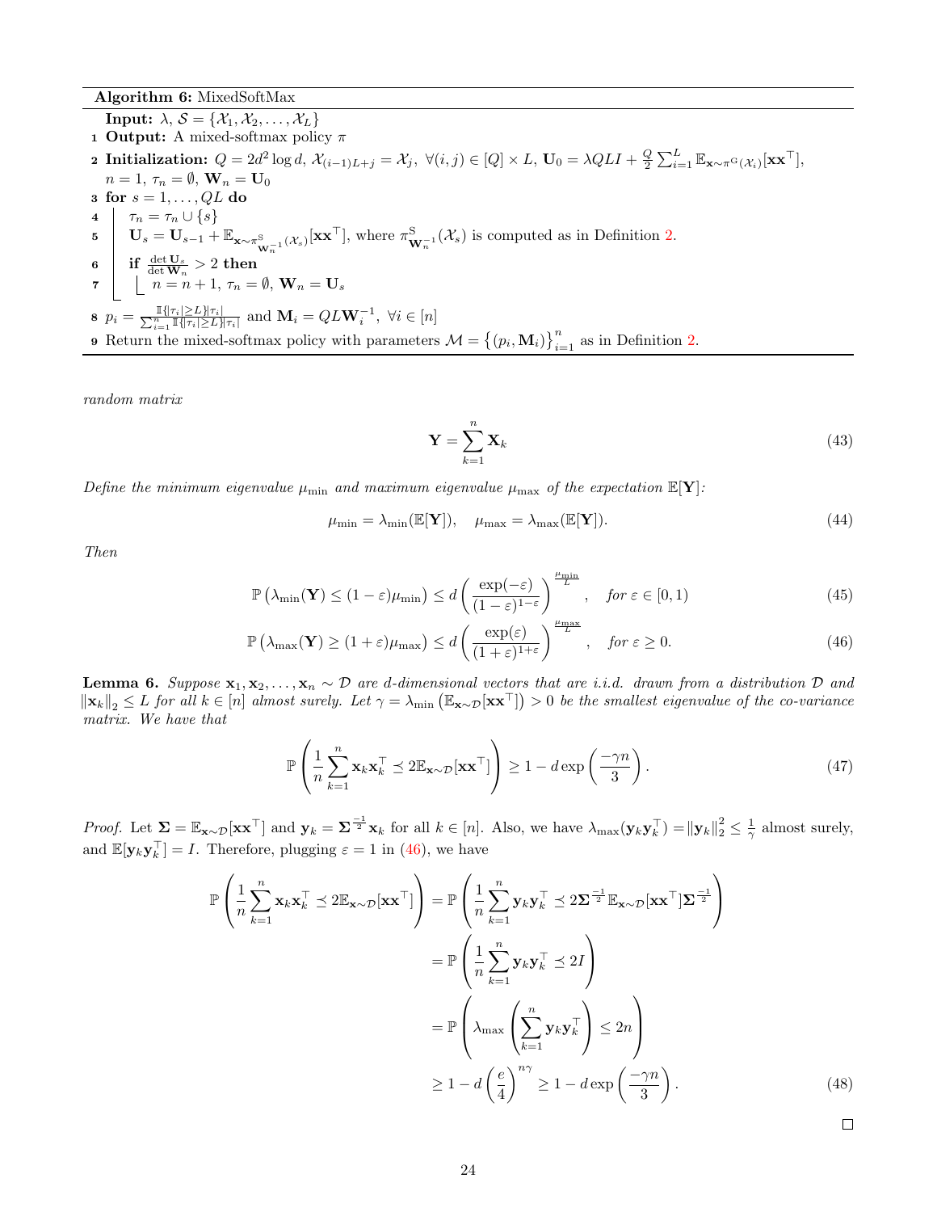**Algorithm 6:** MixedSoftMax

**Input:** $\lambda$, $\mathcal{S} = \{\mathcal{X}_1, \mathcal{X}_2, \ldots, \mathcal{X}_L\}$

1 **Output:** A mixed-softmax policy $\pi$

2 **Initialization:** $Q = 2d^2 \log d$, $\mathcal{X}_{(i-1)L+j} = \mathcal{X}_j$, $\forall (i,j) \in [Q] \times L$, $\mathbf{U}_0 = \lambda QLI + \frac{Q}{2}\sum_{i=1}^{L} \mathbb{E}_{\mathbf{x}\sim\pi^{\mathrm{G}}(\mathcal{X}_i)}[\mathbf{x}\mathbf{x}^\top]$, $n = 1$, $\tau_n = \emptyset$, $\mathbf{W}_n = \mathbf{U}_0$

3 **for** $s = 1, \ldots, QL$ **do**

4 $\quad \tau_n = \tau_n \cup \{s\}$

5 $\quad \mathbf{U}_s = \mathbf{U}_{s-1} + \mathbb{E}_{\mathbf{x}\sim\pi^{\mathrm{S}}_{\mathbf{W}_n^{-1}}(\mathcal{X}_s)}[\mathbf{x}\mathbf{x}^\top]$, where $\pi^{\mathrm{S}}_{\mathbf{W}_n^{-1}}(\mathcal{X}_s)$ is computed as in Definition 2.

6 $\quad$ **if** $\frac{\det \mathbf{U}_s}{\det \mathbf{W}_n} > 2$ **then**

7 $\quad\quad n = n+1$, $\tau_n = \emptyset$, $\mathbf{W}_n = \mathbf{U}_s$

8 $p_i = \frac{\mathbb{I}\{|\tau_i| \geq L\}|\tau_i|}{\sum_{i=1}^{n} \mathbb{I}\{|\tau_i| \geq L\}|\tau_i|}$ and $\mathbf{M}_i = QL\mathbf{W}_i^{-1}$, $\forall i \in [n]$

9 Return the mixed-softmax policy with parameters $\mathcal{M} = \{(p_i, \mathbf{M}_i)\}_{i=1}^{n}$ as in Definition 2.

*random matrix*

$$\mathbf{Y} = \sum_{k=1}^{n} \mathbf{X}_k \tag{43}$$

*Define the minimum eigenvalue* $\mu_{\min}$ *and maximum eigenvalue* $\mu_{\max}$ *of the expectation* $\mathbb{E}[\mathbf{Y}]$*:*

$$\mu_{\min} = \lambda_{\min}(\mathbb{E}[\mathbf{Y}]), \quad \mu_{\max} = \lambda_{\max}(\mathbb{E}[\mathbf{Y}]). \tag{44}$$

*Then*

$$\mathbb{P}\left(\lambda_{\min}(\mathbf{Y}) \leq (1-\varepsilon)\mu_{\min}\right) \leq d\left(\frac{\exp(-\varepsilon)}{(1-\varepsilon)^{1-\varepsilon}}\right)^{\frac{\mu_{\min}}{L}}, \quad \textit{for } \varepsilon \in [0,1) \tag{45}$$

$$\mathbb{P}\left(\lambda_{\max}(\mathbf{Y}) \geq (1+\varepsilon)\mu_{\max}\right) \leq d\left(\frac{\exp(\varepsilon)}{(1+\varepsilon)^{1+\varepsilon}}\right)^{\frac{\mu_{\max}}{L}}, \quad \textit{for } \varepsilon \geq 0. \tag{46}$$

**Lemma 6.** *Suppose* $\mathbf{x}_1, \mathbf{x}_2, \ldots, \mathbf{x}_n \sim \mathcal{D}$ *are* $d$*-dimensional vectors that are i.i.d. drawn from a distribution* $\mathcal{D}$ *and* $\|\mathbf{x}_k\|_2 \leq L$ *for all* $k \in [n]$ *almost surely. Let* $\gamma = \lambda_{\min}\left(\mathbb{E}_{\mathbf{x}\sim\mathcal{D}}[\mathbf{x}\mathbf{x}^\top]\right) > 0$ *be the smallest eigenvalue of the co-variance matrix. We have that*

$$\mathbb{P}\left(\frac{1}{n}\sum_{k=1}^{n} \mathbf{x}_k\mathbf{x}_k^\top \preceq 2\mathbb{E}_{\mathbf{x}\sim\mathcal{D}}[\mathbf{x}\mathbf{x}^\top]\right) \geq 1 - d\exp\left(\frac{-\gamma n}{3}\right). \tag{47}$$

*Proof.* Let $\mathbf{\Sigma} = \mathbb{E}_{\mathbf{x}\sim\mathcal{D}}[\mathbf{x}\mathbf{x}^\top]$ and $\mathbf{y}_k = \mathbf{\Sigma}^{\frac{-1}{2}}\mathbf{x}_k$ for all $k \in [n]$. Also, we have $\lambda_{\max}(\mathbf{y}_k\mathbf{y}_k^\top) = \|\mathbf{y}_k\|_2^2 \leq \frac{1}{\gamma}$ almost surely, and $\mathbb{E}[\mathbf{y}_k\mathbf{y}_k^\top] = I$. Therefore, plugging $\varepsilon = 1$ in (46), we have

$$\begin{aligned}
\mathbb{P}\left(\frac{1}{n}\sum_{k=1}^{n} \mathbf{x}_k\mathbf{x}_k^\top \preceq 2\mathbb{E}_{\mathbf{x}\sim\mathcal{D}}[\mathbf{x}\mathbf{x}^\top]\right) &= \mathbb{P}\left(\frac{1}{n}\sum_{k=1}^{n} \mathbf{y}_k\mathbf{y}_k^\top \preceq 2\mathbf{\Sigma}^{\frac{-1}{2}}\mathbb{E}_{\mathbf{x}\sim\mathcal{D}}[\mathbf{x}\mathbf{x}^\top]\mathbf{\Sigma}^{\frac{-1}{2}}\right) \\
&= \mathbb{P}\left(\frac{1}{n}\sum_{k=1}^{n} \mathbf{y}_k\mathbf{y}_k^\top \preceq 2I\right) \\
&= \mathbb{P}\left(\lambda_{\max}\left(\sum_{k=1}^{n} \mathbf{y}_k\mathbf{y}_k^\top\right) \leq 2n\right) \\
&\geq 1 - d\left(\frac{e}{4}\right)^{n\gamma} \geq 1 - d\exp\left(\frac{-\gamma n}{3}\right).
\end{aligned} \tag{48}$$

□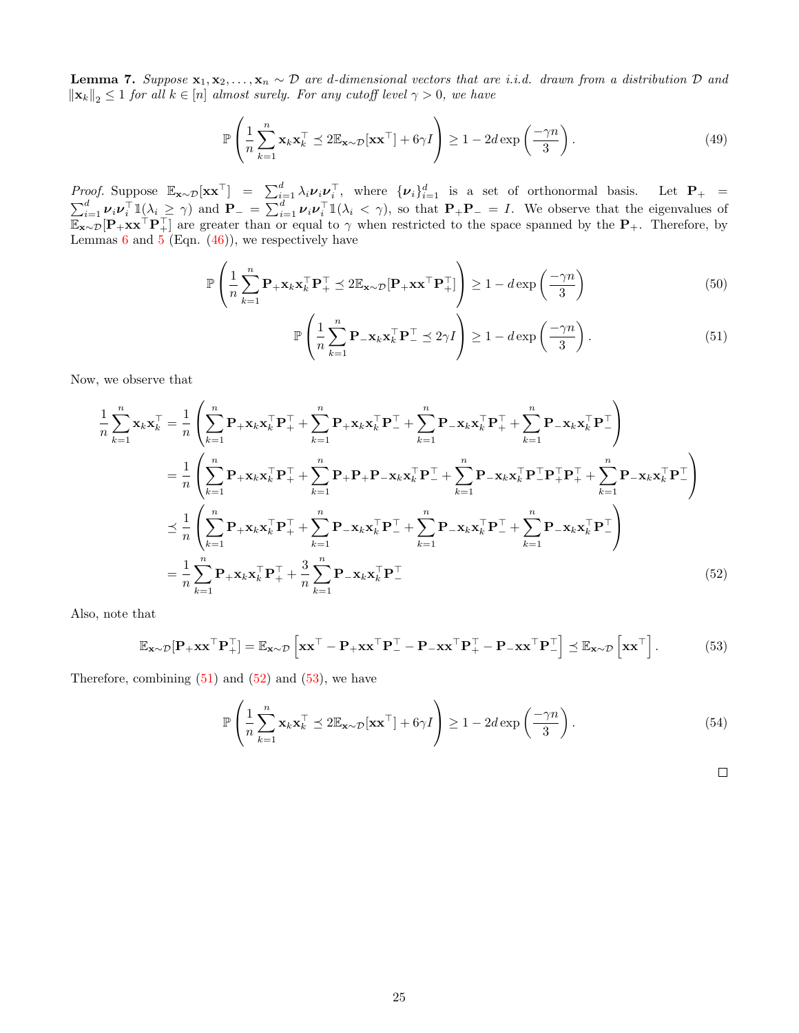**Lemma 7.** *Suppose $\mathbf{x}_1, \mathbf{x}_2, \ldots, \mathbf{x}_n \sim \mathcal{D}$ are $d$-dimensional vectors that are i.i.d. drawn from a distribution $\mathcal{D}$ and $\|\mathbf{x}_k\|_2 \le 1$ for all $k \in [n]$ almost surely. For any cutoff level $\gamma > 0$, we have*

$$\mathbb{P}\left(\frac{1}{n}\sum_{k=1}^{n}\mathbf{x}_k\mathbf{x}_k^\top \preceq 2\mathbb{E}_{\mathbf{x}\sim\mathcal{D}}[\mathbf{x}\mathbf{x}^\top] + 6\gamma I\right) \ge 1 - 2d\exp\left(\frac{-\gamma n}{3}\right). \tag{49}$$

*Proof.* Suppose $\mathbb{E}_{\mathbf{x}\sim\mathcal{D}}[\mathbf{x}\mathbf{x}^\top] = \sum_{i=1}^{d}\lambda_i\boldsymbol{\nu}_i\boldsymbol{\nu}_i^\top$, where $\{\boldsymbol{\nu}_i\}_{i=1}^{d}$ is a set of orthonormal basis. Let $\mathbf{P}_+ = \sum_{i=1}^{d}\boldsymbol{\nu}_i\boldsymbol{\nu}_i^\top\mathbb{1}(\lambda_i \ge \gamma)$ and $\mathbf{P}_- = \sum_{i=1}^{d}\boldsymbol{\nu}_i\boldsymbol{\nu}_i^\top\mathbb{1}(\lambda_i < \gamma)$, so that $\mathbf{P}_+\mathbf{P}_- = I$. We observe that the eigenvalues of $\mathbb{E}_{\mathbf{x}\sim\mathcal{D}}[\mathbf{P}_+\mathbf{x}\mathbf{x}^\top\mathbf{P}_+^\top]$ are greater than or equal to $\gamma$ when restricted to the space spanned by the $\mathbf{P}_+$. Therefore, by Lemmas 6 and 5 (Eqn. (46)), we respectively have

$$\mathbb{P}\left(\frac{1}{n}\sum_{k=1}^{n}\mathbf{P}_+\mathbf{x}_k\mathbf{x}_k^\top\mathbf{P}_+^\top \preceq 2\mathbb{E}_{\mathbf{x}\sim\mathcal{D}}[\mathbf{P}_+\mathbf{x}\mathbf{x}^\top\mathbf{P}_+^\top]\right) \ge 1 - d\exp\left(\frac{-\gamma n}{3}\right) \tag{50}$$

$$\mathbb{P}\left(\frac{1}{n}\sum_{k=1}^{n}\mathbf{P}_-\mathbf{x}_k\mathbf{x}_k^\top\mathbf{P}_-^\top \preceq 2\gamma I\right) \ge 1 - d\exp\left(\frac{-\gamma n}{3}\right). \tag{51}$$

Now, we observe that

$$\begin{aligned}
\frac{1}{n}\sum_{k=1}^{n}\mathbf{x}_k\mathbf{x}_k^\top &= \frac{1}{n}\left(\sum_{k=1}^{n}\mathbf{P}_+\mathbf{x}_k\mathbf{x}_k^\top\mathbf{P}_+^\top + \sum_{k=1}^{n}\mathbf{P}_+\mathbf{x}_k\mathbf{x}_k^\top\mathbf{P}_-^\top + \sum_{k=1}^{n}\mathbf{P}_-\mathbf{x}_k\mathbf{x}_k^\top\mathbf{P}_+^\top + \sum_{k=1}^{n}\mathbf{P}_-\mathbf{x}_k\mathbf{x}_k^\top\mathbf{P}_-^\top\right) \\
&= \frac{1}{n}\left(\sum_{k=1}^{n}\mathbf{P}_+\mathbf{x}_k\mathbf{x}_k^\top\mathbf{P}_+^\top + \sum_{k=1}^{n}\mathbf{P}_+\mathbf{P}_+\mathbf{P}_-\mathbf{x}_k\mathbf{x}_k^\top\mathbf{P}_-^\top + \sum_{k=1}^{n}\mathbf{P}_-\mathbf{x}_k\mathbf{x}_k^\top\mathbf{P}_-^\top\mathbf{P}_+^\top\mathbf{P}_+^\top + \sum_{k=1}^{n}\mathbf{P}_-\mathbf{x}_k\mathbf{x}_k^\top\mathbf{P}_-^\top\right) \\
&\preceq \frac{1}{n}\left(\sum_{k=1}^{n}\mathbf{P}_+\mathbf{x}_k\mathbf{x}_k^\top\mathbf{P}_+^\top + \sum_{k=1}^{n}\mathbf{P}_-\mathbf{x}_k\mathbf{x}_k^\top\mathbf{P}_-^\top + \sum_{k=1}^{n}\mathbf{P}_-\mathbf{x}_k\mathbf{x}_k^\top\mathbf{P}_-^\top + \sum_{k=1}^{n}\mathbf{P}_-\mathbf{x}_k\mathbf{x}_k^\top\mathbf{P}_-^\top\right) \\
&= \frac{1}{n}\sum_{k=1}^{n}\mathbf{P}_+\mathbf{x}_k\mathbf{x}_k^\top\mathbf{P}_+^\top + \frac{3}{n}\sum_{k=1}^{n}\mathbf{P}_-\mathbf{x}_k\mathbf{x}_k^\top\mathbf{P}_-^\top
\end{aligned} \tag{52}$$

Also, note that

$$\mathbb{E}_{\mathbf{x}\sim\mathcal{D}}[\mathbf{P}_+\mathbf{x}\mathbf{x}^\top\mathbf{P}_+^\top] = \mathbb{E}_{\mathbf{x}\sim\mathcal{D}}\left[\mathbf{x}\mathbf{x}^\top - \mathbf{P}_+\mathbf{x}\mathbf{x}^\top\mathbf{P}_-^\top - \mathbf{P}_-\mathbf{x}\mathbf{x}^\top\mathbf{P}_+^\top - \mathbf{P}_-\mathbf{x}\mathbf{x}^\top\mathbf{P}_-^\top\right] \preceq \mathbb{E}_{\mathbf{x}\sim\mathcal{D}}\left[\mathbf{x}\mathbf{x}^\top\right]. \tag{53}$$

Therefore, combining (51) and (52) and (53), we have

$$\mathbb{P}\left(\frac{1}{n}\sum_{k=1}^{n}\mathbf{x}_k\mathbf{x}_k^\top \preceq 2\mathbb{E}_{\mathbf{x}\sim\mathcal{D}}[\mathbf{x}\mathbf{x}^\top] + 6\gamma I\right) \ge 1 - 2d\exp\left(\frac{-\gamma n}{3}\right). \tag{54}$$

□